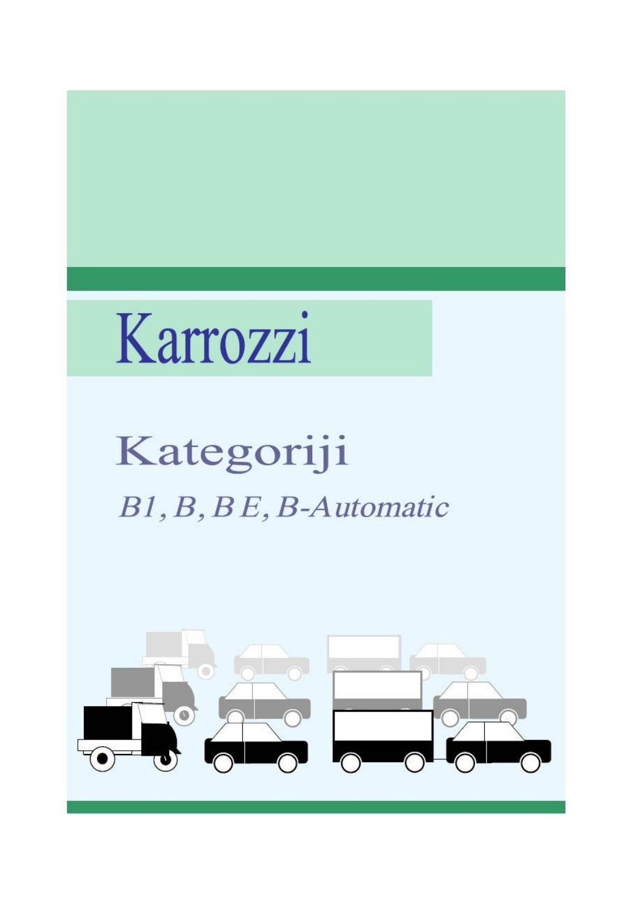# Karrozzi

## Kategoriji

*B1, B, B E, B-Automatic*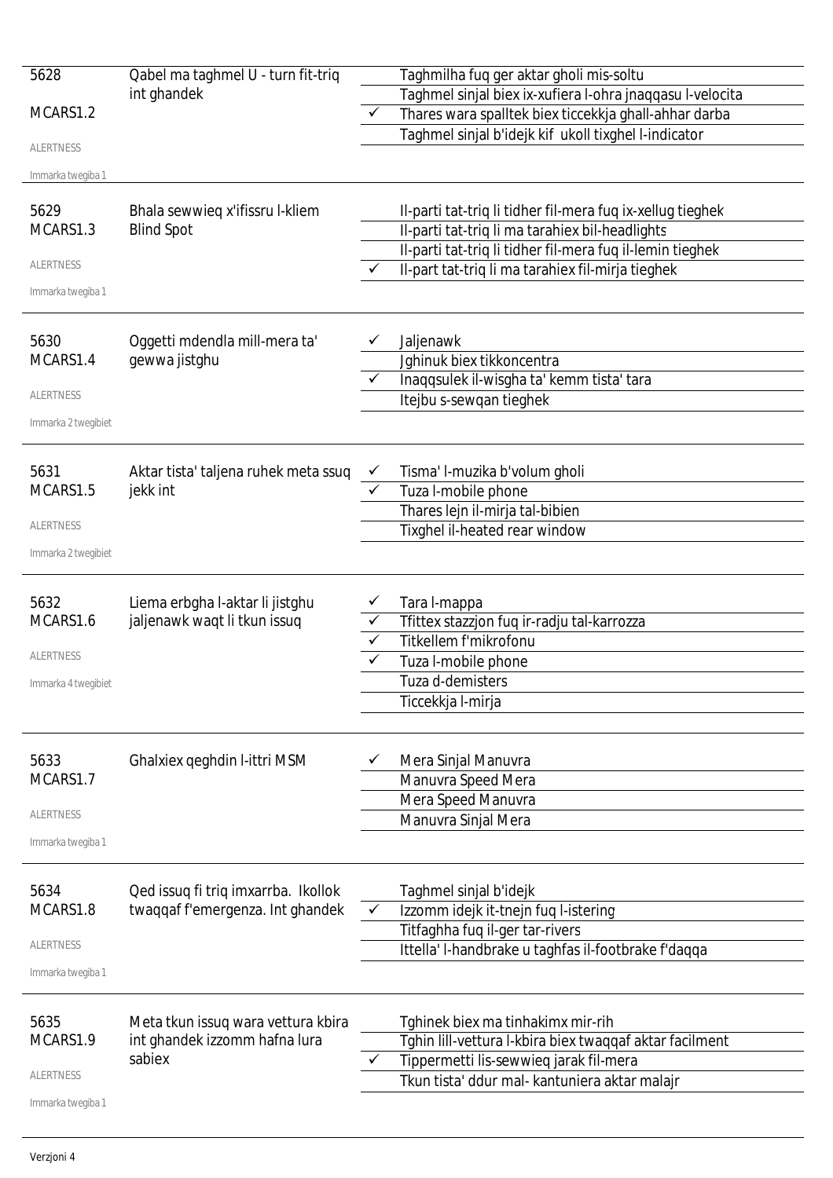**5628**
MCARS1.2
ALERTNESS
Immarka twegiba 1

Qabel ma taghmel U - turn fit-triq int ghandek

- Taghmilha fuq ger aktar gholi mis-soltu
- Taghmel sinjal biex ix-xufiera l-ohra jnaqqasu l-velocita
- ✓ Thares wara spalltek biex ticcekkja ghall-ahhar darba
- Taghmel sinjal b'idejk kif ukoll tixghel l-indicator

---

**5629**
MCARS1.3
ALERTNESS
Immarka twegiba 1

Bhala sewwieq x'ifissru l-kliem Blind Spot

- Il-parti tat-triq li tidher fil-mera fuq ix-xellug tieghek
- Il-parti tat-triq li ma tarahiex bil-headlights
- Il-parti tat-triq li tidher fil-mera fuq il-lemin tieghek
- ✓ Il-part tat-triq li ma tarahiex fil-mirja tieghek

---

**5630**
MCARS1.4
ALERTNESS
Immarka 2 twegibiet

Oggetti mdendla mill-mera ta' gewwa jistghu

- ✓ Jaljenawk
- Jghinuk biex tikkoncentra
- ✓ Inaqqsulek il-wisgha ta' kemm tista' tara
- Itejbu s-sewqan tieghek

---

**5631**
MCARS1.5
ALERTNESS
Immarka 2 twegibiet

Aktar tista' taljena ruhek meta ssuq jekk int

- ✓ Tisma' l-muzika b'volum gholi
- ✓ Tuza l-mobile phone
- Thares lejn il-mirja tal-bibien
- Tixghel il-heated rear window

---

**5632**
MCARS1.6
ALERTNESS
Immarka 4 twegibiet

Liema erbgha l-aktar li jistghu jaljenawk waqt li tkun issuq

- ✓ Tara l-mappa
- ✓ Tfittex stazzjon fuq ir-radju tal-karrozza
- ✓ Titkellem f'mikrofonu
- ✓ Tuza l-mobile phone
- Tuza d-demisters
- Ticcekkja l-mirja

---

**5633**
MCARS1.7
ALERTNESS
Immarka twegiba 1

Ghalxiex qeghdin l-ittri MSM

- ✓ Mera Sinjal Manuvra
- Manuvra Speed Mera
- Mera Speed Manuvra
- Manuvra Sinjal Mera

---

**5634**
MCARS1.8
ALERTNESS
Immarka twegiba 1

Qed issuq fi triq imxarrba. Ikollok twaqqaf f'emergenza. Int ghandek

- Taghmel sinjal b'idejk
- ✓ Izzomm idejk it-tnejn fuq l-istering
- Titfaghha fuq il-ger tar-rivers
- Ittella' l-handbrake u taghfas il-footbrake f'daqqa

---

**5635**
MCARS1.9
ALERTNESS
Immarka twegiba 1

Meta tkun issuq wara vettura kbira int ghandek izzomm hafna lura sabiex

- Tghinek biex ma tinhakimx mir-rih
- Tghin lill-vettura l-kbira biex twaqqaf aktar facilment
- ✓ Tippermetti lis-sewwieq jarak fil-mera
- Tkun tista' ddur mal- kantuniera aktar malajr

---

Verzjoni 4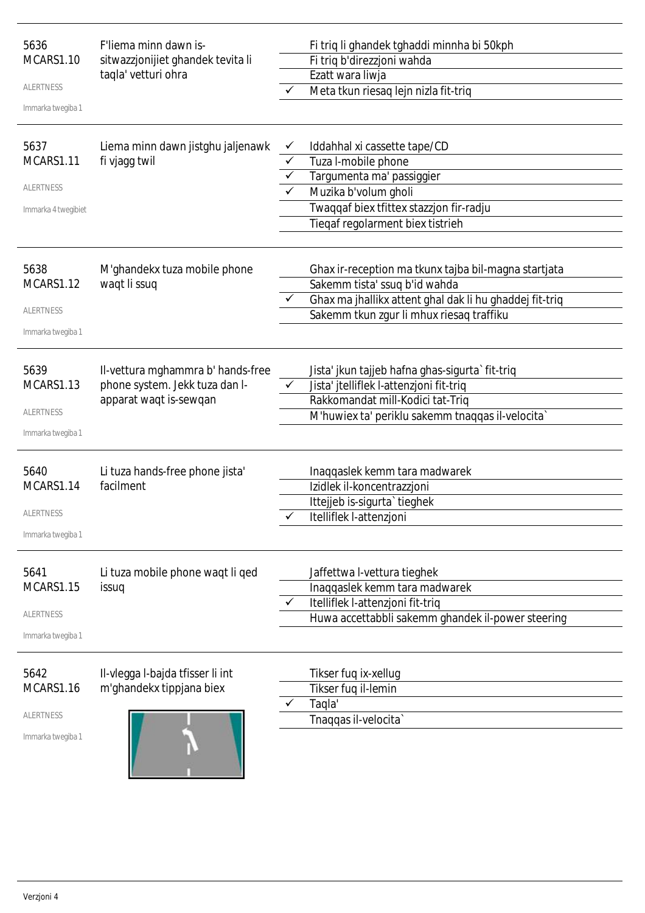| | | | |
|---|---|---|---|
| 5636<br>MCARS1.10<br>ALERTNESS<br>Immarka twegiba 1 | F'liema minn dawn is-sitwazzjonijiet ghandek tevita li taqla' vetturi ohra | | Fi triq li ghandek tghaddi minnha bi 50kph |
| | | | Fi triq b'direzzjoni wahda |
| | | | Ezatt wara liwja |
| | | ✓ | Meta tkun riesaq lejn nizla fit-triq |
| 5637<br>MCARS1.11<br>ALERTNESS<br>Immarka 4 twegibiet | Liema minn dawn jistghu jaljenawk fi vjagg twil | ✓ | Iddahhal xi cassette tape/CD |
| | | ✓ | Tuza l-mobile phone |
| | | ✓ | Targumenta ma' passiggier |
| | | ✓ | Muzika b'volum gholi |
| | | | Twaqqaf biex tfittex stazzjon fir-radju |
| | | | Tieqaf regolarment biex tistrieh |
| 5638<br>MCARS1.12<br>ALERTNESS<br>Immarka twegiba 1 | M'ghandekx tuza mobile phone waqt li ssuq | | Ghax ir-reception ma tkunx tajba bil-magna startjata |
| | | | Sakemm tista' ssuq b'id wahda |
| | | ✓ | Ghax ma jhallikx attent ghal dak li hu ghaddej fit-triq |
| | | | Sakemm tkun zgur li mhux riesaq traffiku |
| 5639<br>MCARS1.13<br>ALERTNESS<br>Immarka twegiba 1 | Il-vettura mghammra b' hands-free phone system. Jekk tuza dan l-apparat waqt is-sewqan | | Jista' jkun tajjeb hafna ghas-sigurta` fit-triq |
| | | ✓ | Jista' jtelliflek l-attenzjoni fit-triq |
| | | | Rakkomandat mill-Kodici tat-Triq |
| | | | M'huwiex ta' periklu sakemm tnaqqas il-velocita` |
| 5640<br>MCARS1.14<br>ALERTNESS<br>Immarka twegiba 1 | Li tuza hands-free phone jista' facilment | | Inaqqaslek kemm tara madwarek |
| | | | Izidlek il-koncentrazzjoni |
| | | | Ittejjeb is-sigurta` tieghek |
| | | ✓ | Itelliflek l-attenzjoni |
| 5641<br>MCARS1.15<br>ALERTNESS<br>Immarka twegiba 1 | Li tuza mobile phone waqt li qed issuq | | Jaffettwa l-vettura tieghek |
| | | | Inaqqaslek kemm tara madwarek |
| | | ✓ | Itelliflek l-attenzjoni fit-triq |
| | | | Huwa accettabbli sakemm ghandek il-power steering |
| 5642<br>MCARS1.16<br>ALERTNESS<br>Immarka twegiba 1 | Il-vlegga l-bajda tfisser li int m'ghandekx tippjana biex | | Tikser fuq ix-xellug |
| | | | Tikser fuq il-lemin |
| | | ✓ | Taqla' |
| | | | Tnaqqas il-velocita` |

Verzjoni 4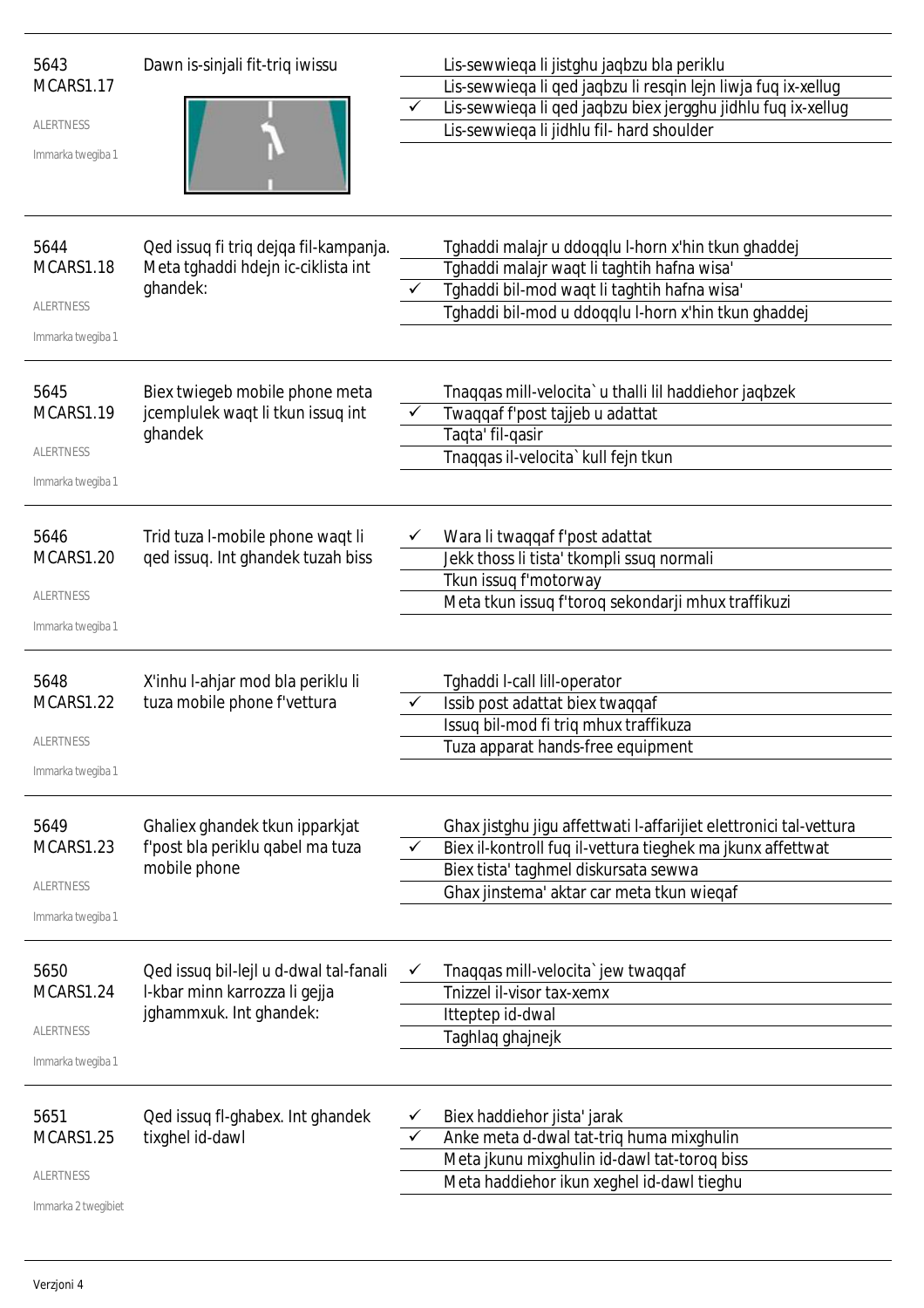5643
MCARS1.17

ALERTNESS

Immarka twegiba 1

Dawn is-sinjali fit-triq iwissu

| | |
|---|---|
| | Lis-sewwieqa li jistghu jaqbzu bla periklu |
| | Lis-sewwieqa li qed jaqbzu li resqin lejn liwja fuq ix-xellug |
| ✓ | Lis-sewwieqa li qed jaqbzu biex jergghu jidhlu fuq ix-xellug |
| | Lis-sewwieqa li jidhlu fil- hard shoulder |

5644
MCARS1.18

ALERTNESS

Immarka twegiba 1

Qed issuq fi triq dejqa fil-kampanja. Meta tghaddi hdejn ic-ciklista int ghandek:

| | |
|---|---|
| | Tghaddi malajr u ddoqqlu l-horn x'hin tkun ghaddej |
| | Tghaddi malajr waqt li taghtih hafna wisa' |
| ✓ | Tghaddi bil-mod waqt li taghtih hafna wisa' |
| | Tghaddi bil-mod u ddoqqlu l-horn x'hin tkun ghaddej |

5645
MCARS1.19

ALERTNESS

Immarka twegiba 1

Biex twiegeb mobile phone meta jcemplulek waqt li tkun issuq int ghandek

| | |
|---|---|
| | Tnaqqas mill-velocita` u thalli lil haddiehor jaqbzek |
| ✓ | Twaqqaf f'post tajjeb u adattat |
| | Taqta' fil-qasir |
| | Tnaqqas il-velocita` kull fejn tkun |

5646
MCARS1.20

ALERTNESS

Immarka twegiba 1

Trid tuza l-mobile phone waqt li qed issuq. Int ghandek tuzah biss

| | |
|---|---|
| ✓ | Wara li twaqqaf f'post adattat |
| | Jekk thoss li tista' tkompli ssuq normali |
| | Tkun issuq f'motorway |
| | Meta tkun issuq f'toroq sekondarji mhux traffikuzi |

5648
MCARS1.22

ALERTNESS

Immarka twegiba 1

X'inhu l-ahjar mod bla periklu li tuza mobile phone f'vettura

| | |
|---|---|
| | Tghaddi l-call lill-operator |
| ✓ | Issib post adattat biex twaqqaf |
| | Issuq bil-mod fi triq mhux traffikuza |
| | Tuza apparat hands-free equipment |

5649
MCARS1.23

ALERTNESS

Immarka twegiba 1

Ghaliex ghandek tkun ipparkjat f'post bla periklu qabel ma tuza mobile phone

| | |
|---|---|
| | Ghax jistghu jigu affettwati l-affarijiet elettronici tal-vettura |
| ✓ | Biex il-kontroll fuq il-vettura tieghek ma jkunx affettwat |
| | Biex tista' taghmel diskursata sewwa |
| | Ghax jinstema' aktar car meta tkun wieqaf |

5650
MCARS1.24

ALERTNESS

Immarka twegiba 1

Qed issuq bil-lejl u d-dwal tal-fanali l-kbar minn karrozza li gejja jghammxuk. Int ghandek:

| | |
|---|---|
| ✓ | Tnaqqas mill-velocita` jew twaqqaf |
| | Tnizzel il-visor tax-xemx |
| | Itteptep id-dwal |
| | Taghlaq ghajnejk |

5651
MCARS1.25

ALERTNESS

Immarka 2 twegibiet

Qed issuq fl-ghabex. Int ghandek tixghel id-dawl

| | |
|---|---|
| ✓ | Biex haddiehor jista' jarak |
| ✓ | Anke meta d-dwal tat-triq huma mixghulin |
| | Meta jkunu mixghulin id-dawl tat-toroq biss |
| | Meta haddiehor ikun xeghel id-dawl tieghu |

Verzjoni 4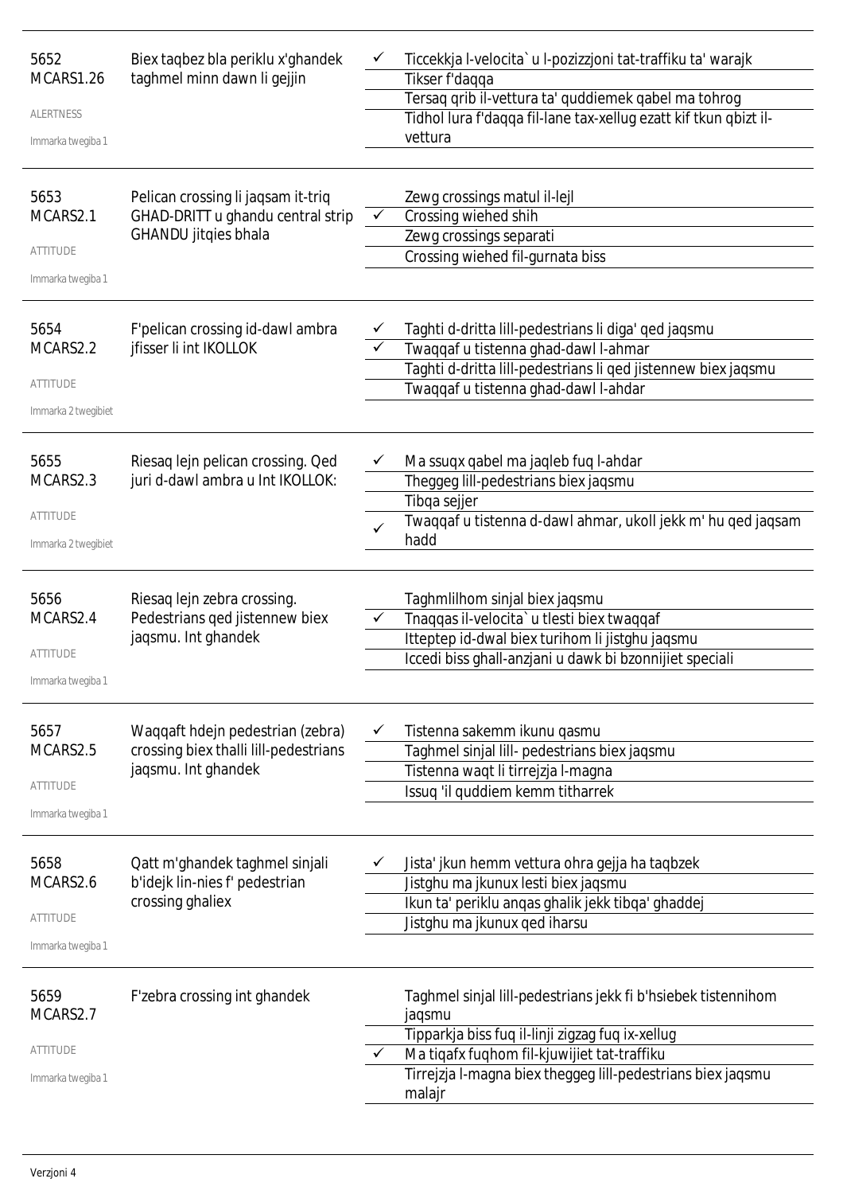5652
MCARS1.26

ALERTNESS

Immarka twegiba 1

Biex taqbez bla periklu x'ghandek taghmel minn dawn li gejjin

- ✓ Ticcekkja l-velocita` u l-pozizzjoni tat-traffiku ta' warajk
- Tikser f'daqqa
- Tersaq qrib il-vettura ta' quddiemek qabel ma tohrog
- Tidhol lura f'daqqa fil-lane tax-xellug ezatt kif tkun qbizt il-vettura

---

5653
MCARS2.1

ATTITUDE

Immarka twegiba 1

Pelican crossing li jaqsam it-triq GHAD-DRITT u ghandu central strip GHANDU jitqies bhala

- Zewg crossings matul il-lejl
- ✓ Crossing wiehed shih
- Zewg crossings separati
- Crossing wiehed fil-gurnata biss

---

5654
MCARS2.2

ATTITUDE

Immarka 2 twegibiet

F'pelican crossing id-dawl ambra jfisser li int IKOLLOK

- ✓ Taghti d-dritta lill-pedestrians li diga' qed jaqsmu
- ✓ Twaqqaf u tistenna ghad-dawl l-ahmar
- Taghti d-dritta lill-pedestrians li qed jistennew biex jaqsmu
- Twaqqaf u tistenna ghad-dawl l-ahdar

---

5655
MCARS2.3

ATTITUDE

Immarka 2 twegibiet

Riesaq lejn pelican crossing. Qed juri d-dawl ambra u Int IKOLLOK:

- ✓ Ma ssuqx qabel ma jaqleb fuq l-ahdar
- Theggeg lill-pedestrians biex jaqsmu
- Tibqa sejjer
- ✓ Twaqqaf u tistenna d-dawl ahmar, ukoll jekk m' hu qed jaqsam hadd

---

5656
MCARS2.4

ATTITUDE

Immarka twegiba 1

Riesaq lejn zebra crossing. Pedestrians qed jistennew biex jaqsmu. Int ghandek

- Taghmlilhom sinjal biex jaqsmu
- ✓ Tnaqqas il-velocita` u tlesti biex twaqqaf
- Itteptep id-dwal biex turihom li jistghu jaqsmu
- Iccedi biss ghall-anzjani u dawk bi bzonnijiet speciali

---

5657
MCARS2.5

ATTITUDE

Immarka twegiba 1

Waqqaft hdejn pedestrian (zebra) crossing biex thalli lill-pedestrians jaqsmu. Int ghandek

- ✓ Tistenna sakemm ikunu qasmu
- Taghmel sinjal lill- pedestrians biex jaqsmu
- Tistenna waqt li tirrejzja l-magna
- Issuq 'il quddiem kemm titharrek

---

5658
MCARS2.6

ATTITUDE

Immarka twegiba 1

Qatt m'ghandek taghmel sinjali b'idejk lin-nies f' pedestrian crossing ghaliex

- ✓ Jista' jkun hemm vettura ohra gejja ha taqbzek
- Jistghu ma jkunux lesti biex jaqsmu
- Ikun ta' periklu anqas ghalik jekk tibqa' ghaddej
- Jistghu ma jkunux qed iharsu

---

5659
MCARS2.7

ATTITUDE

Immarka twegiba 1

F'zebra crossing int ghandek

- Taghmel sinjal lill-pedestrians jekk fi b'hsiebek tistennihom jaqsmu
- Tipparkja biss fuq il-linji zigzag fuq ix-xellug
- ✓ Ma tiqafx fuqhom fil-kjuwijiet tat-traffiku
- Tirrejzja l-magna biex theggeg lill-pedestrians biex jaqsmu malajr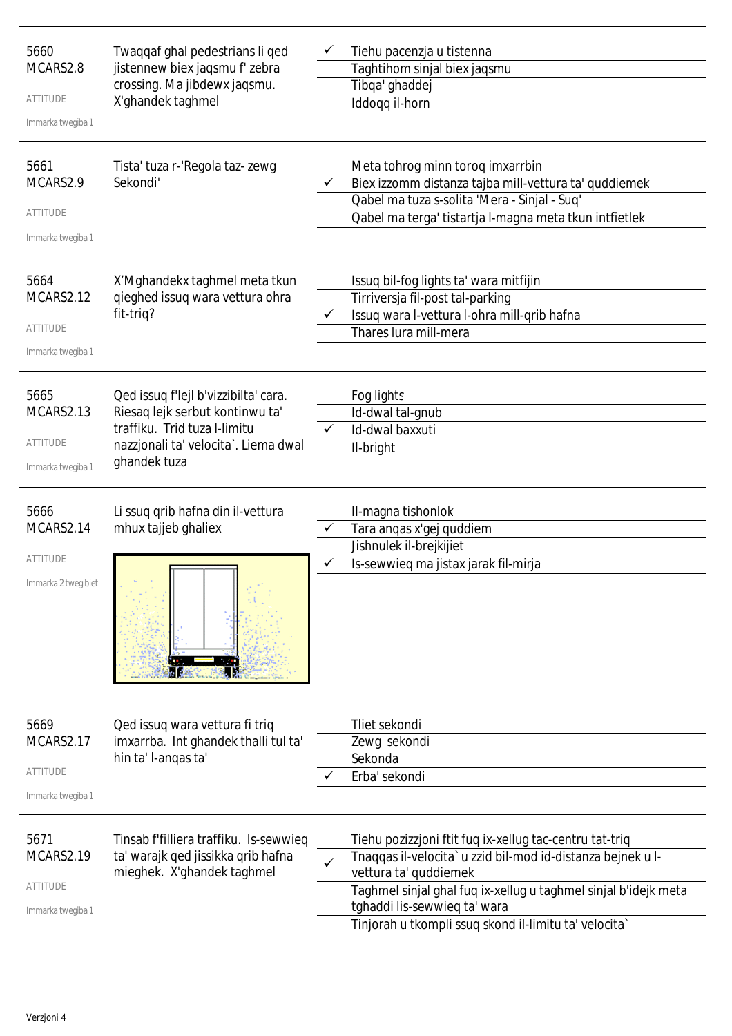5660
MCARS2.8

ATTITUDE

Immarka twegiba 1

Twaqqaf ghal pedestrians li qed jistennew biex jaqsmu f' zebra crossing. Ma jibdewx jaqsmu. X'ghandek taghmel

- ✓ Tiehu pacenzja u tistenna
- Taghtihom sinjal biex jaqsmu
- Tibqa' ghaddej
- Iddoqq il-horn

---

5661
MCARS2.9

ATTITUDE

Immarka twegiba 1

Tista' tuza r-'Regola taz- zewg Sekondi'

- Meta tohrog minn toroq imxarrbin
- ✓ Biex izzomm distanza tajba mill-vettura ta' quddiemek
- Qabel ma tuza s-solita 'Mera - Sinjal - Suq'
- Qabel ma terga' tistartja l-magna meta tkun intfietlek

---

5664
MCARS2.12

ATTITUDE

Immarka twegiba 1

X'Mghandekx taghmel meta tkun qieghed issuq wara vettura ohra fit-triq?

- Issuq bil-fog lights ta' wara mitfijin
- Tirriversja fil-post tal-parking
- ✓ Issuq wara l-vettura l-ohra mill-qrib hafna
- Thares lura mill-mera

---

5665
MCARS2.13

ATTITUDE

Immarka twegiba 1

Qed issuq f'lejl b'vizzibilta' cara. Riesaq lejk serbut kontinwu ta' traffiku. Trid tuza l-limitu nazzjonali ta' velocita`. Liema dwal ghandek tuza

- Fog lights
- Id-dwal tal-gnub
- ✓ Id-dwal baxxuti
- Il-bright

---

5666
MCARS2.14

ATTITUDE

Immarka 2 twegibiet

Li ssuq qrib hafna din il-vettura mhux tajjeb ghaliex

- Il-magna tishonlok
- ✓ Tara anqas x'gej quddiem
- Jishnulek il-brejkijiet
- ✓ Is-sewwieq ma jistax jarak fil-mirja

---

5669
MCARS2.17

ATTITUDE

Immarka twegiba 1

Qed issuq wara vettura fi triq imxarrba. Int ghandek thalli tul ta' hin ta' l-anqas ta'

- Tliet sekondi
- Zewg sekondi
- Sekonda
- ✓ Erba' sekondi

---

5671
MCARS2.19

ATTITUDE

Immarka twegiba 1

Tinsab f'filliera traffiku. Is-sewwieq ta' warajk qed jissikka qrib hafna mieghek. X'ghandek taghmel

- Tiehu pozizzjoni ftit fuq ix-xellug tac-centru tat-triq
- ✓ Tnaqqas il-velocita` u zzid bil-mod id-distanza bejnek u l-vettura ta' quddiemek
- Taghmel sinjal ghal fuq ix-xellug u taghmel sinjal b'idejk meta tghaddi lis-sewwieq ta' wara
- Tinjorah u tkompli ssuq skond il-limitu ta' velocita`

Verzjoni 4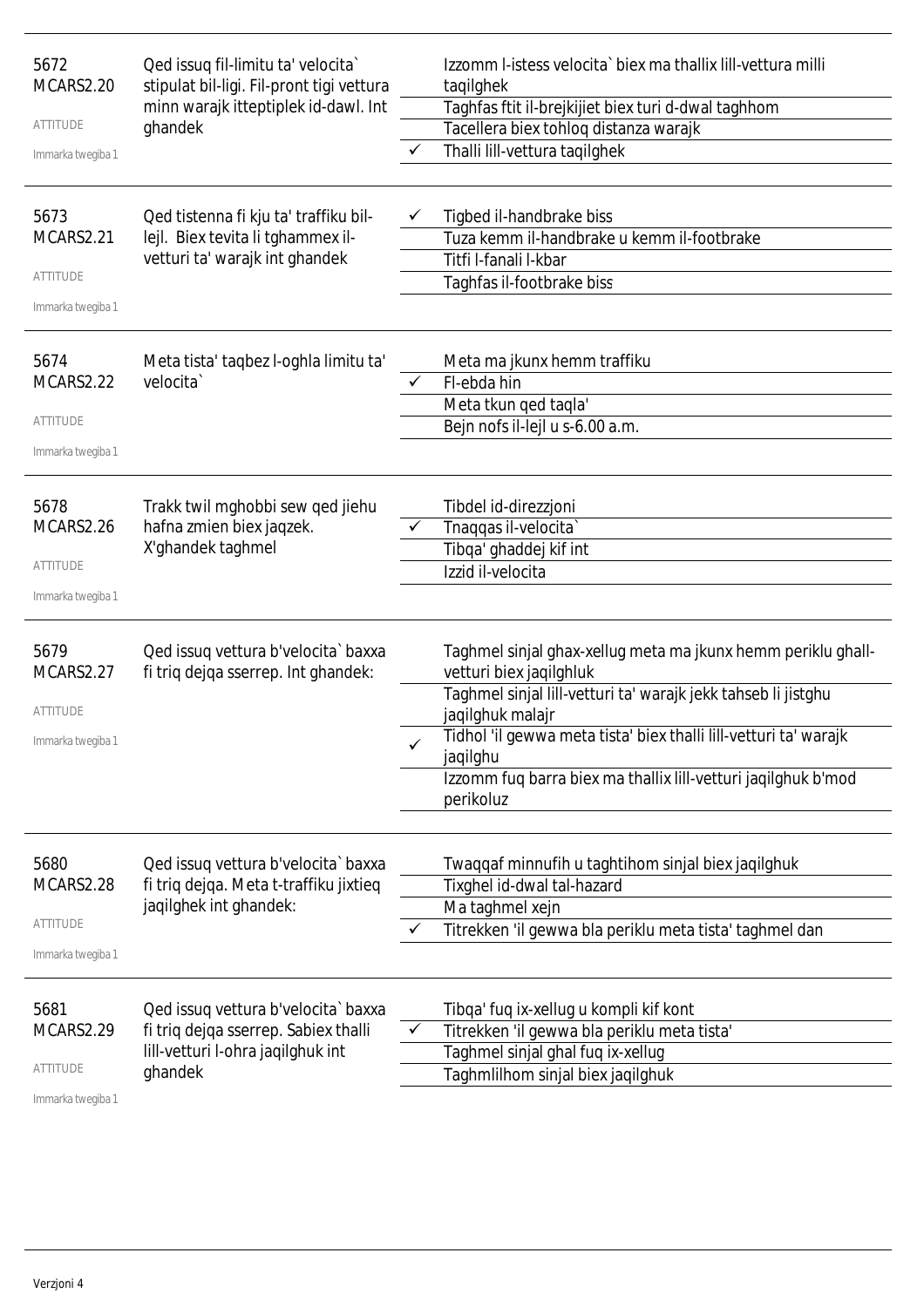| | | | |
|---|---|---|---|
| 5672 MCARS2.20 ATTITUDE Immarka twegiba 1 | Qed issuq fil-limitu ta' velocita` stipulat bil-ligi. Fil-pront tigi vettura minn warajk itteptiplek id-dawl. Int ghandek | | Izzomm l-istess velocita` biex ma thallix lill-vettura milli taqilghek |
| | | | Taghfas ftit il-brejkijiet biex turi d-dwal taghhom |
| | | | Tacellera biex tohloq distanza warajk |
| | | ✓ | Thalli lill-vettura taqilghek |
| 5673 MCARS2.21 ATTITUDE Immarka twegiba 1 | Qed tistenna fi kju ta' traffiku bil-lejl. Biex tevita li tghammex il-vetturi ta' warajk int ghandek | ✓ | Tigbed il-handbrake biss |
| | | | Tuza kemm il-handbrake u kemm il-footbrake |
| | | | Titfi l-fanali l-kbar |
| | | | Taghfas il-footbrake biss |
| 5674 MCARS2.22 ATTITUDE Immarka twegiba 1 | Meta tista' taqbez l-oghla limitu ta' velocita` | | Meta ma jkunx hemm traffiku |
| | | ✓ | Fl-ebda hin |
| | | | Meta tkun qed taqla' |
| | | | Bejn nofs il-lejl u s-6.00 a.m. |
| 5678 MCARS2.26 ATTITUDE Immarka twegiba 1 | Trakk twil mghobbi sew qed jiehu hafna zmien biex jaqzek. X'ghandek taghmel | | Tibdel id-direzzjoni |
| | | ✓ | Tnaqqas il-velocita` |
| | | | Tibqa' ghaddej kif int |
| | | | Izzid il-velocita |
| 5679 MCARS2.27 ATTITUDE Immarka twegiba 1 | Qed issuq vettura b'velocita` baxxa fi triq dejqa sserrep. Int ghandek: | | Taghmel sinjal ghax-xellug meta ma jkunx hemm periklu ghall-vetturi biex jaqilghluk |
| | | | Taghmel sinjal lill-vetturi ta' warajk jekk tahseb li jistghu jaqilghuk malajr |
| | | ✓ | Tidhol 'il gewwa meta tista' biex thalli lill-vetturi ta' warajk jaqilghu |
| | | | Izzomm fuq barra biex ma thallix lill-vetturi jaqilghuk b'mod perikoluz |
| 5680 MCARS2.28 ATTITUDE Immarka twegiba 1 | Qed issuq vettura b'velocita` baxxa fi triq dejqa. Meta t-traffiku jixtieq jaqilghek int ghandek: | | Twaqqaf minnufih u taghtihom sinjal biex jaqilghuk |
| | | | Tixghel id-dwal tal-hazard |
| | | | Ma taghmel xejn |
| | | ✓ | Titrekken 'il gewwa bla periklu meta tista' taghmel dan |
| 5681 MCARS2.29 ATTITUDE Immarka twegiba 1 | Qed issuq vettura b'velocita` baxxa fi triq dejqa sserrep. Sabiex thalli lill-vetturi l-ohra jaqilghuk int ghandek | | Tibqa' fuq ix-xellug u kompli kif kont |
| | | ✓ | Titrekken 'il gewwa bla periklu meta tista' |
| | | | Taghmel sinjal ghal fuq ix-xellug |
| | | | Taghmlilhom sinjal biex jaqilghuk |

Verzjoni 4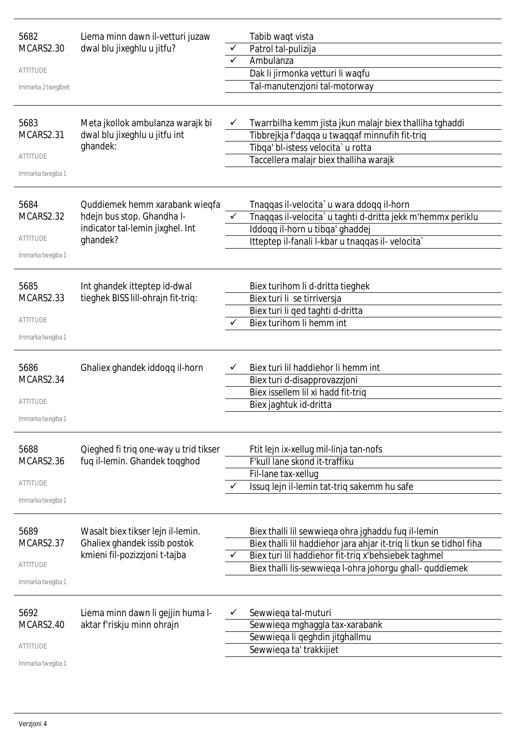| | | | |
|---|---|---|---|
| 5682<br>MCARS2.30<br><br>ATTITUDE<br><br>Immarka 2 twegibiet | Liema minn dawn il-vetturi juzaw dwal blu jixeghlu u jitfu? | | Tabib waqt vista |
| | | ✓ | Patrol tal-pulizija |
| | | ✓ | Ambulanza |
| | | | Dak li jirmonka vetturi li waqfu |
| | | | Tal-manutenzjoni tal-motorway |
| 5683<br>MCARS2.31<br><br>ATTITUDE<br><br>Immarka twegiba 1 | Meta jkollok ambulanza warajk bi dwal blu jixeghlu u jitfu int ghandek: | ✓ | Twarrbilha kemm jista jkun malajr biex thalliha tghaddi |
| | | | Tibbrejkja f'daqqa u twaqqaf minnufih fit-triq |
| | | | Tibqa' bl-istess velocita` u rotta |
| | | | Taccellera malajr biex thalliha warajk |
| 5684<br>MCARS2.32<br><br>ATTITUDE<br><br>Immarka twegiba 1 | Quddiemek hemm xarabank wieqfa hdejn bus stop. Ghandha l-indicator tal-lemin jixghel. Int ghandek? | | Tnaqqas il-velocita` u wara ddoqq il-horn |
| | | ✓ | Tnaqqas il-velocita` u taghti d-dritta jekk m'hemmx periklu |
| | | | Iddoqq il-horn u tibqa' ghaddej |
| | | | Itteptep il-fanali l-kbar u tnaqqas il- velocita` |
| 5685<br>MCARS2.33<br><br>ATTITUDE<br><br>Immarka twegiba 1 | Int ghandek itteptep id-dwal tieghek BISS lill-ohrajn fit-triq: | | Biex turihom li d-dritta tieghek |
| | | | Biex turi li se tirriversja |
| | | | Biex turi li qed taghti d-dritta |
| | | ✓ | Biex turihom li hemm int |
| 5686<br>MCARS2.34<br><br>ATTITUDE<br><br>Immarka twegiba 1 | Ghaliex ghandek iddoqq il-horn | ✓ | Biex turi lil haddiehor li hemm int |
| | | | Biex turi d-disapprovazzjoni |
| | | | Biex issellem lil xi hadd fit-triq |
| | | | Biex jaghtuk id-dritta |
| 5688<br>MCARS2.36<br><br>ATTITUDE<br><br>Immarka twegiba 1 | Qieghed fi triq one-way u trid tikser fuq il-lemin. Ghandek toqghod | | Ftit lejn ix-xellug mil-linja tan-nofs |
| | | | F'kull lane skond it-traffiku |
| | | | Fil-lane tax-xellug |
| | | ✓ | Issuq lejn il-lemin tat-triq sakemm hu safe |
| 5689<br>MCARS2.37<br><br>ATTITUDE<br><br>Immarka twegiba 1 | Wasalt biex tikser lejn il-lemin. Ghaliex ghandek issib postok kmieni fil-pozizzjoni t-tajba | | Biex thalli lil sewwieqa ohra jghaddu fuq il-lemin |
| | | | Biex thalli lil haddiehor jara ahjar it-triq li tkun se tidhol fiha |
| | | ✓ | Biex turi lil haddiehor fit-triq x'behsiebek taghmel |
| | | | Biex thalli lis-sewwieqa l-ohra johorgu ghall- quddiemek |
| 5692<br>MCARS2.40<br><br>ATTITUDE<br><br>Immarka twegiba 1 | Liema minn dawn li gejjin huma l-aktar f'riskju minn ohrajn | ✓ | Sewwieqa tal-muturi |
| | | | Sewwieqa mghaggla tax-xarabank |
| | | | Sewwieqa li qeghdin jitghallmu |
| | | | Sewwieqa ta' trakkijiet |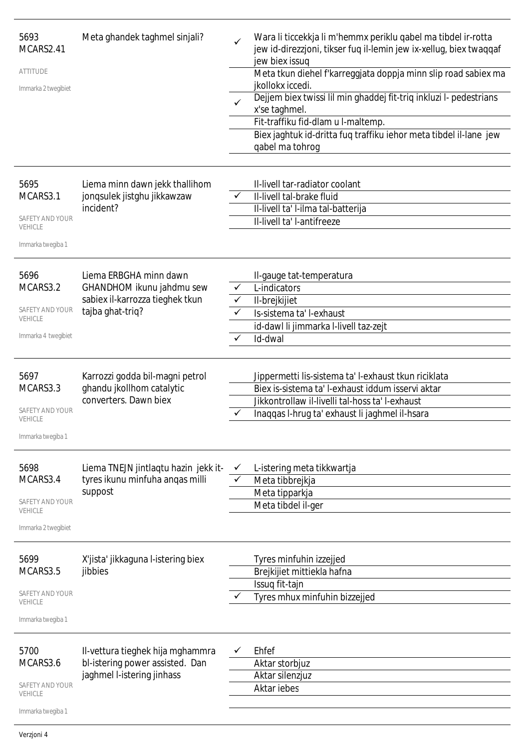| | | | |
|---|---|---|---|
| 5693<br>MCARS2.41<br><br>ATTITUDE<br><br>Immarka 2 twegibiet | Meta ghandek taghmel sinjali? | ✓ | Wara li ticcekkja li m'hemmx periklu qabel ma tibdel ir-rotta jew id-direzzjoni, tikser fuq il-lemin jew ix-xellug, biex twaqqaf jew biex issuq |
| | | | Meta tkun diehel f'karreggjata doppja minn slip road sabiex ma jkollokx iccedi. |
| | | ✓ | Dejjem biex twissi lil min ghaddej fit-triq inkluzi l- pedestrians x'se taghmel. |
| | | | Fit-traffiku fid-dlam u l-maltemp. |
| | | | Biex jaghtuk id-dritta fuq traffiku iehor meta tibdel il-lane jew qabel ma tohrog |
| 5695<br>MCARS3.1<br><br>SAFETY AND YOUR VEHICLE<br><br>Immarka twegiba 1 | Liema minn dawn jekk thallihom jonqsulek jistghu jikkawzaw incident? | | Il-livell tar-radiator coolant |
| | | ✓ | Il-livell tal-brake fluid |
| | | | Il-livell ta' l-ilma tal-batterija |
| | | | Il-livell ta' l-antifreeze |
| 5696<br>MCARS3.2<br><br>SAFETY AND YOUR VEHICLE<br><br>Immarka 4 twegibiet | Liema ERBGHA minn dawn GHANDHOM ikunu jahdmu sew sabiex il-karrozza tieghek tkun tajba ghat-triq? | | Il-gauge tat-temperatura |
| | | ✓ | L-indicators |
| | | ✓ | Il-brejkijiet |
| | | ✓ | Is-sistema ta' l-exhaust |
| | | | id-dawl li jimmarka l-livell taz-zejt |
| | | ✓ | Id-dwal |
| 5697<br>MCARS3.3<br><br>SAFETY AND YOUR VEHICLE<br><br>Immarka twegiba 1 | Karrozzi godda bil-magni petrol ghandu jkollhom catalytic converters. Dawn biex | | Jippermetti lis-sistema ta' l-exhaust tkun riciklata |
| | | | Biex is-sistema ta' l-exhaust iddum isservi aktar |
| | | | Jikkontrollaw il-livelli tal-hoss ta' l-exhaust |
| | | ✓ | Inaqqas l-hrug ta' exhaust li jaghmel il-hsara |
| 5698<br>MCARS3.4<br><br>SAFETY AND YOUR VEHICLE<br><br>Immarka 2 twegibiet | Liema TNEJN jintlaqtu hazin jekk it-tyres ikunu minfuha anqas milli suppost | ✓ | L-istering meta tikkwartja |
| | | ✓ | Meta tibbrejkja |
| | | | Meta tipparkja |
| | | | Meta tibdel il-ger |
| 5699<br>MCARS3.5<br><br>SAFETY AND YOUR VEHICLE<br><br>Immarka twegiba 1 | X'jista' jikkaguna l-istering biex jibbies | | Tyres minfuhin izzejjed |
| | | | Brejkijiet mittiekla hafna |
| | | | Issuq fit-tajn |
| | | ✓ | Tyres mhux minfuhin bizzejjed |
| 5700<br>MCARS3.6<br><br>SAFETY AND YOUR VEHICLE<br><br>Immarka twegiba 1 | Il-vettura tieghek hija mghammra bl-istering power assisted. Dan jaghmel l-istering jinhass | ✓ | Ehfef |
| | | | Aktar storbjuz |
| | | | Aktar silenzjuz |
| | | | Aktar iebes |

Verzjoni 4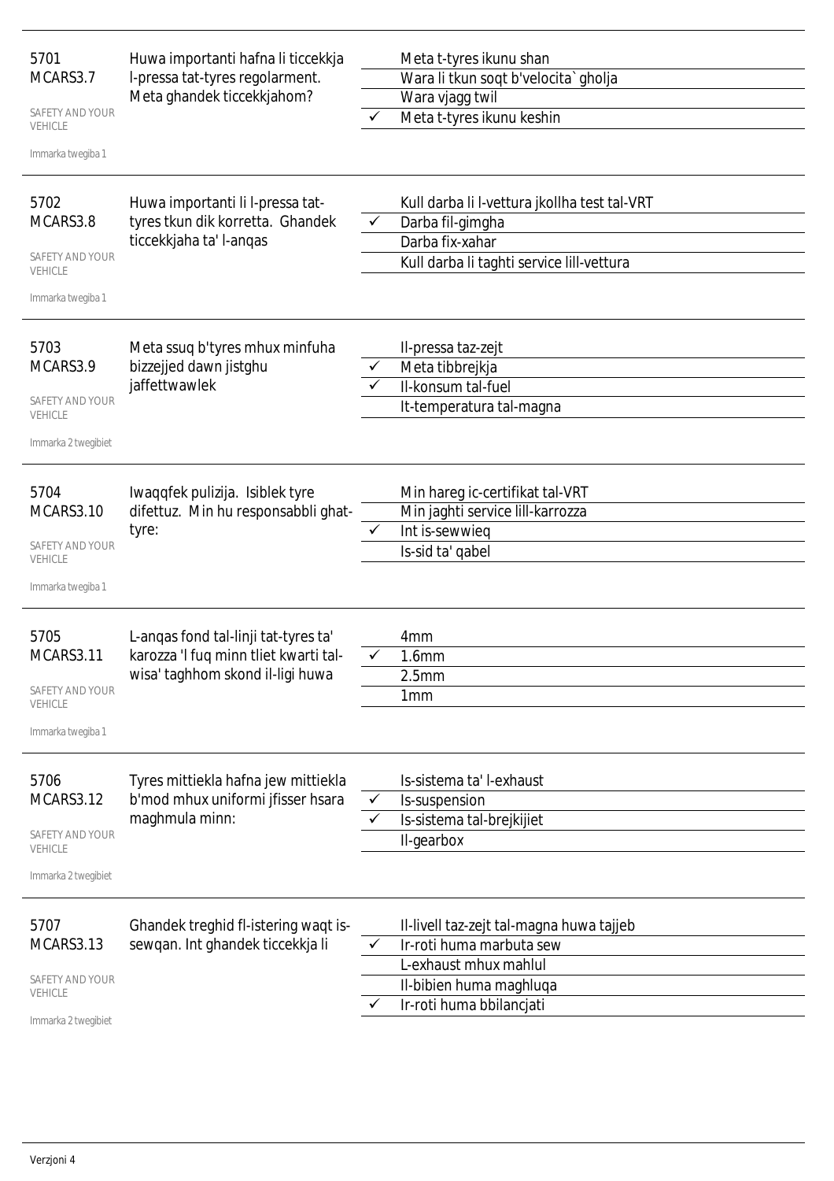**5701**
**MCARS3.7**

SAFETY AND YOUR VEHICLE

Immarka twegiba 1

Huwa importanti hafna li ticcekkja l-pressa tat-tyres regolarment. Meta ghandek ticcekkjahom?

| | |
|---|---|
| | Meta t-tyres ikunu shan |
| | Wara li tkun soqt b'velocita` gholja |
| | Wara vjagg twil |
| ✓ | Meta t-tyres ikunu keshin |

**5702**
**MCARS3.8**

SAFETY AND YOUR VEHICLE

Immarka twegiba 1

Huwa importanti li l-pressa tat-tyres tkun dik korretta. Ghandek ticcekkjaha ta' l-anqas

| | |
|---|---|
| | Kull darba li l-vettura jkollha test tal-VRT |
| ✓ | Darba fil-gimgha |
| | Darba fix-xahar |
| | Kull darba li taghti service lill-vettura |

**5703**
**MCARS3.9**

SAFETY AND YOUR VEHICLE

Immarka 2 twegibiet

Meta ssuq b'tyres mhux minfuha bizzejjed dawn jistghu jaffettwawlek

| | |
|---|---|
| | Il-pressa taz-zejt |
| ✓ | Meta tibbrejkja |
| ✓ | Il-konsum tal-fuel |
| | It-temperatura tal-magna |

**5704**
**MCARS3.10**

SAFETY AND YOUR VEHICLE

Immarka twegiba 1

Iwaqqfek pulizija. Isiblek tyre difettuz. Min hu responsabbli ghat-tyre:

| | |
|---|---|
| | Min hareg ic-certifikat tal-VRT |
| | Min jaghti service lill-karrozza |
| ✓ | Int is-sewwieq |
| | Is-sid ta' qabel |

**5705**
**MCARS3.11**

SAFETY AND YOUR VEHICLE

Immarka twegiba 1

L-anqas fond tal-linji tat-tyres ta' karozza 'l fuq minn tliet kwarti tal-wisa' taghhom skond il-ligi huwa

| | |
|---|---|
| | 4mm |
| ✓ | 1.6mm |
| | 2.5mm |
| | 1mm |

**5706**
**MCARS3.12**

SAFETY AND YOUR VEHICLE

Immarka 2 twegibiet

Tyres mittiekla hafna jew mittiekla b'mod mhux uniformi jfisser hsara maghmula minn:

| | |
|---|---|
| | Is-sistema ta' l-exhaust |
| ✓ | Is-suspension |
| ✓ | Is-sistema tal-brejkijiet |
| | Il-gearbox |

**5707**
**MCARS3.13**

SAFETY AND YOUR VEHICLE

Immarka 2 twegibiet

Ghandek treghid fl-istering waqt is-sewqan. Int ghandek ticcekkja li

| | |
|---|---|
| | Il-livell taz-zejt tal-magna huwa tajjeb |
| ✓ | Ir-roti huma marbuta sew |
| | L-exhaust mhux mahlul |
| | Il-bibien huma maghluqa |
| ✓ | Ir-roti huma bbilancjati |

Verzjoni 4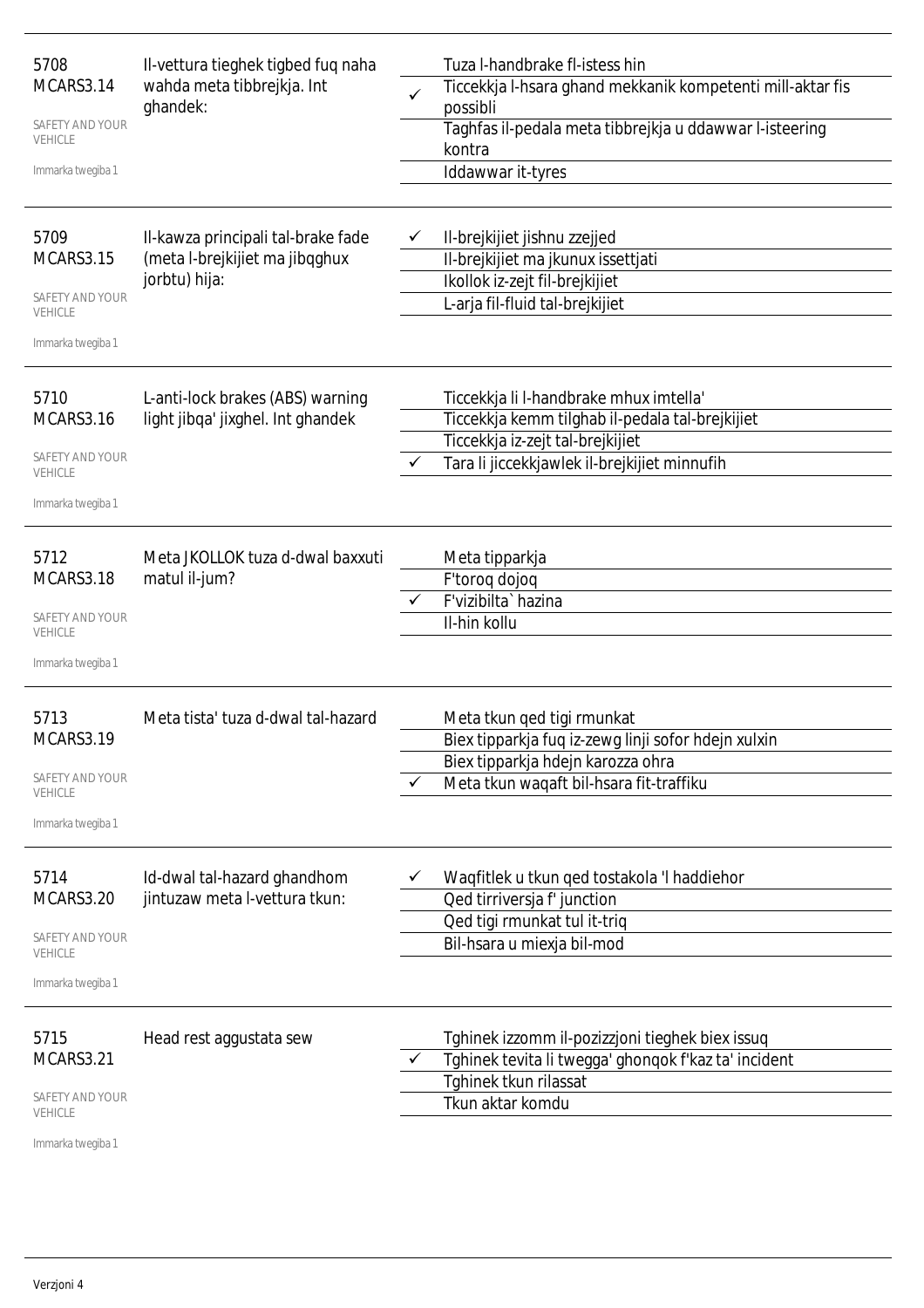| | | | |
|---|---|---|---|
| 5708<br>MCARS3.14<br>SAFETY AND YOUR VEHICLE<br>Immarka twegiba 1 | Il-vettura tieghek tigbed fuq naha wahda meta tibbrejkja. Int ghandek: | | Tuza l-handbrake fl-istess hin |
| | | ✓ | Ticcekkja l-hsara ghand mekkanik kompetenti mill-aktar fis possibli |
| | | | Taghfas il-pedala meta tibbrejkja u ddawwar l-isteering kontra |
| | | | Iddawwar it-tyres |
| 5709<br>MCARS3.15<br>SAFETY AND YOUR VEHICLE<br>Immarka twegiba 1 | Il-kawza principali tal-brake fade (meta l-brejkijiet ma jibqghux jorbtu) hija: | ✓ | Il-brejkijiet jishnu zzejjed |
| | | | Il-brejkijiet ma jkunux issettjati |
| | | | Ikollok iz-zejt fil-brejkijiet |
| | | | L-arja fil-fluid tal-brejkijiet |
| 5710<br>MCARS3.16<br>SAFETY AND YOUR VEHICLE<br>Immarka twegiba 1 | L-anti-lock brakes (ABS) warning light jibqa' jixghel. Int ghandek | | Ticcekkja li l-handbrake mhux imtella' |
| | | | Ticcekkja kemm tilghab il-pedala tal-brejkijiet |
| | | | Ticcekkja iz-zejt tal-brejkijiet |
| | | ✓ | Tara li jiccekkjawlek il-brejkijiet minnufih |
| 5712<br>MCARS3.18<br>SAFETY AND YOUR VEHICLE<br>Immarka twegiba 1 | Meta JKOLLOK tuza d-dwal baxxuti matul il-jum? | | Meta tipparkja |
| | | | F'toroq dojoq |
| | | ✓ | F'vizibilta` hazina |
| | | | Il-hin kollu |
| 5713<br>MCARS3.19<br>SAFETY AND YOUR VEHICLE<br>Immarka twegiba 1 | Meta tista' tuza d-dwal tal-hazard | | Meta tkun qed tigi rmunkat |
| | | | Biex tipparkja fuq iz-zewg linji sofor hdejn xulxin |
| | | | Biex tipparkja hdejn karozza ohra |
| | | ✓ | Meta tkun waqaft bil-hsara fit-traffiku |
| 5714<br>MCARS3.20<br>SAFETY AND YOUR VEHICLE<br>Immarka twegiba 1 | Id-dwal tal-hazard ghandhom jintuzaw meta l-vettura tkun: | ✓ | Waqfitlek u tkun qed tostakola 'l haddiehor |
| | | | Qed tirriversja f' junction |
| | | | Qed tigi rmunkat tul it-triq |
| | | | Bil-hsara u miexja bil-mod |
| 5715<br>MCARS3.21<br>SAFETY AND YOUR VEHICLE<br>Immarka twegiba 1 | Head rest aggustata sew | | Tghinek izzomm il-pozizzjoni tieghek biex issuq |
| | | ✓ | Tghinek tevita li twegga' ghonqok f'kaz ta' incident |
| | | | Tghinek tkun rilassat |
| | | | Tkun aktar komdu |

Verzjoni 4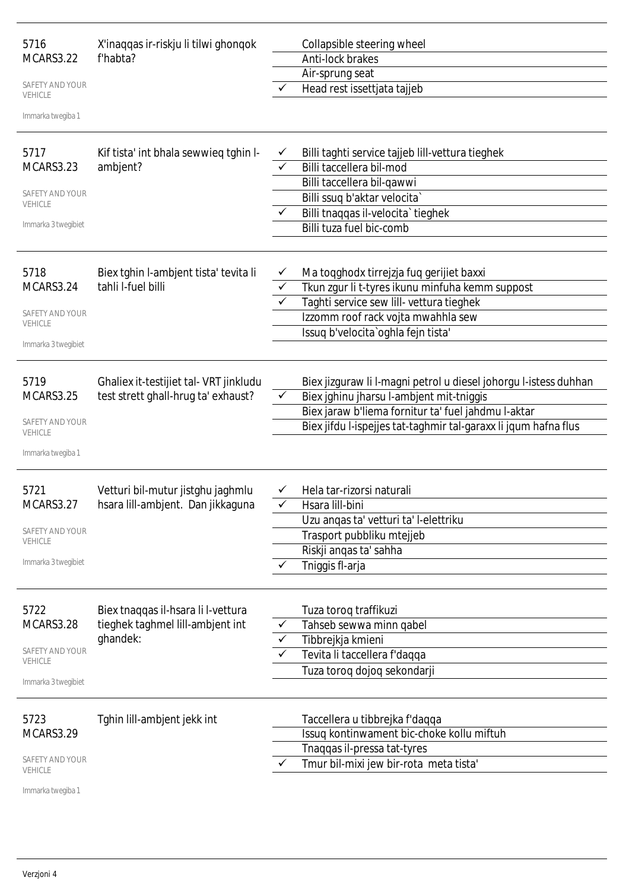**5716**
**MCARS3.22**

SAFETY AND YOUR VEHICLE

Immarka tweġiba 1

X'inaqqas ir-riskju li tilwi ghonqok f'habta?

| | |
|---|---|
| | Collapsible steering wheel |
| | Anti-lock brakes |
| | Air-sprung seat |
| ✓ | Head rest issettjata tajjeb |

---

**5717**
**MCARS3.23**

SAFETY AND YOUR VEHICLE

Immarka 3 twegibiet

Kif tista' int bhala sewwieq tghin l-ambjent?

| | |
|---|---|
| ✓ | Billi taghti service tajjeb lill-vettura tieghek |
| ✓ | Billi taccellera bil-mod |
| | Billi taccellera bil-qawwi |
| | Billi ssuq b'aktar velocita` |
| ✓ | Billi tnaqqas il-velocita` tieghek |
| | Billi tuza fuel bic-comb |

---

**5718**
**MCARS3.24**

SAFETY AND YOUR VEHICLE

Immarka 3 twegibiet

Biex tghin l-ambjent tista' tevita li tahli l-fuel billi

| | |
|---|---|
| ✓ | Ma toqghodx tirrejzja fuq gerijiet baxxi |
| ✓ | Tkun zgur li t-tyres ikunu minfuha kemm suppost |
| ✓ | Taghti service sew lill- vettura tieghek |
| | Izzomm roof rack vojta mwahhla sew |
| | Issuq b'velocita`oghla fejn tista' |

---

**5719**
**MCARS3.25**

SAFETY AND YOUR VEHICLE

Immarka twegiba 1

Ghaliex it-testijiet tal- VRT jinkludu test strett ghall-hrug ta' exhaust?

| | |
|---|---|
| | Biex jizguraw li l-magni petrol u diesel johorgu l-istess duhhan |
| ✓ | Biex jghinu jharsu l-ambjent mit-tniggis |
| | Biex jaraw b'liema fornitur ta' fuel jahdmu l-aktar |
| | Biex jifdu l-ispejjes tat-taghmir tal-garaxx li jqum hafna flus |

---

**5721**
**MCARS3.27**

SAFETY AND YOUR VEHICLE

Immarka 3 twegibiet

Vetturi bil-mutur jistghu jaghmlu hsara lill-ambjent. Dan jikkaguna

| | |
|---|---|
| ✓ | Hela tar-rizorsi naturali |
| ✓ | Hsara lill-bini |
| | Uzu anqas ta' vetturi ta' l-elettriku |
| | Trasport pubbliku mtejjeb |
| | Riskji anqas ta' sahha |
| ✓ | Tniggis fl-arja |

---

**5722**
**MCARS3.28**

SAFETY AND YOUR VEHICLE

Immarka 3 twegibiet

Biex tnaqqas il-hsara li l-vettura tieghek taghmel lill-ambjent int ghandek:

| | |
|---|---|
| | Tuza toroq traffikuzi |
| ✓ | Tahseb sewwa minn qabel |
| ✓ | Tibbrejkja kmieni |
| ✓ | Tevita li taccellera f'daqqa |
| | Tuza toroq dojoq sekondarji |

---

**5723**
**MCARS3.29**

SAFETY AND YOUR VEHICLE

Immarka twegiba 1

Tghin lill-ambjent jekk int

| | |
|---|---|
| | Taccellera u tibbrejka f'daqqa |
| | Issuq kontinwament bic-choke kollu miftuh |
| | Tnaqqas il-pressa tat-tyres |
| ✓ | Tmur bil-mixi jew bir-rota meta tista' |

Verzjoni 4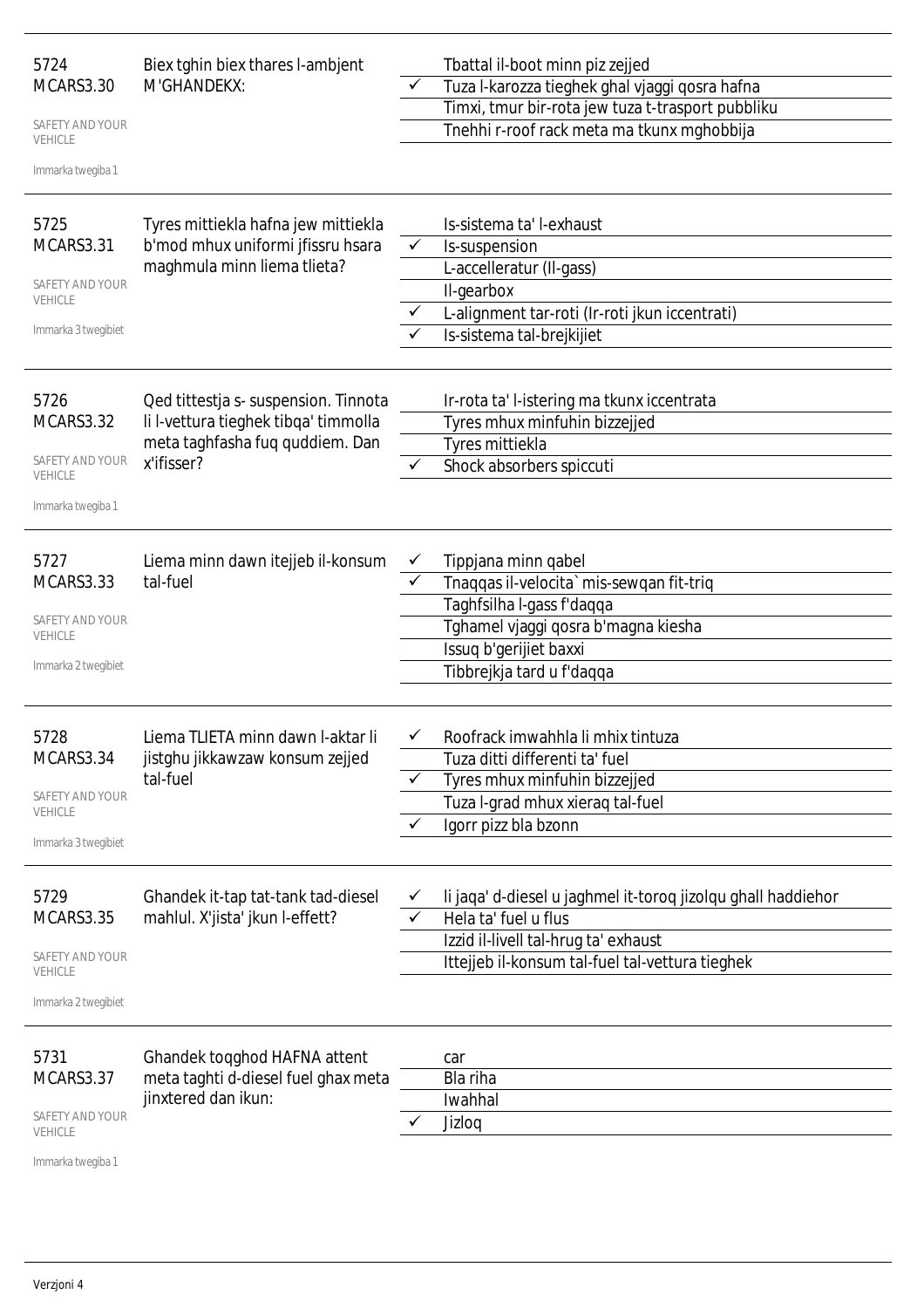| | | | |
|---|---|---|---|
| 5724<br>MCARS3.30<br>SAFETY AND YOUR VEHICLE<br>Immarka twegiba 1 | Biex tghin biex thares l-ambjent M'GHANDEKX: | | Tbattal il-boot minn piz zejjed |
| | | ✓ | Tuza l-karozza tieghek ghal vjaggi qosra hafna |
| | | | Timxi, tmur bir-rota jew tuza t-trasport pubbliku |
| | | | Tnehhi r-roof rack meta ma tkunx mghobbija |
| 5725<br>MCARS3.31<br>SAFETY AND YOUR VEHICLE<br>Immarka 3 twegibiet | Tyres mittiekla hafna jew mittiekla b'mod mhux uniformi jfissru hsara maghmula minn liema tlieta? | | Is-sistema ta' l-exhaust |
| | | ✓ | Is-suspension |
| | | | L-accelleratur (Il-gass) |
| | | | Il-gearbox |
| | | ✓ | L-alignment tar-roti (Ir-roti jkun iccentrati) |
| | | ✓ | Is-sistema tal-brejkijiet |
| 5726<br>MCARS3.32<br>SAFETY AND YOUR VEHICLE<br>Immarka twegiba 1 | Qed tittestja s- suspension. Tinnota li l-vettura tieghek tibqa' timmolla meta taghfasha fuq quddiem. Dan x'ifisser? | | Ir-rota ta' l-istering ma tkunx iccentrata |
| | | | Tyres mhux minfuhin bizzejjed |
| | | | Tyres mittiekla |
| | | ✓ | Shock absorbers spiccuti |
| 5727<br>MCARS3.33<br>SAFETY AND YOUR VEHICLE<br>Immarka 2 twegibiet | Liema minn dawn itejjeb il-konsum tal-fuel | ✓ | Tippjana minn qabel |
| | | ✓ | Tnaqqas il-velocita` mis-sewqan fit-triq |
| | | | Taghfsilha l-gass f'daqqa |
| | | | Tghamel vjaggi qosra b'magna kiesha |
| | | | Issuq b'gerijiet baxxi |
| | | | Tibbrejkja tard u f'daqqa |
| 5728<br>MCARS3.34<br>SAFETY AND YOUR VEHICLE<br>Immarka 3 twegibiet | Liema TLIETA minn dawn l-aktar li jistghu jikkawzaw konsum zejjed tal-fuel | ✓ | Roofrack imwahhla li mhix tintuza |
| | | | Tuza ditti differenti ta' fuel |
| | | ✓ | Tyres mhux minfuhin bizzejjed |
| | | | Tuza l-grad mhux xieraq tal-fuel |
| | | ✓ | Igorr pizz bla bzonn |
| 5729<br>MCARS3.35<br>SAFETY AND YOUR VEHICLE<br>Immarka 2 twegibiet | Ghandek it-tap tat-tank tad-diesel mahlul. X'jista' jkun l-effett? | ✓ | Ii jaqa' d-diesel u jaghmel it-toroq jizolqu ghall haddiehor |
| | | ✓ | Hela ta' fuel u flus |
| | | | Izzid il-livell tal-hrug ta' exhaust |
| | | | Ittejjeb il-konsum tal-fuel tal-vettura tieghek |
| 5731<br>MCARS3.37<br>SAFETY AND YOUR VEHICLE<br>Immarka twegiba 1 | Ghandek toqghod HAFNA attent meta taghti d-diesel fuel ghax meta jinxtered dan ikun: | | car |
| | | | Bla riha |
| | | | Iwahhal |
| | | ✓ | Jizloq |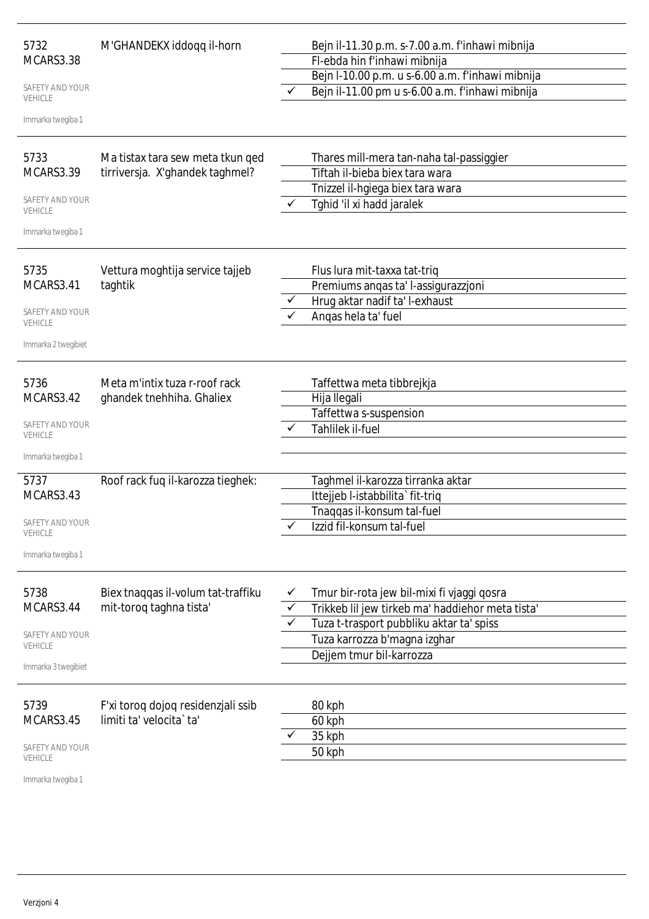5732
MCARS3.38

SAFETY AND YOUR VEHICLE

Immarka twegiba 1

M'GHANDEKX iddoqq il-horn

| | |
|---|---|
| | Bejn il-11.30 p.m. s-7.00 a.m. f'inhawi mibnija |
| | Fl-ebda hin f'inhawi mibnija |
| | Bejn l-10.00 p.m. u s-6.00 a.m. f'inhawi mibnija |
| ✓ | Bejn il-11.00 pm u s-6.00 a.m. f'inhawi mibnija |

5733
MCARS3.39

SAFETY AND YOUR VEHICLE

Immarka twegiba 1

Ma tistax tara sew meta tkun qed tirriversja. X'ghandek taghmel?

| | |
|---|---|
| | Thares mill-mera tan-naha tal-passiggier |
| | Tiftah il-bieba biex tara wara |
| | Tnizzel il-hgiega biex tara wara |
| ✓ | Tghid 'il xi hadd jaralek |

5735
MCARS3.41

SAFETY AND YOUR VEHICLE

Immarka 2 twegibiet

Vettura moghtija service tajjeb taghtik

| | |
|---|---|
| | Flus lura mit-taxxa tat-triq |
| | Premiums anqas ta' l-assigurazzjoni |
| ✓ | Hrug aktar nadif ta' l-exhaust |
| ✓ | Anqas hela ta' fuel |

5736
MCARS3.42

SAFETY AND YOUR VEHICLE

Immarka twegiba 1

Meta m'intix tuza r-roof rack ghandek tnehhiha. Ghaliex

| | |
|---|---|
| | Taffettwa meta tibbrejkja |
| | Hija llegali |
| | Taffettwa s-suspension |
| ✓ | Tahlilek il-fuel |

5737
MCARS3.43

SAFETY AND YOUR VEHICLE

Immarka twegiba 1

Roof rack fuq il-karozza tieghek:

| | |
|---|---|
| | Taghmel il-karozza tirranka aktar |
| | Ittejjeb l-istabbilita` fit-triq |
| | Tnaqqas il-konsum tal-fuel |
| ✓ | Izzid fil-konsum tal-fuel |

5738
MCARS3.44

SAFETY AND YOUR VEHICLE

Immarka 3 twegibiet

Biex tnaqqas il-volum tat-traffiku mit-toroq taghna tista'

| | |
|---|---|
| ✓ | Tmur bir-rota jew bil-mixi fi vjaggi qosra |
| ✓ | Trikkeb lil jew tirkeb ma' haddiehor meta tista' |
| ✓ | Tuza t-trasport pubbliku aktar ta' spiss |
| | Tuza karrozza b'magna izghar |
| | Dejjem tmur bil-karrozza |

5739
MCARS3.45

SAFETY AND YOUR VEHICLE

Immarka twegiba 1

F'xi toroq dojoq residenzjali ssib limiti ta' velocita`ta'

| | |
|---|---|
| | 80 kph |
| | 60 kph |
| ✓ | 35 kph |
| | 50 kph |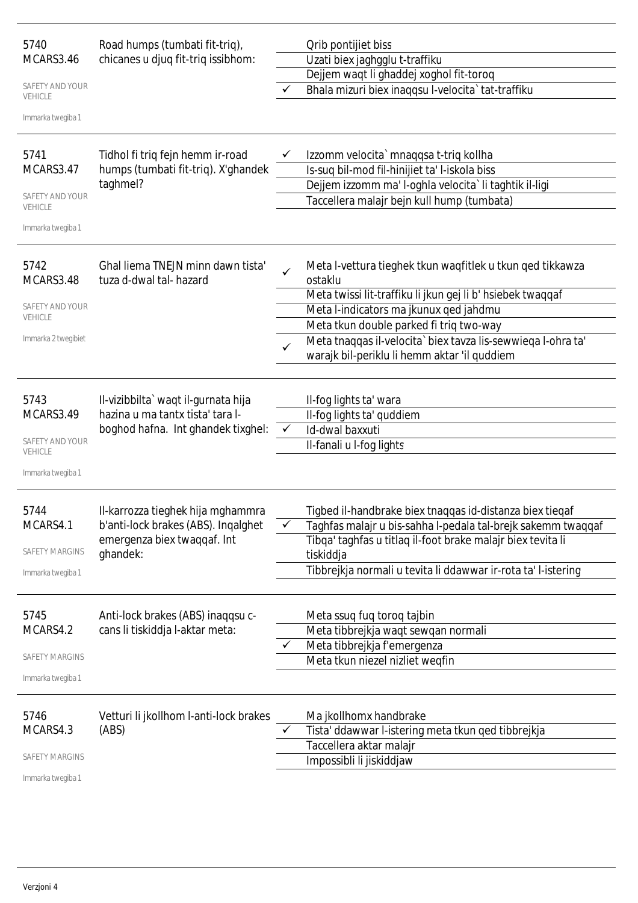| | | | |
|---|---|---|---|
| 5740<br>MCARS3.46<br>SAFETY AND YOUR VEHICLE<br>Immarka twegiba 1 | Road humps (tumbati fit-triq), chicanes u djuq fit-triq issibhom: | | Qrib pontijiet biss |
| | | | Uzati biex jaghgglu t-traffiku |
| | | | Dejjem waqt li ghaddej xoghol fit-toroq |
| | | ✓ | Bhala mizuri biex inaqqsu l-velocita` tat-traffiku |
| 5741<br>MCARS3.47<br>SAFETY AND YOUR VEHICLE<br>Immarka twegiba 1 | Tidhol fi triq fejn hemm ir-road humps (tumbati fit-triq). X'ghandek taghmel? | ✓ | Izzomm velocita` mnaqqsa t-triq kollha |
| | | | Is-suq bil-mod fil-hinijiet ta' l-iskola biss |
| | | | Dejjem izzomm ma' l-oghla velocita` li taghtik il-ligi |
| | | | Taccellera malajr bejn kull hump (tumbata) |
| 5742<br>MCARS3.48<br>SAFETY AND YOUR VEHICLE<br>Immarka 2 twegibiet | Ghal liema TNEJN minn dawn tista' tuza d-dwal tal- hazard | ✓ | Meta l-vettura tieghek tkun waqfitlek u tkun qed tikkawza ostaklu |
| | | | Meta twissi lit-traffiku li jkun gej li b' hsiebek twaqqaf |
| | | | Meta l-indicators ma jkunux qed jahdmu |
| | | | Meta tkun double parked fi triq two-way |
| | | ✓ | Meta tnaqqas il-velocita` biex tavza lis-sewwieqa l-ohra ta' warajk bil-periklu li hemm aktar 'il quddiem |
| 5743<br>MCARS3.49<br>SAFETY AND YOUR VEHICLE<br>Immarka twegiba 1 | Il-vizibbilta` waqt il-gurnata hija hazina u ma tantx tista' tara l-boghod hafna. Int ghandek tixghel: | | Il-fog lights ta' wara |
| | | | Il-fog lights ta' quddiem |
| | | ✓ | Id-dwal baxxuti |
| | | | Il-fanali u l-fog lights |
| 5744<br>MCARS4.1<br>SAFETY MARGINS<br>Immarka twegiba 1 | Il-karrozza tieghek hija mghammra b'anti-lock brakes (ABS). Inqalghet emergenza biex twaqqaf. Int ghandek: | | Tigbed il-handbrake biex tnaqqas id-distanza biex tieqaf |
| | | ✓ | Taghfas malajr u bis-sahha l-pedala tal-brejk sakemm twaqqaf |
| | | | Tibqa' taghfas u titlaq il-foot brake malajr biex tevita li tiskiddja |
| | | | Tibbrejkja normali u tevita li ddawwar ir-rota ta' l-istering |
| 5745<br>MCARS4.2<br>SAFETY MARGINS<br>Immarka twegiba 1 | Anti-lock brakes (ABS) inaqqsu c-cans li tiskiddja l-aktar meta: | | Meta ssuq fuq toroq tajbin |
| | | | Meta tibbrejkja waqt sewqan normali |
| | | ✓ | Meta tibbrejkja f'emergenza |
| | | | Meta tkun niezel nizliet weqfin |
| 5746<br>MCARS4.3<br>SAFETY MARGINS<br>Immarka twegiba 1 | Vetturi li jkollhom l-anti-lock brakes (ABS) | | Ma jkollhomx handbrake |
| | | ✓ | Tista' ddawwar l-istering meta tkun qed tibbrejkja |
| | | | Taccellera aktar malajr |
| | | | Impossibli li jiskiddjaw |

Verzjoni 4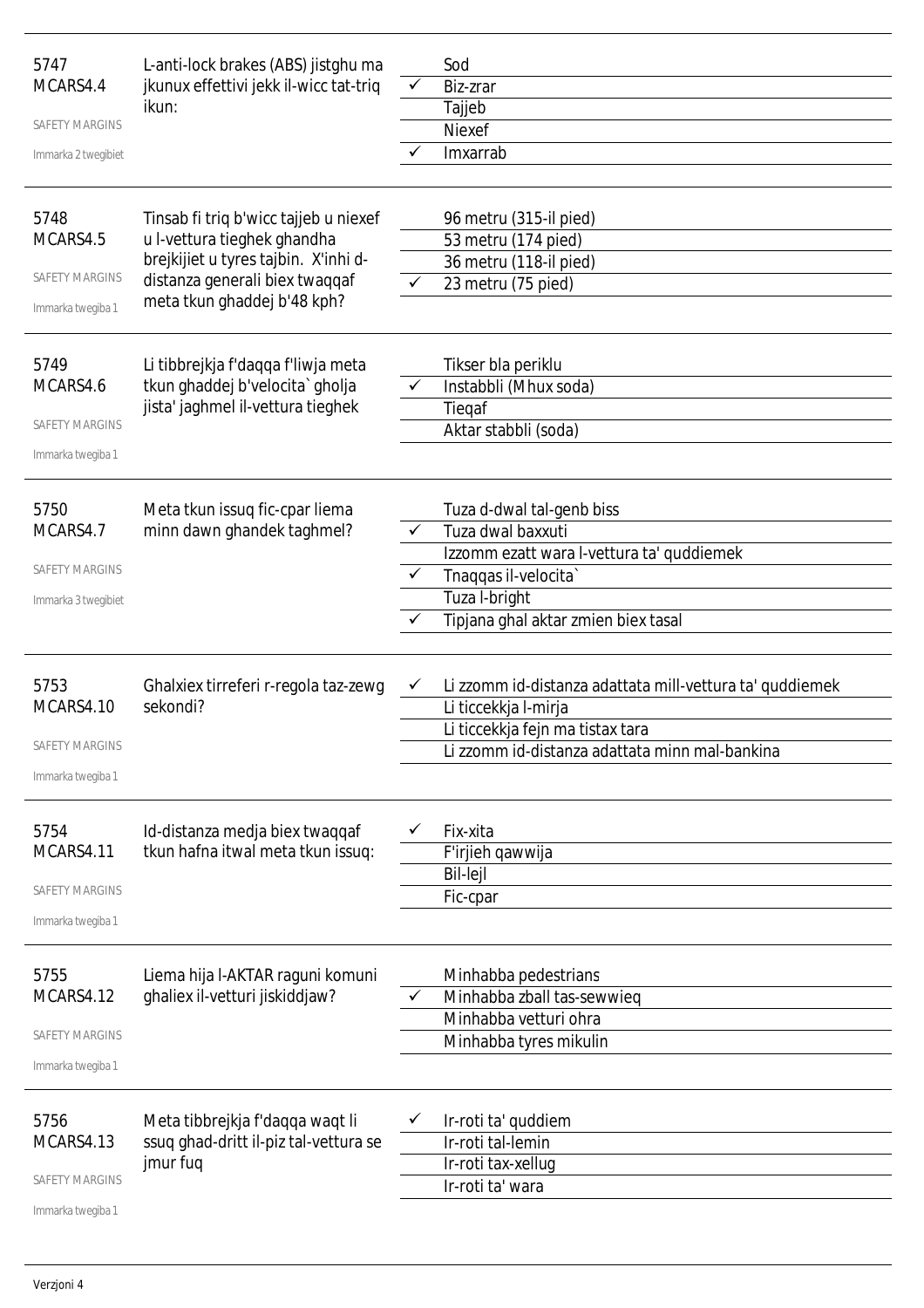| | | | |
|---|---|---|---|
| 5747<br>MCARS4.4<br>SAFETY MARGINS<br>Immarka 2 twegibiet | L-anti-lock brakes (ABS) jistghu ma jkunux effettivi jekk il-wicc tat-triq ikun: | | Sod |
| | | ✓ | Biz-zrar |
| | | | Tajjeb |
| | | | Niexef |
| | | ✓ | Imxarrab |
| 5748<br>MCARS4.5<br>SAFETY MARGINS<br>Immarka twegiba 1 | Tinsab fi triq b'wicc tajjeb u niexef u l-vettura tieghek ghandha brejkijiet u tyres tajbin. X'inhi d-distanza generali biex twaqqaf meta tkun ghaddej b'48 kph? | | 96 metru (315-il pied) |
| | | | 53 metru (174 pied) |
| | | | 36 metru (118-il pied) |
| | | ✓ | 23 metru (75 pied) |
| 5749<br>MCARS4.6<br>SAFETY MARGINS<br>Immarka twegiba 1 | Li tibbrejkja f'daqqa f'liwja meta tkun ghaddej b'velocita` gholja jista' jaghmel il-vettura tieghek | | Tikser bla periklu |
| | | ✓ | Instabbli (Mhux soda) |
| | | | Tieqaf |
| | | | Aktar stabbli (soda) |
| 5750<br>MCARS4.7<br>SAFETY MARGINS<br>Immarka 3 twegibiet | Meta tkun issuq fic-cpar liema minn dawn ghandek taghmel? | | Tuza d-dwal tal-genb biss |
| | | ✓ | Tuza dwal baxxuti |
| | | | Izzomm ezatt wara l-vettura ta' quddiemek |
| | | ✓ | Tnaqqas il-velocita` |
| | | | Tuza l-bright |
| | | ✓ | Tipjana ghal aktar zmien biex tasal |
| 5753<br>MCARS4.10<br>SAFETY MARGINS<br>Immarka twegiba 1 | Ghalxiex tirreferi r-regola taz-zewg sekondi? | ✓ | Li zzomm id-distanza adattata mill-vettura ta' quddiemek |
| | | | Li ticcekkja l-mirja |
| | | | Li ticcekkja fejn ma tistax tara |
| | | | Li zzomm id-distanza adattata minn mal-bankina |
| 5754<br>MCARS4.11<br>SAFETY MARGINS<br>Immarka twegiba 1 | Id-distanza medja biex twaqqaf tkun hafna itwal meta tkun issuq: | ✓ | Fix-xita |
| | | | F'irjieh qawwija |
| | | | Bil-lejl |
| | | | Fic-cpar |
| 5755<br>MCARS4.12<br>SAFETY MARGINS<br>Immarka twegiba 1 | Liema hija l-AKTAR raguni komuni ghaliex il-vetturi jiskiddjaw? | | Minhabba pedestrians |
| | | ✓ | Minhabba zball tas-sewwieq |
| | | | Minhabba vetturi ohra |
| | | | Minhabba tyres mikulin |
| 5756<br>MCARS4.13<br>SAFETY MARGINS<br>Immarka twegiba 1 | Meta tibbrejkja f'daqqa waqt li ssuq ghad-dritt il-piz tal-vettura se jmur fuq | ✓ | Ir-roti ta' quddiem |
| | | | Ir-roti tal-lemin |
| | | | Ir-roti tax-xellug |
| | | | Ir-roti ta' wara |

Verzjoni 4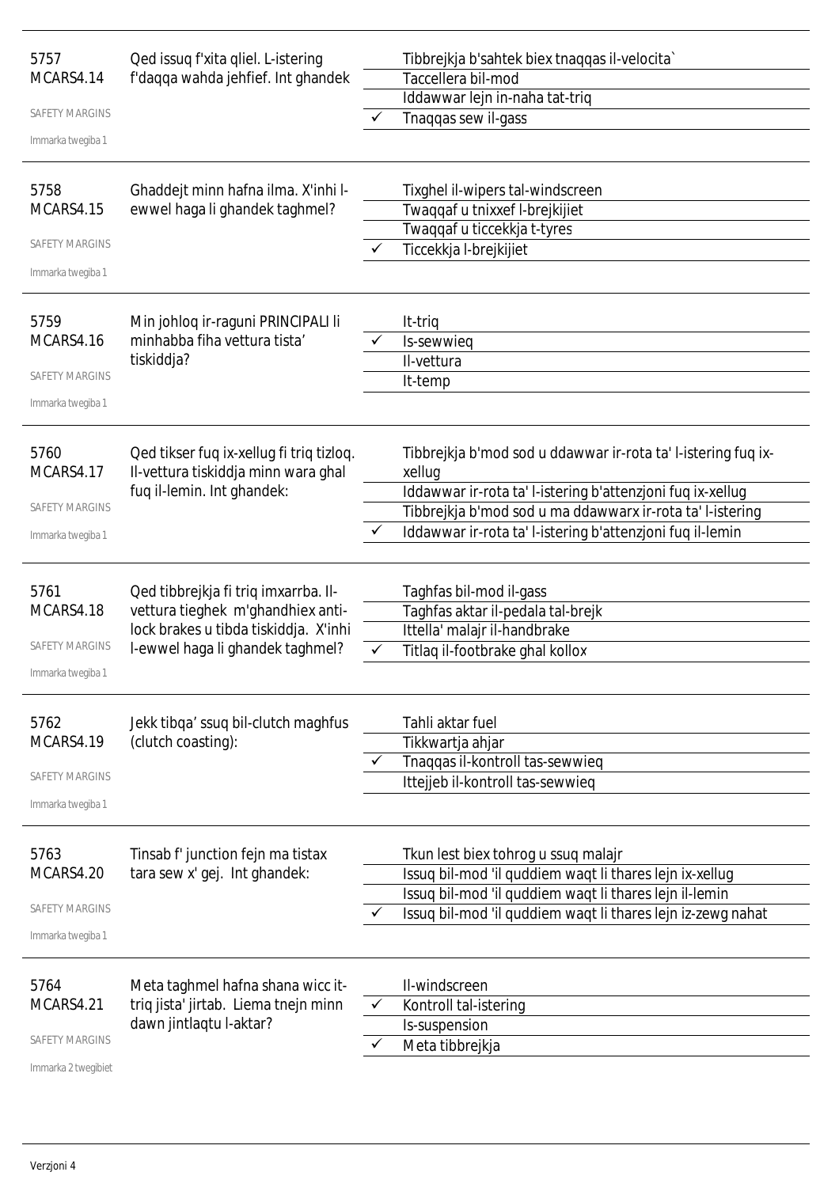| | | | |
|---|---|---|---|
| 5757<br>MCARS4.14<br>SAFETY MARGINS<br>Immarka twegiba 1 | Qed issuq f'xita qliel. L-istering f'daqqa wahda jehfief. Int ghandek | | Tibbrejkja b'sahtek biex tnaqqas il-velocita` |
| | | | Taccellera bil-mod |
| | | | Iddawwar lejn in-naha tat-triq |
| | | ✓ | Tnaqqas sew il-gass |
| 5758<br>MCARS4.15<br>SAFETY MARGINS<br>Immarka twegiba 1 | Ghaddejt minn hafna ilma. X'inhi l-ewwel haga li ghandek taghmel? | | Tixghel il-wipers tal-windscreen |
| | | | Twaqqaf u tnixxef l-brejkijiet |
| | | | Twaqqaf u ticcekkja t-tyres |
| | | ✓ | Ticcekkja l-brejkijiet |
| 5759<br>MCARS4.16<br>SAFETY MARGINS<br>Immarka twegiba 1 | Min johloq ir-raguni PRINCIPALI li minhabba fiha vettura tista' tiskiddja? | | It-triq |
| | | ✓ | Is-sewwieq |
| | | | Il-vettura |
| | | | It-temp |
| 5760<br>MCARS4.17<br>SAFETY MARGINS<br>Immarka twegiba 1 | Qed tikser fuq ix-xellug fi triq tizloq. Il-vettura tiskiddja minn wara ghal fuq il-lemin. Int ghandek: | | Tibbrejkja b'mod sod u ddawwar ir-rota ta' l-istering fuq ix-xellug |
| | | | Iddawwar ir-rota ta' l-istering b'attenzjoni fuq ix-xellug |
| | | | Tibbrejkja b'mod sod u ma ddawwarx ir-rota ta' l-istering |
| | | ✓ | Iddawwar ir-rota ta' l-istering b'attenzjoni fuq il-lemin |
| 5761<br>MCARS4.18<br>SAFETY MARGINS<br>Immarka twegiba 1 | Qed tibbrejkja fi triq imxarrba. Il-vettura tieghek m'ghandhiex anti-lock brakes u tibda tiskiddja. X'inhi l-ewwel haga li ghandek taghmel? | | Taghfas bil-mod il-gass |
| | | | Taghfas aktar il-pedala tal-brejk |
| | | | Ittella' malajr il-handbrake |
| | | ✓ | Titlaq il-footbrake ghal kollox |
| 5762<br>MCARS4.19<br>SAFETY MARGINS<br>Immarka twegiba 1 | Jekk tibqa' ssuq bil-clutch maghfus (clutch coasting): | | Tahli aktar fuel |
| | | | Tikkwartja ahjar |
| | | ✓ | Tnaqqas il-kontroll tas-sewwieq |
| | | | Ittejjeb il-kontroll tas-sewwieq |
| 5763<br>MCARS4.20<br>SAFETY MARGINS<br>Immarka twegiba 1 | Tinsab f' junction fejn ma tistax tara sew x' gej. Int ghandek: | | Tkun lest biex tohrog u ssuq malajr |
| | | | Issuq bil-mod 'il quddiem waqt li thares lejn ix-xellug |
| | | | Issuq bil-mod 'il quddiem waqt li thares lejn il-lemin |
| | | ✓ | Issuq bil-mod 'il quddiem waqt li thares lejn iz-zewg nahat |
| 5764<br>MCARS4.21<br>SAFETY MARGINS<br>Immarka 2 twegibiet | Meta taghmel hafna shana wicc it-triq jista' jirtab. Liema tnejn minn dawn jintlaqtu l-aktar? | | Il-windscreen |
| | | ✓ | Kontroll tal-istering |
| | | | Is-suspension |
| | | ✓ | Meta tibbrejkja |

Verzjoni 4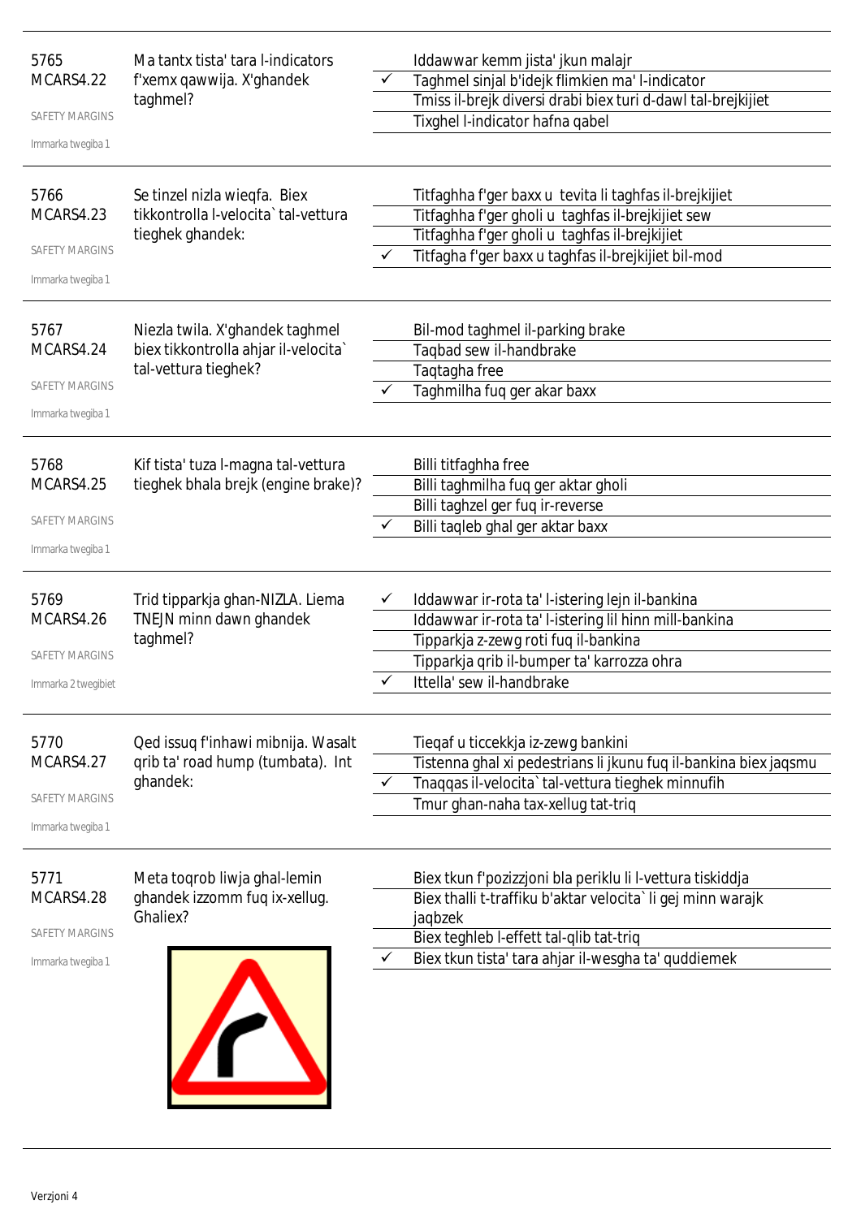| | | | |
|---|---|---|---|
| 5765<br>MCARS4.22<br>SAFETY MARGINS<br>Immarka twegiba 1 | Ma tantx tista' tara l-indicators f'xemx qawwija. X'ghandek taghmel? | | Iddawwar kemm jista' jkun malajr |
| | | ✓ | Taghmel sinjal b'idejk flimkien ma' l-indicator |
| | | | Tmiss il-brejk diversi drabi biex turi d-dawl tal-brejkijiet |
| | | | Tixghel l-indicator hafna qabel |
| 5766<br>MCARS4.23<br>SAFETY MARGINS<br>Immarka twegiba 1 | Se tinzel nizla wieqfa. Biex tikkontrolla l-velocita` tal-vettura tieghek ghandek: | | Titfaghha f'ger baxx u tevita li taghfas il-brejkijiet |
| | | | Titfaghha f'ger gholi u taghfas il-brejkijiet sew |
| | | | Titfaghha f'ger gholi u taghfas il-brejkijiet |
| | | ✓ | Titfagha f'ger baxx u taghfas il-brejkijiet bil-mod |
| 5767<br>MCARS4.24<br>SAFETY MARGINS<br>Immarka twegiba 1 | Niezla twila. X'ghandek taghmel biex tikkontrolla ahjar il-velocita` tal-vettura tieghek? | | Bil-mod taghmel il-parking brake |
| | | | Taqbad sew il-handbrake |
| | | | Taqtagha free |
| | | ✓ | Taghmilha fuq ger akar baxx |
| 5768<br>MCARS4.25<br>SAFETY MARGINS<br>Immarka twegiba 1 | Kif tista' tuza l-magna tal-vettura tieghek bhala brejk (engine brake)? | | Billi titfaghha free |
| | | | Billi taghmilha fuq ger aktar gholi |
| | | | Billi taghzel ger fuq ir-reverse |
| | | ✓ | Billi taqleb ghal ger aktar baxx |
| 5769<br>MCARS4.26<br>SAFETY MARGINS<br>Immarka 2 twegibiet | Trid tipparkja ghan-NIZLA. Liema TNEJN minn dawn ghandek taghmel? | ✓ | Iddawwar ir-rota ta' l-istering lejn il-bankina |
| | | | Iddawwar ir-rota ta' l-istering lil hinn mill-bankina |
| | | | Tipparkja z-zewg roti fuq il-bankina |
| | | | Tipparkja qrib il-bumper ta' karrozza ohra |
| | | ✓ | Ittella' sew il-handbrake |
| 5770<br>MCARS4.27<br>SAFETY MARGINS<br>Immarka twegiba 1 | Qed issuq f'inhawi mibnija. Wasalt qrib ta' road hump (tumbata). Int ghandek: | | Tieqaf u ticcekkja iz-zewg bankini |
| | | | Tistenna ghal xi pedestrians li jkunu fuq il-bankina biex jaqsmu |
| | | ✓ | Tnaqqas il-velocita` tal-vettura tieghek minnufih |
| | | | Tmur ghan-naha tax-xellug tat-triq |
| 5771<br>MCARS4.28<br>SAFETY MARGINS<br>Immarka twegiba 1 | Meta toqrob liwja ghal-lemin ghandek izzomm fuq ix-xellug. Ghaliex? | | Biex tkun f'pozizzjoni bla periklu li l-vettura tiskiddja |
| | | | Biex thalli t-traffiku b'aktar velocita` li gej minn warajk jaqbzek |
| | | | Biex teghleb l-effett tal-qlib tat-triq |
| | | ✓ | Biex tkun tista' tara ahjar il-wesgha ta' quddiemek |

Verzjoni 4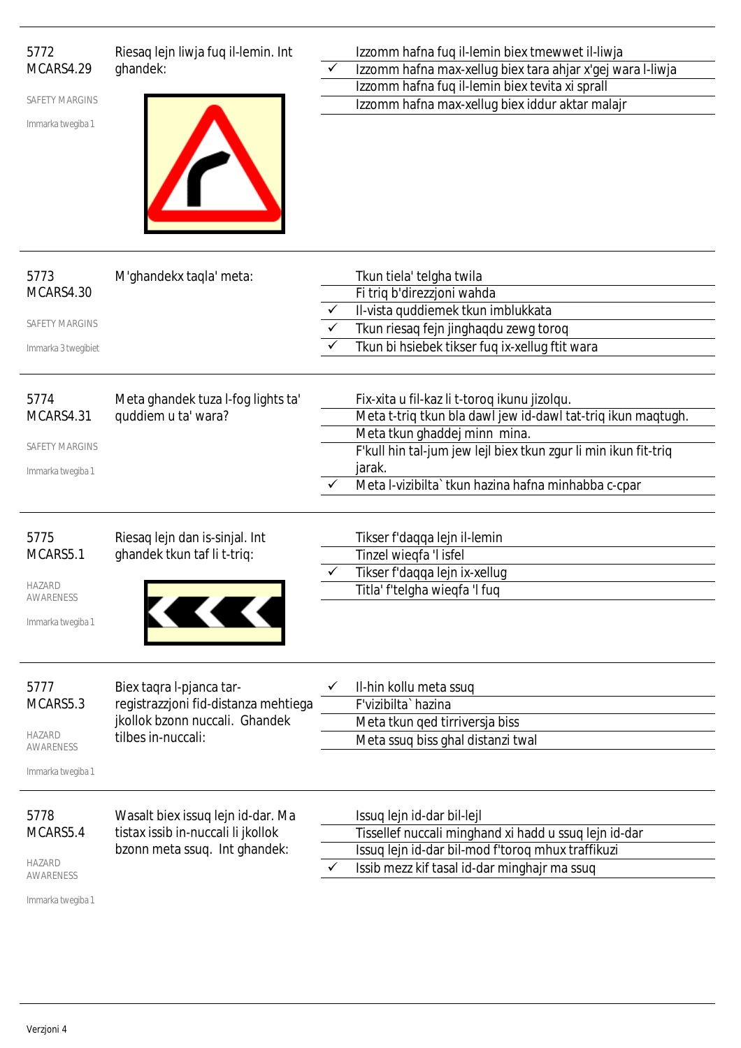5772
MCARS4.29

SAFETY MARGINS

Immarka twegiba 1

Riesaq lejn liwja fuq il-lemin. Int ghandek:

- Izzomm hafna fuq il-lemin biex tmewwet il-liwja
- ✓ Izzomm hafna max-xellug biex tara ahjar x'gej wara l-liwja
- Izzomm hafna fuq il-lemin biex tevita xi sprall
- Izzomm hafna max-xellug biex iddur aktar malajr

---

5773
MCARS4.30

SAFETY MARGINS

Immarka 3 twegibiet

M'ghandekx taqla' meta:

- Tkun tiela' telgha twila
- Fi triq b'direzzjoni wahda
- ✓ Il-vista quddiemek tkun imblukkata
- ✓ Tkun riesaq fejn jinghaqdu zewg toroq
- ✓ Tkun bi hsiebek tikser fuq ix-xellug ftit wara

---

5774
MCARS4.31

SAFETY MARGINS

Immarka twegiba 1

Meta ghandek tuza l-fog lights ta' quddiem u ta' wara?

- Fix-xita u fil-kaz li t-toroq ikunu jizolqu.
- Meta t-triq tkun bla dawl jew id-dawl tat-triq ikun maqtugh.
- Meta tkun ghaddej minn mina.
- F'kull hin tal-jum jew lejl biex tkun zgur li min ikun fit-triq jarak.
- ✓ Meta l-vizibilta` tkun hazina hafna minhabba c-cpar

---

5775
MCARS5.1

HAZARD AWARENESS

Immarka twegiba 1

Riesaq lejn dan is-sinjal. Int ghandek tkun taf li t-triq:

- Tikser f'daqqa lejn il-lemin
- Tinzel wieqfa 'l isfel
- ✓ Tikser f'daqqa lejn ix-xellug
- Titla' f'telgha wieqfa 'l fuq

---

5777
MCARS5.3

HAZARD AWARENESS

Immarka twegiba 1

Biex taqra l-pjanca tar-registrazzjoni fid-distanza mehtiega jkollok bzonn nuccali. Ghandek tilbes in-nuccali:

- ✓ Il-hin kollu meta ssuq
- F'vizibilta` hazina
- Meta tkun qed tirriversja biss
- Meta ssuq biss ghal distanzi twal

---

5778
MCARS5.4

HAZARD AWARENESS

Immarka twegiba 1

Wasalt biex issuq lejn id-dar. Ma tistax issib in-nuccali li jkollok bzonn meta ssuq. Int ghandek:

- Issuq lejn id-dar bil-lejl
- Tissellef nuccali minghand xi hadd u ssuq lejn id-dar
- Issuq lejn id-dar bil-mod f'toroq mhux traffikuzi
- ✓ Issib mezz kif tasal id-dar minghajr ma ssuq

---

Verzjoni 4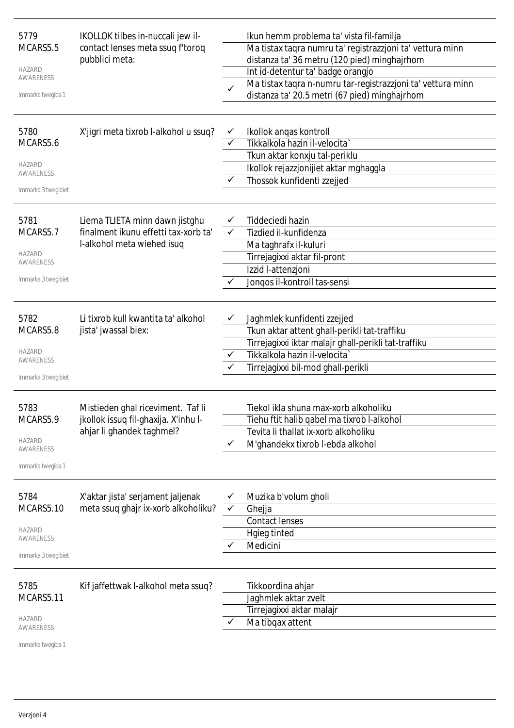| | | | |
|---|---|---|---|
| 5779<br>MCARS5.5<br><br>HAZARD AWARENESS<br><br>Immarka twegiba 1 | IKOLLOK tilbes in-nuccali jew il-contact lenses meta ssuq f'toroq pubblici meta: | | Ikun hemm problema ta' vista fil-familja |
| | | | Ma tistax taqra numru ta' registrazzjoni ta' vettura minn distanza ta' 36 metru (120 pied) minghajrhom |
| | | | Int id-detentur ta' badge orangjo |
| | | ✓ | Ma tistax taqra n-numru tar-registrazzjoni ta' vettura minn distanza ta' 20.5 metri (67 pied) minghajrhom |
| 5780<br>MCARS5.6<br><br>HAZARD AWARENESS<br><br>Immarka 3 twegibiet | X'jigri meta tixrob l-alkohol u ssuq? | ✓ | Ikollok anqas kontroll |
| | | ✓ | Tikkalkola hazin il-velocita` |
| | | | Tkun aktar konxju tal-periklu |
| | | | Ikollok rejazzjonijiet aktar mghaggla |
| | | ✓ | Thossok kunfidenti zzejjed |
| 5781<br>MCARS5.7<br><br>HAZARD AWARENESS<br><br>Immarka 3 twegibiet | Liema TLIETA minn dawn jistghu finalment ikunu effetti tax-xorb ta' l-alkohol meta wiehed isuq | ✓ | Tiddeciedi hazin |
| | | ✓ | Tizdied il-kunfidenza |
| | | | Ma taghrafx il-kuluri |
| | | | Tirrejagixxi aktar fil-pront |
| | | | Izzid l-attenzjoni |
| | | ✓ | Jonqos il-kontroll tas-sensi |
| 5782<br>MCARS5.8<br><br>HAZARD AWARENESS<br><br>Immarka 3 twegibiet | Li tixrob kull kwantita ta' alkohol jista' jwassal biex: | ✓ | Jaghmlek kunfidenti zzejjed |
| | | | Tkun aktar attent ghall-perikli tat-traffiku |
| | | | Tirrejagixxi iktar malajr ghall-perikli tat-traffiku |
| | | ✓ | Tikkalkola hazin il-velocita` |
| | | ✓ | Tirrejagixxi bil-mod ghall-perikli |
| 5783<br>MCARS5.9<br><br>HAZARD AWARENESS<br><br>Immarka twegiba 1 | Mistieden ghal riceviment. Taf li jkollok issuq fil-ghaxija. X'inhu l-ahjar li ghandek taghmel? | | Tiekol ikla shuna max-xorb alkoholiku |
| | | | Tiehu ftit halib qabel ma tixrob l-alkohol |
| | | | Tevita li thallat ix-xorb alkoholiku |
| | | ✓ | M'ghandekx tixrob l-ebda alkohol |
| 5784<br>MCARS5.10<br><br>HAZARD AWARENESS<br><br>Immarka 3 twegibiet | X'aktar jista' serjament jaljenak meta ssuq ghajr ix-xorb alkoholiku? | ✓ | Muzika b'volum gholi |
| | | ✓ | Ghejja |
| | | | Contact lenses |
| | | | Hgieg tinted |
| | | ✓ | Medicini |
| 5785<br>MCARS5.11<br><br>HAZARD AWARENESS<br><br>Immarka twegiba 1 | Kif jaffettwak l-alkohol meta ssuq? | | Tikkoordina ahjar |
| | | | Jaghmlek aktar zvelt |
| | | | Tirrejagixxi aktar malajr |
| | | ✓ | Ma tibqax attent |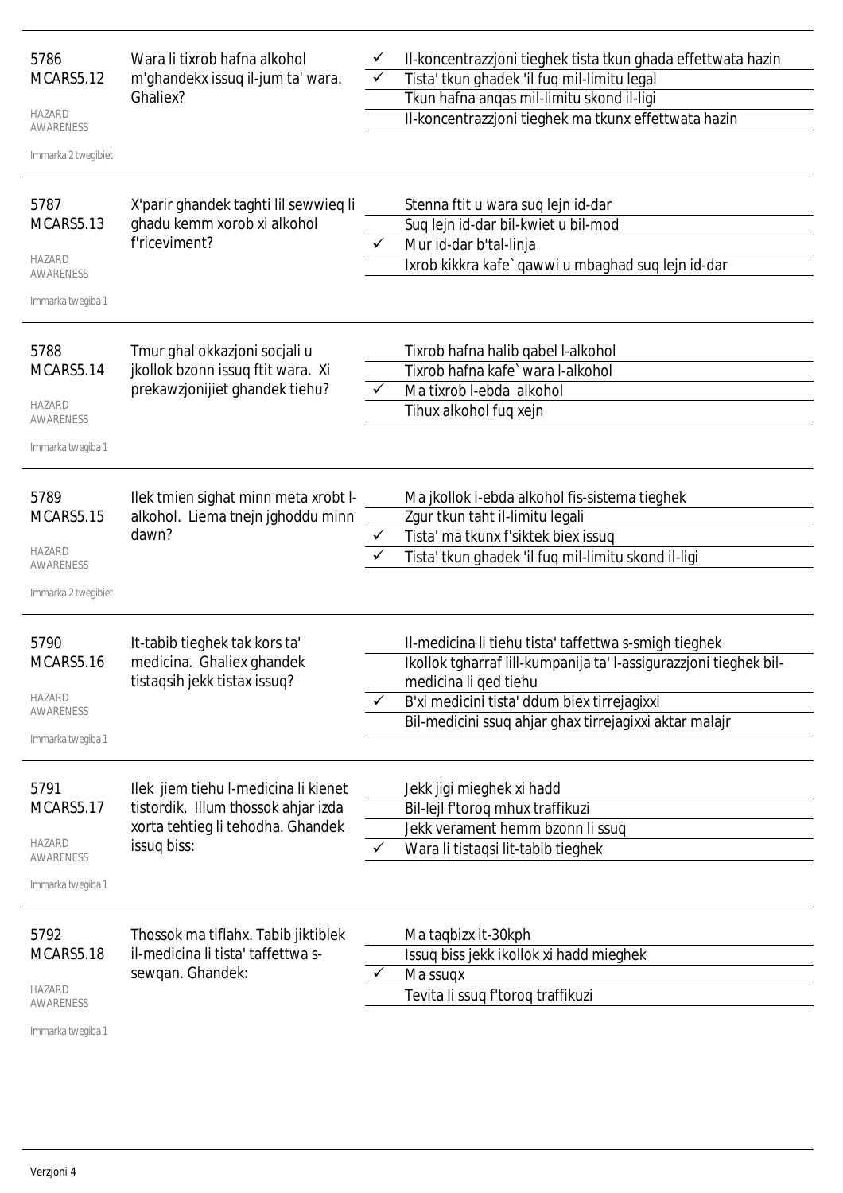| | | | |
|---|---|---|---|
| 5786<br>MCARS5.12<br><br>HAZARD AWARENESS<br><br>Immarka 2 twegibiet | Wara li tixrob hafna alkohol m'ghandekx issuq il-jum ta' wara. Ghaliex? | ✓ | Il-koncentrazzjoni tieghek tista tkun ghada effettwata hazin |
| | | ✓ | Tista' tkun ghadek 'il fuq mil-limitu legal |
| | | | Tkun hafna anqas mil-limitu skond il-ligi |
| | | | Il-koncentrazzjoni tieghek ma tkunx effettwata hazin |
| 5787<br>MCARS5.13<br><br>HAZARD AWARENESS<br><br>Immarka twegiba 1 | X'parir ghandek taghti lil sewwieq li ghadu kemm xorob xi alkohol f'riceviment? | | Stenna ftit u wara suq lejn id-dar |
| | | | Suq lejn id-dar bil-kwiet u bil-mod |
| | | ✓ | Mur id-dar b'tal-linja |
| | | | Ixrob kikkra kafe` qawwi u mbaghad suq lejn id-dar |
| 5788<br>MCARS5.14<br><br>HAZARD AWARENESS<br><br>Immarka twegiba 1 | Tmur ghal okkazjoni socjali u jkollok bzonn issuq ftit wara. Xi prekawzjonijiet ghandek tiehu? | | Tixrob hafna halib qabel l-alkohol |
| | | | Tixrob hafna kafe` wara l-alkohol |
| | | ✓ | Ma tixrob l-ebda alkohol |
| | | | Tihux alkohol fuq xejn |
| 5789<br>MCARS5.15<br><br>HAZARD AWARENESS<br><br>Immarka 2 twegibiet | Ilek tmien sighat minn meta xrobt l-alkohol. Liema tnejn jghoddu minn dawn? | | Ma jkollok l-ebda alkohol fis-sistema tieghek |
| | | | Zgur tkun taht il-limitu legali |
| | | ✓ | Tista' ma tkunx f'siktek biex issuq |
| | | ✓ | Tista' tkun ghadek 'il fuq mil-limitu skond il-ligi |
| 5790<br>MCARS5.16<br><br>HAZARD AWARENESS<br><br>Immarka twegiba 1 | It-tabib tieghek tak kors ta' medicina. Ghaliex ghandek tistaqsih jekk tistax issuq? | | Il-medicina li tiehu tista' taffettwa s-smigh tieghek |
| | | | Ikollok tgharraf lill-kumpanija ta' l-assigurazzjoni tieghek bil-medicina li qed tiehu |
| | | ✓ | B'xi medicini tista' ddum biex tirrejagixxi |
| | | | Bil-medicini ssuq ahjar ghax tirrejagixxi aktar malajr |
| 5791<br>MCARS5.17<br><br>HAZARD AWARENESS<br><br>Immarka twegiba 1 | Ilek jiem tiehu l-medicina li kienet tistordik. Illum thossok ahjar izda xorta tehtieg li tehodha. Ghandek issuq biss: | | Jekk jigi mieghek xi hadd |
| | | | Bil-lejl f'toroq mhux traffikuzi |
| | | | Jekk verament hemm bzonn li ssuq |
| | | ✓ | Wara li tistaqsi lit-tabib tieghek |
| 5792<br>MCARS5.18<br><br>HAZARD AWARENESS<br><br>Immarka twegiba 1 | Thossok ma tiflahx. Tabib jiktiblek il-medicina li tista' taffettwa s-sewqan. Ghandek: | | Ma taqbizx it-30kph |
| | | | Issuq biss jekk ikollok xi hadd mieghek |
| | | ✓ | Ma ssuqx |
| | | | Tevita li ssuq f'toroq traffikuzi |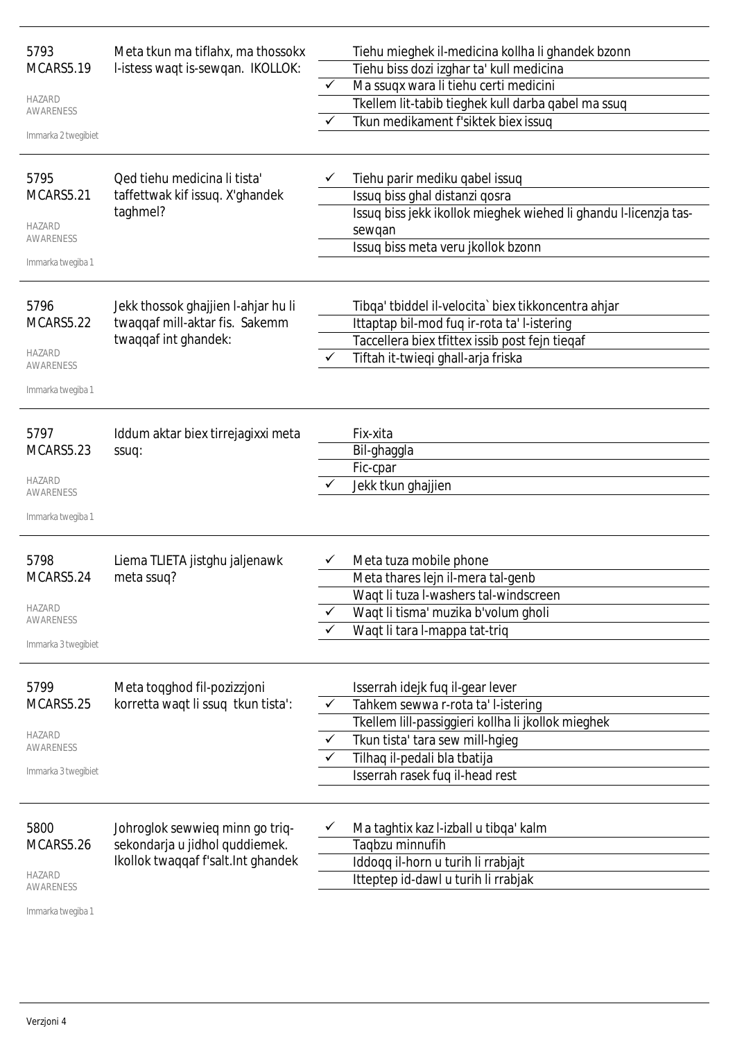5793
MCARS5.19

HAZARD AWARENESS

Immarka 2 twegibiet

Meta tkun ma tiflahx, ma thossokx l-istess waqt is-sewqan. IKOLLOK:

- Tiehu mieghek il-medicina kollha li ghandek bzonn
- Tiehu biss dozi izghar ta' kull medicina
- ✓ Ma ssuqx wara li tiehu certi medicini
- Tkellem lit-tabib tieghek kull darba qabel ma ssuq
- ✓ Tkun medikament f'siktek biex issuq

---

5795
MCARS5.21

HAZARD AWARENESS

Immarka twegiba 1

Qed tiehu medicina li tista' taffettwak kif issuq. X'ghandek taghmel?

- ✓ Tiehu parir mediku qabel issuq
- Issuq biss ghal distanzi qosra
- Issuq biss jekk ikollok mieghek wiehed li ghandu l-licenzja tas-sewqan
- Issuq biss meta veru jkollok bzonn

---

5796
MCARS5.22

HAZARD AWARENESS

Immarka twegiba 1

Jekk thossok ghajjien l-ahjar hu li twaqqaf mill-aktar fis. Sakemm twaqqaf int ghandek:

- Tibqa' tbiddel il-velocita` biex tikkoncentra ahjar
- Ittaptap bil-mod fuq ir-rota ta' l-istering
- Taccellera biex tfittex issib post fejn tieqaf
- ✓ Tiftah it-twieqi ghall-arja friska

---

5797
MCARS5.23

HAZARD AWARENESS

Immarka twegiba 1

Iddum aktar biex tirrejagixxi meta ssuq:

- Fix-xita
- Bil-ghaggla
- Fic-cpar
- ✓ Jekk tkun ghajjien

---

5798
MCARS5.24

HAZARD AWARENESS

Immarka 3 twegibiet

Liema TLIETA jistghu jaljenawk meta ssuq?

- ✓ Meta tuza mobile phone
- Meta thares lejn il-mera tal-genb
- Waqt li tuza l-washers tal-windscreen
- ✓ Waqt li tisma' muzika b'volum gholi
- ✓ Waqt li tara l-mappa tat-triq

---

5799
MCARS5.25

HAZARD AWARENESS

Immarka 3 twegibiet

Meta toqghod fil-pozizzjoni korretta waqt li ssuq tkun tista':

- Isserrah idejk fuq il-gear lever
- ✓ Tahkem sewwa r-rota ta' l-istering
- Tkellem lill-passiggieri kollha li jkollok mieghek
- ✓ Tkun tista' tara sew mill-hgieg
- ✓ Tilhaq il-pedali bla tbatija
- Isserrah rasek fuq il-head rest

---

5800
MCARS5.26

HAZARD AWARENESS

Immarka twegiba 1

Johroglok sewwieq minn go triq-sekondarja u jidhol quddiemek. Ikollok twaqqaf f'salt.Int ghandek

- ✓ Ma taghtix kaz l-izball u tibqa' kalm
- Taqbzu minnufih
- Iddoqq il-horn u turih li rrabjajt
- Itteptep id-dawl u turih li rrabjak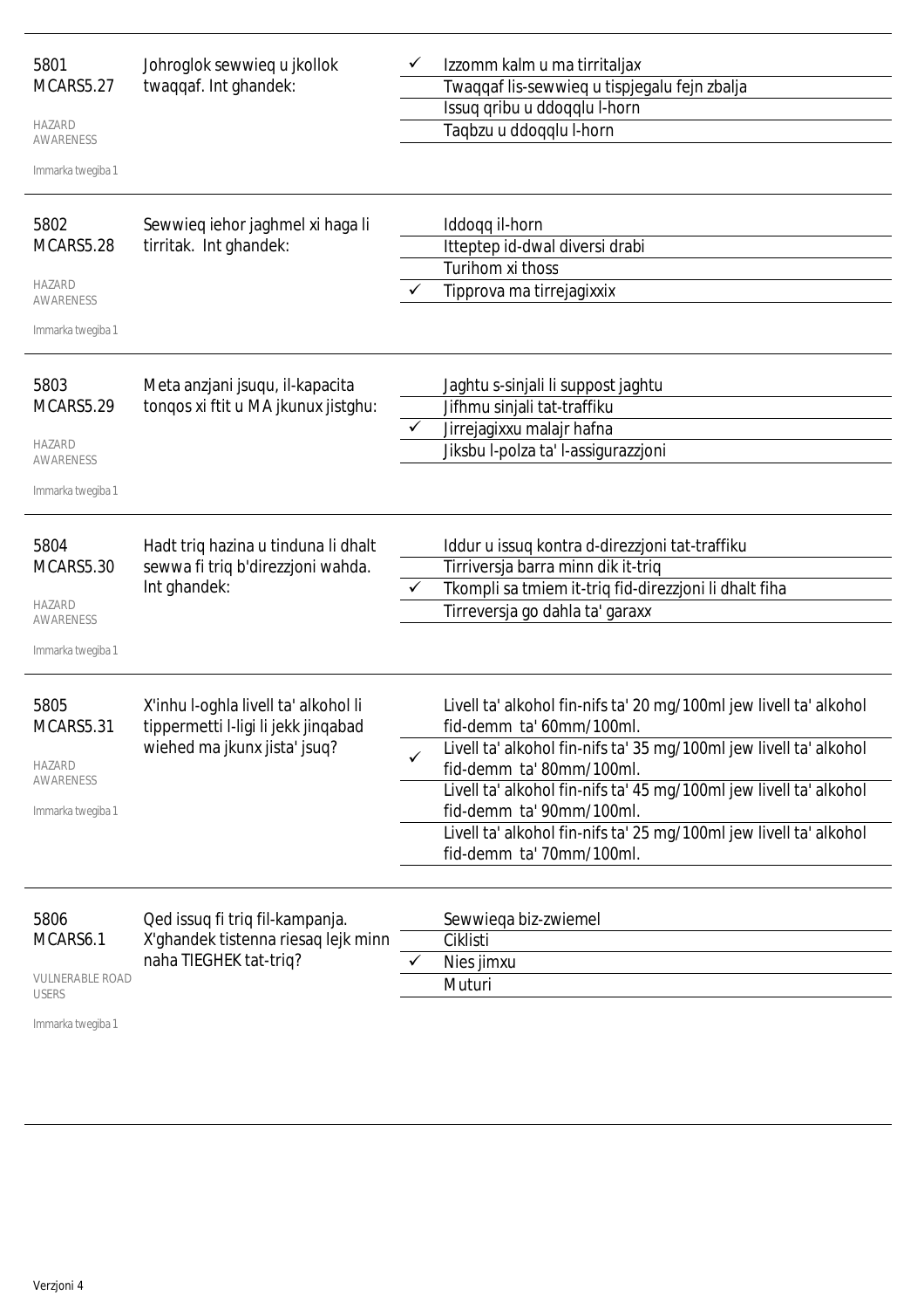| | | | |
|---|---|---|---|
| 5801<br>MCARS5.27<br><br>HAZARD AWARENESS<br><br>Immarka twegiba 1 | Johroglok sewwieq u jkollok twaqqaf. Int ghandek: | ✓ | Izzomm kalm u ma tirritaljax |
| | | | Twaqqaf lis-sewwieq u tispjegalu fejn zbalja |
| | | | Issuq qribu u ddoqqlu l-horn |
| | | | Taqbzu u ddoqqlu l-horn |
| 5802<br>MCARS5.28<br><br>HAZARD AWARENESS<br><br>Immarka twegiba 1 | Sewwieq iehor jaghmel xi haga li tirritak. Int ghandek: | | Iddoqq il-horn |
| | | | Itteptep id-dwal diversi drabi |
| | | | Turihom xi thoss |
| | | ✓ | Tipprova ma tirrejagixxix |
| 5803<br>MCARS5.29<br><br>HAZARD AWARENESS<br><br>Immarka twegiba 1 | Meta anzjani jsuqu, il-kapacita tonqos xi ftit u MA jkunux jistghu: | | Jaghtu s-sinjali li suppost jaghtu |
| | | | Jifhmu sinjali tat-traffiku |
| | | ✓ | Jirrejagixxu malajr hafna |
| | | | Jiksbu l-polza ta' l-assigurazzjoni |
| 5804<br>MCARS5.30<br><br>HAZARD AWARENESS<br><br>Immarka twegiba 1 | Hadt triq hazina u tinduna li dhalt sewwa fi triq b'direzzjoni wahda. Int ghandek: | | Iddur u issuq kontra d-direzzjoni tat-traffiku |
| | | | Tirriversja barra minn dik it-triq |
| | | ✓ | Tkompli sa tmiem it-triq fid-direzzjoni li dhalt fiha |
| | | | Tirreversja go dahla ta' garaxx |
| 5805<br>MCARS5.31<br><br>HAZARD AWARENESS<br><br>Immarka twegiba 1 | X'inhu l-oghla livell ta' alkohol li tippermetti l-ligi li jekk jinqabad wiehed ma jkunx jista' jsuq? | | Livell ta' alkohol fin-nifs ta' 20 mg/100ml jew livell ta' alkohol fid-demm ta' 60mm/100ml. |
| | | ✓ | Livell ta' alkohol fin-nifs ta' 35 mg/100ml jew livell ta' alkohol fid-demm ta' 80mm/100ml. |
| | | | Livell ta' alkohol fin-nifs ta' 45 mg/100ml jew livell ta' alkohol fid-demm ta' 90mm/100ml. |
| | | | Livell ta' alkohol fin-nifs ta' 25 mg/100ml jew livell ta' alkohol fid-demm ta' 70mm/100ml. |
| 5806<br>MCARS6.1<br><br>VULNERABLE ROAD USERS<br><br>Immarka twegiba 1 | Qed issuq fi triq fil-kampanja. X'ghandek tistenna riesaq lejk minn naha TIEGHEK tat-triq? | | Sewwieqa biz-zwiemel |
| | | | Ciklisti |
| | | ✓ | Nies jimxu |
| | | | Muturi |

Verzjoni 4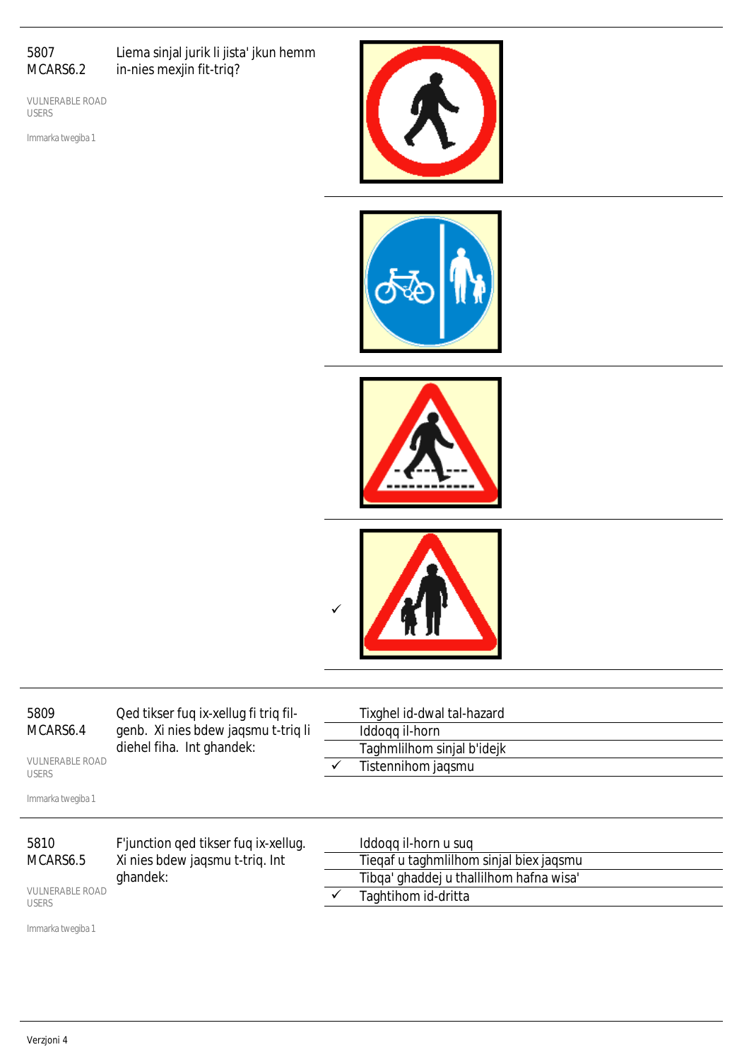5807
MCARS6.2

Liema sinjal jurik li jista' jkun hemm in-nies mexjin fit-triq?

VULNERABLE ROAD USERS

Immarka twegiba 1

| | |
|---|---|
| | |
| | |
| | |
| ✓ | |

5809
MCARS6.4

Qed tikser fuq ix-xellug fi triq fil-genb. Xi nies bdew jaqsmu t-triq li diehel fiha. Int ghandek:

VULNERABLE ROAD USERS

Immarka twegiba 1

| | |
|---|---|
| | Tixghel id-dwal tal-hazard |
| | Iddoqq il-horn |
| | Taghmlilhom sinjal b'idejk |
| ✓ | Tistennihom jaqsmu |

5810
MCARS6.5

F'junction qed tikser fuq ix-xellug. Xi nies bdew jaqsmu t-triq. Int ghandek:

VULNERABLE ROAD USERS

Immarka twegiba 1

| | |
|---|---|
| | Iddoqq il-horn u suq |
| | Tieqaf u taghmlilhom sinjal biex jaqsmu |
| | Tibqa' ghaddej u thallilhom hafna wisa' |
| ✓ | Taghtihom id-dritta |

Verzjoni 4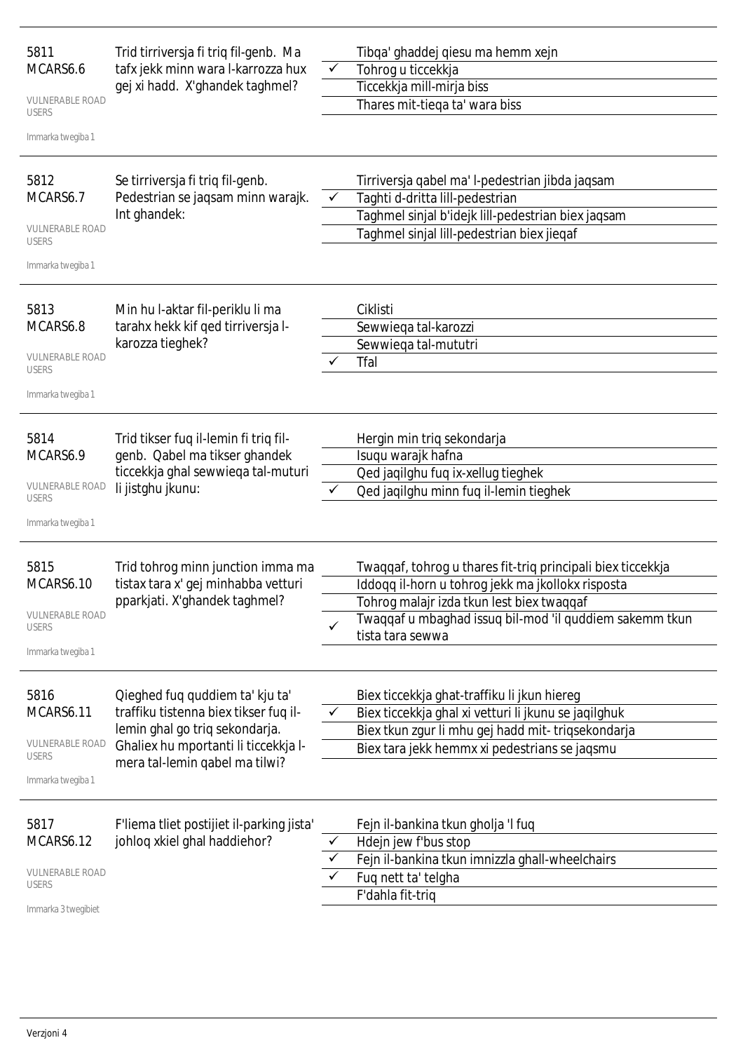**5811**
**MCARS6.6**

VULNERABLE ROAD USERS

Immarka twegiba 1

Trid tirriversja fi triq fil-genb. Ma tafx jekk minn wara l-karrozza hux gej xi hadd. X'ghandek taghmel?

- [ ] Tibqa' ghaddej qiesu ma hemm xejn
- [x] Tohrog u ticcekkja
- [ ] Ticcekkja mill-mirja biss
- [ ] Thares mit-tieqa ta' wara biss

---

**5812**
**MCARS6.7**

VULNERABLE ROAD USERS

Immarka twegiba 1

Se tirriversja fi triq fil-genb. Pedestrian se jaqsam minn warajk. Int ghandek:

- [ ] Tirriversja qabel ma' l-pedestrian jibda jaqsam
- [x] Taghti d-dritta lill-pedestrian
- [ ] Taghmel sinjal b'idejk lill-pedestrian biex jaqsam
- [ ] Taghmel sinjal lill-pedestrian biex jieqaf

---

**5813**
**MCARS6.8**

VULNERABLE ROAD USERS

Immarka twegiba 1

Min hu l-aktar fil-periklu li ma tarahx hekk kif qed tirriversja l-karozza tieghek?

- [ ] Ciklisti
- [ ] Sewwieqa tal-karozzi
- [ ] Sewwieqa tal-mututri
- [x] Tfal

---

**5814**
**MCARS6.9**

VULNERABLE ROAD USERS

Immarka twegiba 1

Trid tikser fuq il-lemin fi triq fil-genb. Qabel ma tikser ghandek ticcekkja ghal sewwieqa tal-muturi li jistghu jkunu:

- [ ] Hergin min triq sekondarja
- [ ] Isuqu warajk hafna
- [ ] Qed jaqilghu fuq ix-xellug tieghek
- [x] Qed jaqilghu minn fuq il-lemin tieghek

---

**5815**
**MCARS6.10**

VULNERABLE ROAD USERS

Immarka twegiba 1

Trid tohrog minn junction imma ma tistax tara x' gej minhabba vetturi pparkjati. X'ghandek taghmel?

- [ ] Twaqqaf, tohrog u thares fit-triq principali biex ticcekkja
- [ ] Iddoqq il-horn u tohrog jekk ma jkollokx risposta
- [ ] Tohrog malajr izda tkun lest biex twaqqaf
- [x] Twaqqaf u mbaghad issuq bil-mod 'il quddiem sakemm tkun tista tara sewwa

---

**5816**
**MCARS6.11**

VULNERABLE ROAD USERS

Immarka twegiba 1

Qieghed fuq quddiem ta' kju ta' traffiku tistenna biex tikser fuq il-lemin ghal go triq sekondarja. Ghaliex hu mportanti li ticcekkja l-mera tal-lemin qabel ma tilwi?

- [ ] Biex ticcekkja ghat-traffiku li jkun hiereg
- [x] Biex ticcekkja ghal xi vetturi li jkunu se jaqilghuk
- [ ] Biex tkun zgur li mhu gej hadd mit- triqsekondarja
- [ ] Biex tara jekk hemmx xi pedestrians se jaqsmu

---

**5817**
**MCARS6.12**

VULNERABLE ROAD USERS

Immarka 3 twegibiet

F'liema tliet postijiet il-parking jista' johloq xkiel ghal haddiehor?

- [ ] Fejn il-bankina tkun gholja 'l fuq
- [x] Hdejn jew f'bus stop
- [x] Fejn il-bankina tkun imnizzla ghall-wheelchairs
- [x] Fuq nett ta' telgha
- [ ] F'dahla fit-triq

Verzjoni 4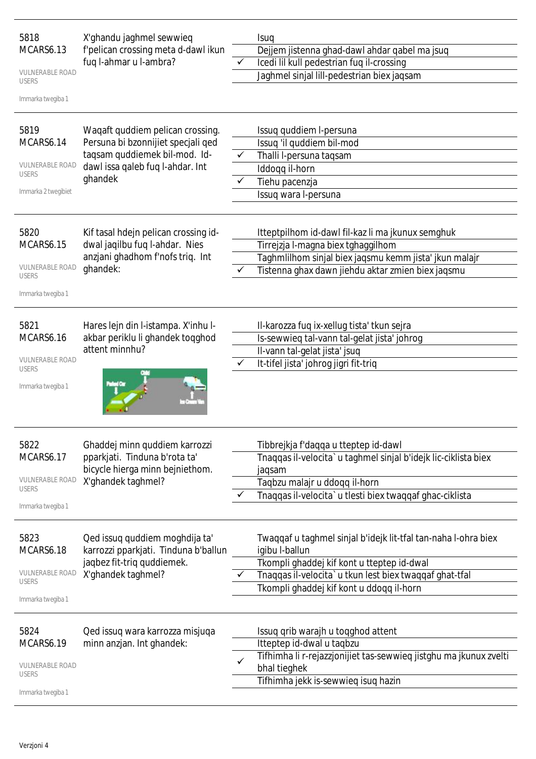**5818**
**MCARS6.13**

VULNERABLE ROAD USERS

Immarka twegiba 1

X'ghandu jaghmel sewwieq f'pelican crossing meta d-dawl ikun fuq l-ahmar u l-ambra?

- Isuq
- Dejjem jistenna ghad-dawl ahdar qabel ma jsuq
- ✓ Icedi lil kull pedestrian fuq il-crossing
- Jaghmel sinjal lill-pedestrian biex jaqsam

---

**5819**
**MCARS6.14**

VULNERABLE ROAD USERS

Immarka 2 twegibiet

Waqaft quddiem pelican crossing. Persuna bi bzonnijiet specjali qed taqsam quddiemek bil-mod. Id-dawl issa qaleb fuq l-ahdar. Int ghandek

- Issuq quddiem l-persuna
- Issuq 'il quddiem bil-mod
- ✓ Thalli l-persuna taqsam
- Iddoqq il-horn
- ✓ Tiehu pacenzja
- Issuq wara l-persuna

---

**5820**
**MCARS6.15**

VULNERABLE ROAD USERS

Immarka twegiba 1

Kif tasal hdejn pelican crossing id-dwal jaqilbu fuq l-ahdar. Nies anzjani ghadhom f'nofs triq. Int ghandek:

- Itteptpilhom id-dawl fil-kaz li ma jkunux semghuk
- Tirrejzja l-magna biex tghaggilhom
- Taghmlilhom sinjal biex jaqsmu kemm jista' jkun malajr
- ✓ Tistenna ghax dawn jiehdu aktar zmien biex jaqsmu

---

**5821**
**MCARS6.16**

VULNERABLE ROAD USERS

Immarka twegiba 1

Hares lejn din l-istampa. X'inhu l-akbar periklu li ghandek toqghod attent minnhu?

- Il-karozza fuq ix-xellug tista' tkun sejra
- Is-sewwieq tal-vann tal-gelat jista' johrog
- Il-vann tal-gelat jista' jsuq
- ✓ It-tifel jista' johrog jigri fit-triq

---

**5822**
**MCARS6.17**

VULNERABLE ROAD USERS

Immarka twegiba 1

Ghaddej minn quddiem karrozzi pparkjati. Tinduna b'rota ta' bicycle hierga minn bejniethom. X'ghandek taghmel?

- Tibbrejkja f'daqqa u tteptep id-dawl
- Tnaqqas il-velocita` u taghmel sinjal b'idejk lic-ciklista biex jaqsam
- Taqbzu malajr u ddoqq il-horn
- ✓ Tnaqqas il-velocita` u tlesti biex twaqqaf ghac-ciklista

---

**5823**
**MCARS6.18**

VULNERABLE ROAD USERS

Immarka twegiba 1

Qed issuq quddiem moghdija ta' karrozzi pparkjati. Tinduna b'ballun jaqbez fit-triq quddiemek. X'ghandek taghmel?

- Twaqqaf u taghmel sinjal b'idejk lit-tfal tan-naha l-ohra biex igibu l-ballun
- Tkompli ghaddej kif kont u tteptep id-dwal
- ✓ Tnaqqas il-velocita` u tkun lest biex twaqqaf ghat-tfal
- Tkompli ghaddej kif kont u ddoqq il-horn

---

**5824**
**MCARS6.19**

VULNERABLE ROAD USERS

Immarka twegiba 1

Qed issuq wara karrozza misjuqa minn anzjan. Int ghandek:

- Issuq qrib warajh u toqghod attent
- Itteptep id-dwal u taqbzu
- ✓ Tifhimha li r-rejazzjonijiet tas-sewwieq jistghu ma jkunux zvelti bhal tieghek
- Tifhimha jekk is-sewwieq isuq hazin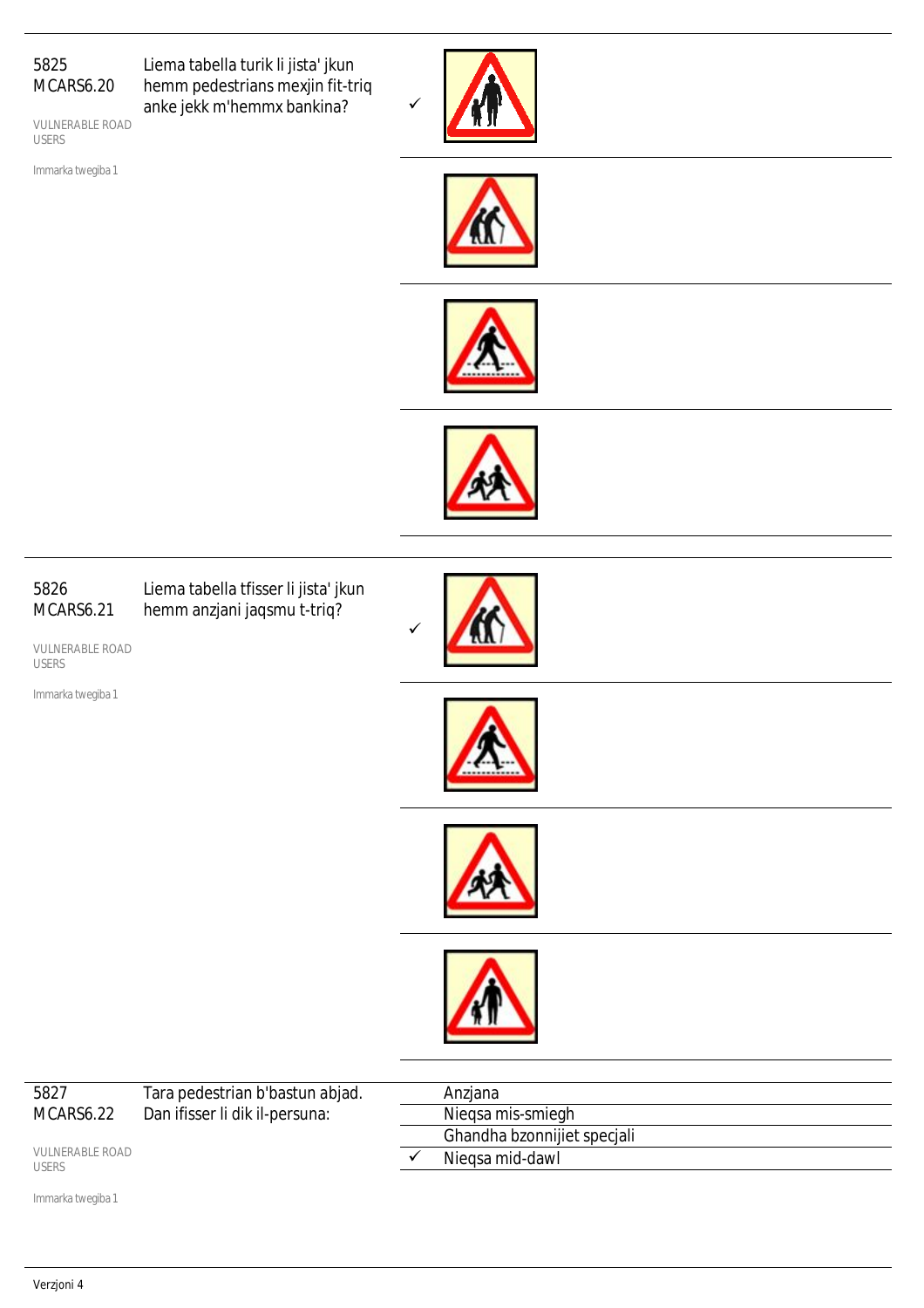**5825**
**MCARS6.20**

VULNERABLE ROAD USERS

Immarka twegiba 1

Liema tabella turik li jista' jkun hemm pedestrians mexjin fit-triq anke jekk m'hemmx bankina?

- ✓ (option 1)
- (option 2)
- (option 3)
- (option 4)

---

**5826**
**MCARS6.21**

VULNERABLE ROAD USERS

Immarka twegiba 1

Liema tabella tfisser li jista' jkun hemm anzjani jaqsmu t-triq?

- ✓ (option 1)
- (option 2)
- (option 3)
- (option 4)

---

**5827**
**MCARS6.22**

VULNERABLE ROAD USERS

Immarka twegiba 1

Tara pedestrian b'bastun abjad. Dan ifisser li dik il-persuna:

| | |
|---|---|
| | Anzjana |
| | Nieqsa mis-smiegh |
| | Ghandha bzonnijiet specjali |
| ✓ | Nieqsa mid-dawl |

Verzjoni 4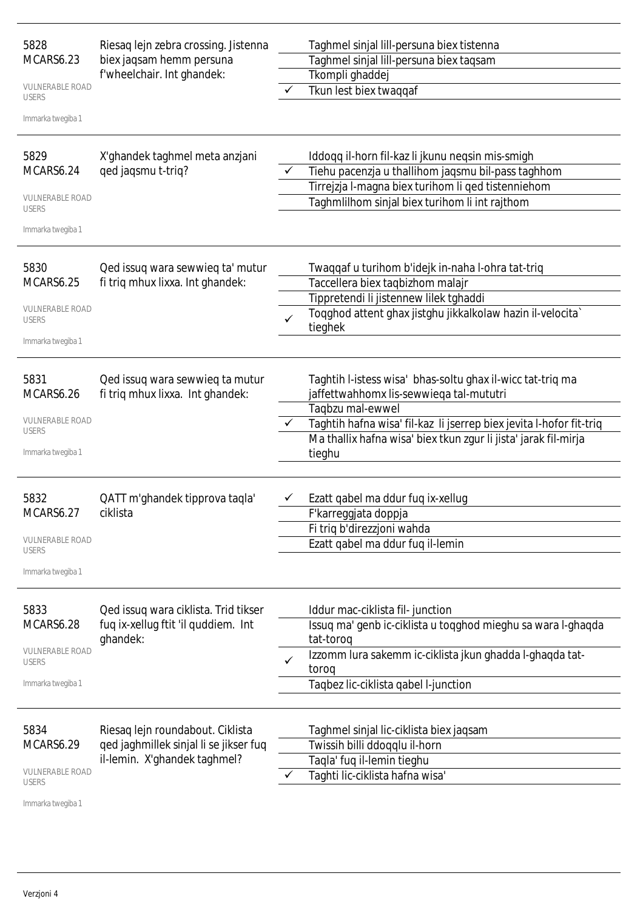**5828**
**MCARS6.23**

VULNERABLE ROAD USERS

Immarka twegiba 1

Riesaq lejn zebra crossing. Jistenna biex jaqsam hemm persuna f'wheelchair. Int ghandek:

- Taghmel sinjal lill-persuna biex tistenna
- Taghmel sinjal lill-persuna biex taqsam
- Tkompli ghaddej
- ✓ Tkun lest biex twaqqaf

---

**5829**
**MCARS6.24**

VULNERABLE ROAD USERS

Immarka twegiba 1

X'ghandek taghmel meta anzjani qed jaqsmu t-triq?

- Iddoqq il-horn fil-kaz li jkunu neqsin mis-smigh
- ✓ Tiehu pacenzja u thallihom jaqsmu bil-pass taghhom
- Tirrejzja l-magna biex turihom li qed tistenniehom
- Taghmlilhom sinjal biex turihom li int rajthom

---

**5830**
**MCARS6.25**

VULNERABLE ROAD USERS

Immarka twegiba 1

Qed issuq wara sewwieq ta' mutur fi triq mhux lixxa. Int ghandek:

- Twaqqaf u turihom b'idejk in-naha l-ohra tat-triq
- Taccellera biex taqbizhom malajr
- Tippretendi li jistennew lilek tghaddi
- ✓ Toqghod attent ghax jistghu jikkalkolaw hazin il-velocita` tieghek

---

**5831**
**MCARS6.26**

VULNERABLE ROAD USERS

Immarka twegiba 1

Qed issuq wara sewwieq ta mutur fi triq mhux lixxa. Int ghandek:

- Taghtih l-istess wisa' bhas-soltu ghax il-wicc tat-triq ma jaffettwahhomx lis-sewwieqa tal-mututri
- Taqbzu mal-ewwel
- ✓ Taghtih hafna wisa' fil-kaz li jserrep biex jevita l-hofor fit-triq
- Ma thallix hafna wisa' biex tkun zgur li jista' jarak fil-mirja tieghu

---

**5832**
**MCARS6.27**

VULNERABLE ROAD USERS

Immarka twegiba 1

QATT m'ghandek tipprova taqla' ciklista

- ✓ Ezatt qabel ma ddur fuq ix-xellug
- F'karreggjata doppja
- Fi triq b'direzzjoni wahda
- Ezatt qabel ma ddur fuq il-lemin

---

**5833**
**MCARS6.28**

VULNERABLE ROAD USERS

Immarka twegiba 1

Qed issuq wara ciklista. Trid tikser fuq ix-xellug ftit 'il quddiem. Int ghandek:

- Iddur mac-ciklista fil- junction
- Issuq ma' genb ic-ciklista u toqghod mieghu sa wara l-ghaqda tat-toroq
- ✓ Izzomm lura sakemm ic-ciklista jkun ghadda l-ghaqda tat-toroq
- Taqbez lic-ciklista qabel l-junction

---

**5834**
**MCARS6.29**

VULNERABLE ROAD USERS

Immarka twegiba 1

Riesaq lejn roundabout. Ciklista qed jaghmillek sinjal li se jikser fuq il-lemin. X'ghandek taghmel?

- Taghmel sinjal lic-ciklista biex jaqsam
- Twissih billi ddoqqlu il-horn
- Taqla' fuq il-lemin tieghu
- ✓ Taghti lic-ciklista hafna wisa'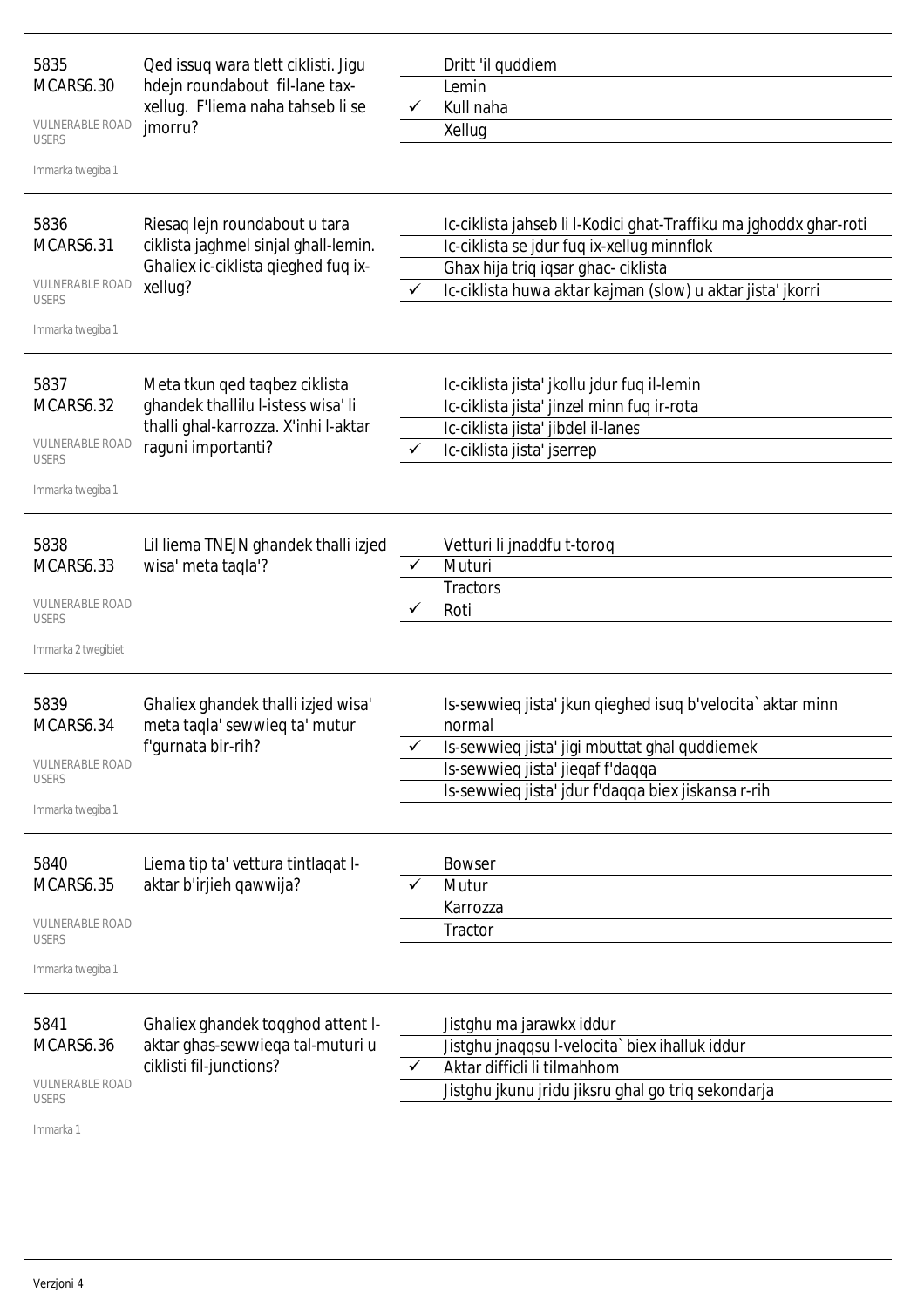| | | | |
|---|---|---|---|
| 5835<br>MCARS6.30<br>VULNERABLE ROAD USERS<br>Immarka twegiba 1 | Qed issuq wara tlett ciklisti. Jigu hdejn roundabout fil-lane tax-xellug. F'liema naha tahseb li se jmorru? | | Dritt 'il quddiem |
| | | | Lemin |
| | | ✓ | Kull naha |
| | | | Xellug |
| 5836<br>MCARS6.31<br>VULNERABLE ROAD USERS<br>Immarka twegiba 1 | Riesaq lejn roundabout u tara ciklista jaghmel sinjal ghall-lemin. Ghaliex ic-ciklista qieghed fuq ix-xellug? | | Ic-ciklista jahseb li l-Kodici ghat-Traffiku ma jghoddx ghar-roti |
| | | | Ic-ciklista se jdur fuq ix-xellug minnflok |
| | | | Ghax hija triq iqsar ghac- ciklista |
| | | ✓ | Ic-ciklista huwa aktar kajman (slow) u aktar jista' jkorri |
| 5837<br>MCARS6.32<br>VULNERABLE ROAD USERS<br>Immarka twegiba 1 | Meta tkun qed taqbez ciklista ghandek thallilu l-istess wisa' li thalli ghal-karrozza. X'inhi l-aktar raguni importanti? | | Ic-ciklista jista' jkollu jdur fuq il-lemin |
| | | | Ic-ciklista jista' jinzel minn fuq ir-rota |
| | | | Ic-ciklista jista' jibdel il-lanes |
| | | ✓ | Ic-ciklista jista' jserrep |
| 5838<br>MCARS6.33<br>VULNERABLE ROAD USERS<br>Immarka 2 twegibiet | Lil liema TNEJN ghandek thalli izjed wisa' meta taqla'? | | Vetturi li jnaddfu t-toroq |
| | | ✓ | Muturi |
| | | | Tractors |
| | | ✓ | Roti |
| 5839<br>MCARS6.34<br>VULNERABLE ROAD USERS<br>Immarka twegiba 1 | Ghaliex ghandek thalli izjed wisa' meta taqla' sewwieq ta' mutur f'gurnata bir-rih? | | Is-sewwieq jista' jkun qieghed isuq b'velocita` aktar minn normal |
| | | ✓ | Is-sewwieq jista' jigi mbuttat ghal quddiemek |
| | | | Is-sewwieq jista' jieqaf f'daqqa |
| | | | Is-sewwieq jista' jdur f'daqqa biex jiskansa r-rih |
| 5840<br>MCARS6.35<br>VULNERABLE ROAD USERS<br>Immarka twegiba 1 | Liema tip ta' vettura tintlaqat l-aktar b'irjieh qawwija? | | Bowser |
| | | ✓ | Mutur |
| | | | Karrozza |
| | | | Tractor |
| 5841<br>MCARS6.36<br>VULNERABLE ROAD USERS<br>Immarka 1 | Ghaliex ghandek toqghod attent l-aktar ghas-sewwieqa tal-muturi u ciklisti fil-junctions? | | Jistghu ma jarawkx iddur |
| | | | Jistghu jnaqqsu l-velocita` biex ihalluk iddur |
| | | ✓ | Aktar difficli li tilmahhom |
| | | | Jistghu jkunu jridu jiksru ghal go triq sekondarja |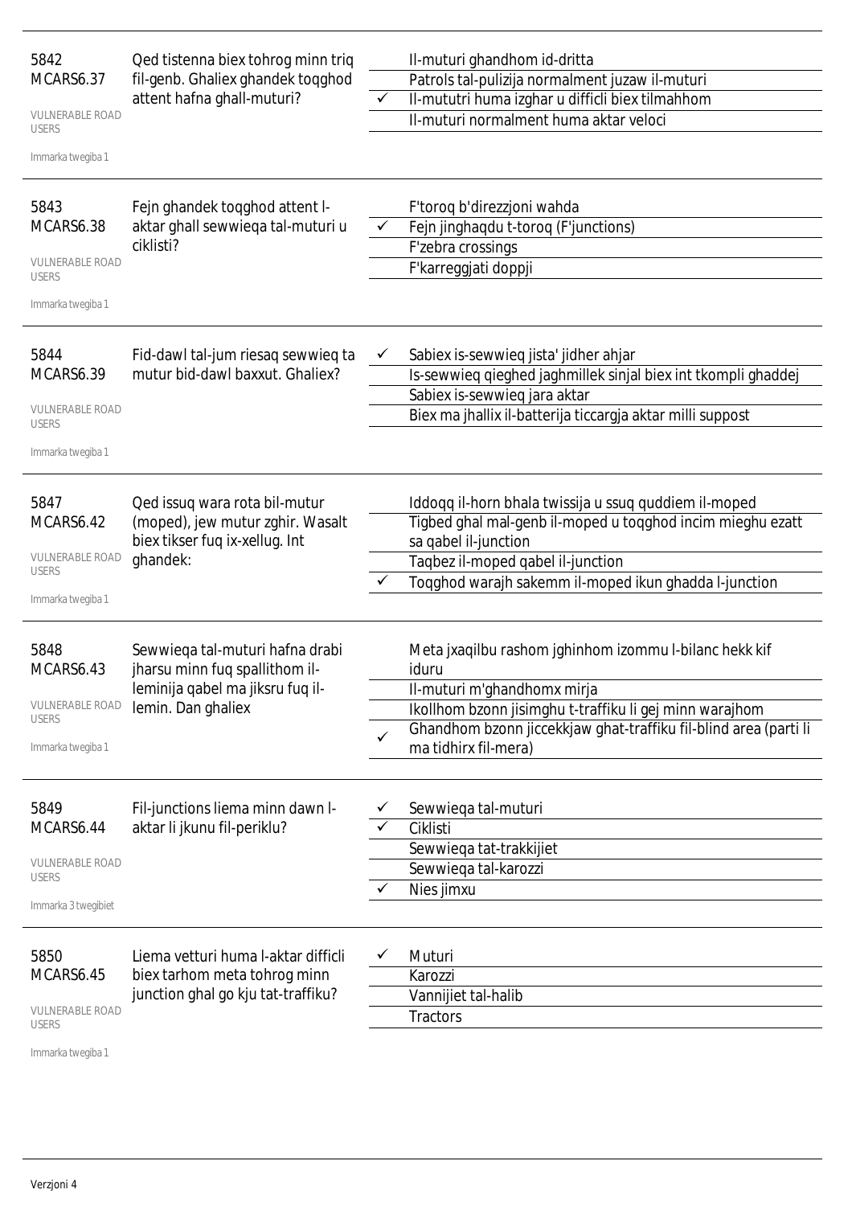| | | | |
|---|---|---|---|
| 5842<br>MCARS6.37<br><br>VULNERABLE ROAD USERS<br><br>Immarka twegiba 1 | Qed tistenna biex tohrog minn triq fil-genb. Ghaliex ghandek toqghod attent hafna ghall-muturi? | | Il-muturi ghandhom id-dritta |
| | | | Patrols tal-pulizija normalment juzaw il-muturi |
| | | ✓ | Il-mututri huma izghar u difficli biex tilmahhom |
| | | | Il-muturi normalment huma aktar veloci |
| 5843<br>MCARS6.38<br><br>VULNERABLE ROAD USERS<br><br>Immarka twegiba 1 | Fejn ghandek toqghod attent l-aktar ghall sewwieqa tal-muturi u ciklisti? | | F'toroq b'direzzjoni wahda |
| | | ✓ | Fejn jinghaqdu t-toroq (F'junctions) |
| | | | F'zebra crossings |
| | | | F'karreggjati doppji |
| 5844<br>MCARS6.39<br><br>VULNERABLE ROAD USERS<br><br>Immarka twegiba 1 | Fid-dawl tal-jum riesaq sewwieq ta mutur bid-dawl baxxut. Ghaliex? | ✓ | Sabiex is-sewwieq jista' jidher ahjar |
| | | | Is-sewwieq qieghed jaghmillek sinjal biex int tkompli ghaddej |
| | | | Sabiex is-sewwieq jara aktar |
| | | | Biex ma jhallix il-batterija ticcargja aktar milli suppost |
| 5847<br>MCARS6.42<br><br>VULNERABLE ROAD USERS<br><br>Immarka twegiba 1 | Qed issuq wara rota bil-mutur (moped), jew mutur zghir. Wasalt biex tikser fuq ix-xellug. Int ghandek: | | Iddoqq il-horn bhala twissija u ssuq quddiem il-moped |
| | | | Tigbed ghal mal-genb il-moped u toqghod incim mieghu ezatt sa qabel il-junction |
| | | | Taqbez il-moped qabel il-junction |
| | | ✓ | Toqghod warajh sakemm il-moped ikun ghadda l-junction |
| 5848<br>MCARS6.43<br><br>VULNERABLE ROAD USERS<br><br>Immarka twegiba 1 | Sewwieqa tal-muturi hafna drabi jharsu minn fuq spallithom il-leminija qabel ma jiksru fuq il-lemin. Dan ghaliex | | Meta jxaqilbu rashom jghinhom izommu l-bilanc hekk kif iduru |
| | | | Il-muturi m'ghandhomx mirja |
| | | | Ikollhom bzonn jisimghu t-traffiku li gej minn warajhom |
| | | ✓ | Ghandhom bzonn jiccekkjaw ghat-traffiku fil-blind area (parti li ma tidhirx fil-mera) |
| 5849<br>MCARS6.44<br><br>VULNERABLE ROAD USERS<br><br>Immarka 3 twegibiet | Fil-junctions liema minn dawn l-aktar li jkunu fil-periklu? | ✓ | Sewwieqa tal-muturi |
| | | ✓ | Ciklisti |
| | | | Sewwieqa tat-trakkijiet |
| | | | Sewwieqa tal-karozzi |
| | | ✓ | Nies jimxu |
| 5850<br>MCARS6.45<br><br>VULNERABLE ROAD USERS<br><br>Immarka twegiba 1 | Liema vetturi huma l-aktar difficli biex tarhom meta tohrog minn junction ghal go kju tat-traffiku? | ✓ | Muturi |
| | | | Karozzi |
| | | | Vannijiet tal-halib |
| | | | Tractors |

Verzjoni 4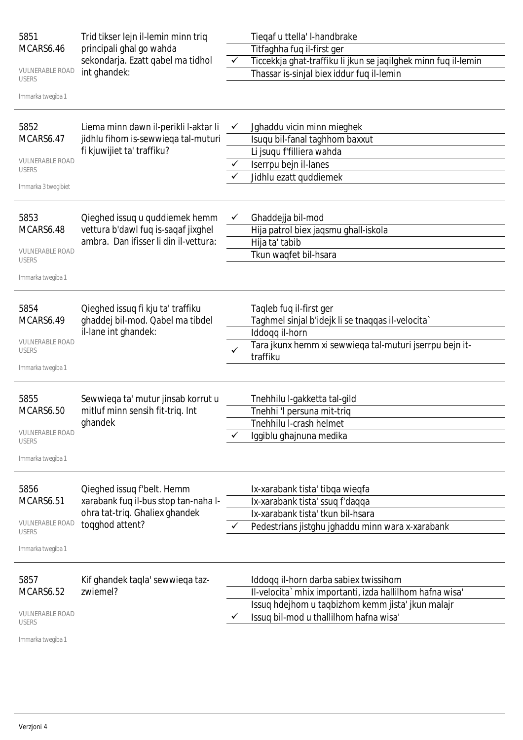5851
MCARS6.46

VULNERABLE ROAD USERS

Immarka twegiba 1

Trid tikser lejn il-lemin minn triq principali ghal go wahda sekondarja. Ezatt qabel ma tidhol int ghandek:

- Tieqaf u ttella' l-handbrake
- Titfaghha fuq il-first ger
- ✓ Ticcekkja ghat-traffiku li jkun se jaqilghek minn fuq il-lemin
- Thassar is-sinjal biex iddur fuq il-lemin

---

5852
MCARS6.47

VULNERABLE ROAD USERS

Immarka 3 twegibiet

Liema minn dawn il-perikli l-aktar li jidhlu fihom is-sewwieqa tal-muturi fi kjuwijiet ta' traffiku?

- ✓ Jghaddu vicin minn mieghek
- Isuqu bil-fanal taghhom baxxut
- Li jsuqu f'filliera wahda
- ✓ Iserrpu bejn il-lanes
- ✓ Jidhlu ezatt quddiemek

---

5853
MCARS6.48

VULNERABLE ROAD USERS

Immarka twegiba 1

Qieghed issuq u quddiemek hemm vettura b'dawl fuq is-saqaf jixghel ambra. Dan ifisser li din il-vettura:

- ✓ Ghaddejja bil-mod
- Hija patrol biex jaqsmu ghall-iskola
- Hija ta' tabib
- Tkun waqfet bil-hsara

---

5854
MCARS6.49

VULNERABLE ROAD USERS

Immarka twegiba 1

Qieghed issuq fi kju ta' traffiku ghaddej bil-mod. Qabel ma tibdel il-lane int ghandek:

- Taqleb fuq il-first ger
- Taghmel sinjal b'idejk li se tnaqqas il-velocita`
- Iddoqq il-horn
- ✓ Tara jkunx hemm xi sewwieqa tal-muturi jserrpu bejn it-traffiku

---

5855
MCARS6.50

VULNERABLE ROAD USERS

Immarka twegiba 1

Sewwieqa ta' mutur jinsab korrut u mitluf minn sensih fit-triq. Int ghandek

- Tnehhilu l-gakketta tal-gild
- Tnehhi 'l persuna mit-triq
- Tnehhilu l-crash helmet
- ✓ Iggiblu ghajnuna medika

---

5856
MCARS6.51

VULNERABLE ROAD USERS

Immarka twegiba 1

Qieghed issuq f'belt. Hemm xarabank fuq il-bus stop tan-naha l-ohra tat-triq. Ghaliex ghandek toqghod attent?

- Ix-xarabank tista' tibqa wieqfa
- Ix-xarabank tista' ssuq f'daqqa
- Ix-xarabank tista' tkun bil-hsara
- ✓ Pedestrians jistghu jghaddu minn wara x-xarabank

---

5857
MCARS6.52

VULNERABLE ROAD USERS

Immarka twegiba 1

Kif ghandek taqla' sewwieqa taz-zwiemel?

- Iddoqq il-horn darba sabiex twissihom
- Il-velocita` mhix importanti, izda hallilhom hafna wisa'
- Issuq hdejhom u taqbizhom kemm jista' jkun malajr
- ✓ Issuq bil-mod u thallilhom hafna wisa'

Verzjoni 4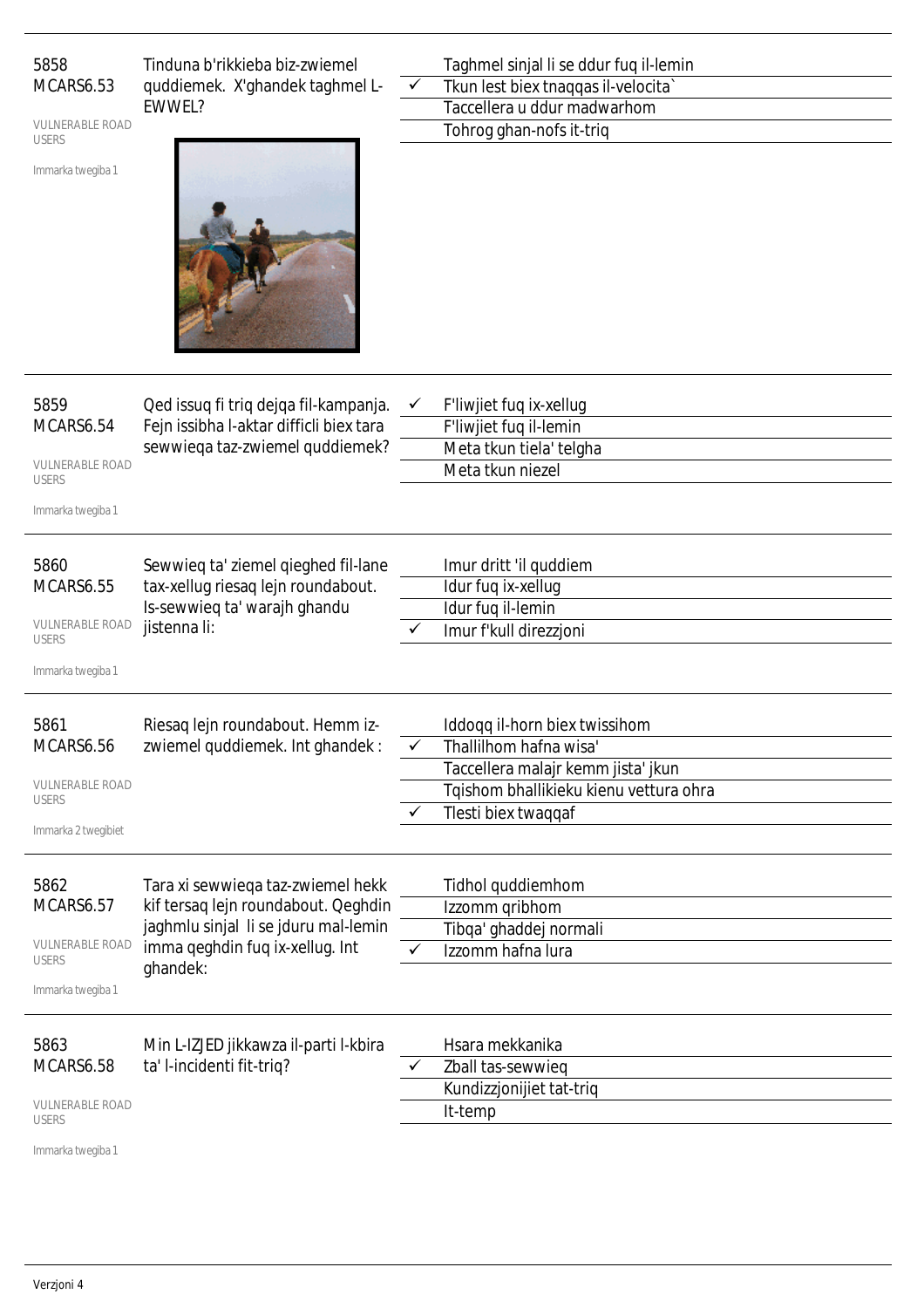**5858**
**MCARS6.53**

VULNERABLE ROAD USERS

Immarka twegiba 1

Tinduna b'rikkieba biz-zwiemel quddiemek. X'ghandek taghmel L-EWWEL?

- Taghmel sinjal li se ddur fuq il-lemin
- ✓ Tkun lest biex tnaqqas il-velocita`
- Taccellera u ddur madwarhom
- Tohrog ghan-nofs it-triq

---

**5859**
**MCARS6.54**

VULNERABLE ROAD USERS

Immarka twegiba 1

Qed issuq fi triq dejqa fil-kampanja. Fejn issibha l-aktar difficli biex tara sewwieqa taz-zwiemel quddiemek?

- ✓ F'liwjiet fuq ix-xellug
- F'liwjiet fuq il-lemin
- Meta tkun tiela' telgha
- Meta tkun niezel

---

**5860**
**MCARS6.55**

VULNERABLE ROAD USERS

Immarka twegiba 1

Sewwieq ta' ziemel qieghed fil-lane tax-xellug riesaq lejn roundabout. Is-sewwieq ta' warajh ghandu jistenna li:

- Imur dritt 'il quddiem
- Idur fuq ix-xellug
- Idur fuq il-lemin
- ✓ Imur f'kull direzzjoni

---

**5861**
**MCARS6.56**

VULNERABLE ROAD USERS

Immarka 2 twegibiet

Riesaq lejn roundabout. Hemm iz-zwiemel quddiemek. Int ghandek :

- Iddoqq il-horn biex twissihom
- ✓ Thallilhom hafna wisa'
- Taccellera malajr kemm jista' jkun
- Tqishom bhallikieku kienu vettura ohra
- ✓ Tlesti biex twaqqaf

---

**5862**
**MCARS6.57**

VULNERABLE ROAD USERS

Immarka twegiba 1

Tara xi sewwieqa taz-zwiemel hekk kif tersaq lejn roundabout. Qeghdin jaghmlu sinjal li se jduru mal-lemin imma qeghdin fuq ix-xellug. Int ghandek:

- Tidhol quddiemhom
- Izzomm qribhom
- Tibqa' ghaddej normali
- ✓ Izzomm hafna lura

---

**5863**
**MCARS6.58**

VULNERABLE ROAD USERS

Immarka twegiba 1

Min L-IZJED jikkawza il-parti l-kbira ta' l-incidenti fit-triq?

- Hsara mekkanika
- ✓ Zball tas-sewwieq
- Kundizzjonijiet tat-triq
- It-temp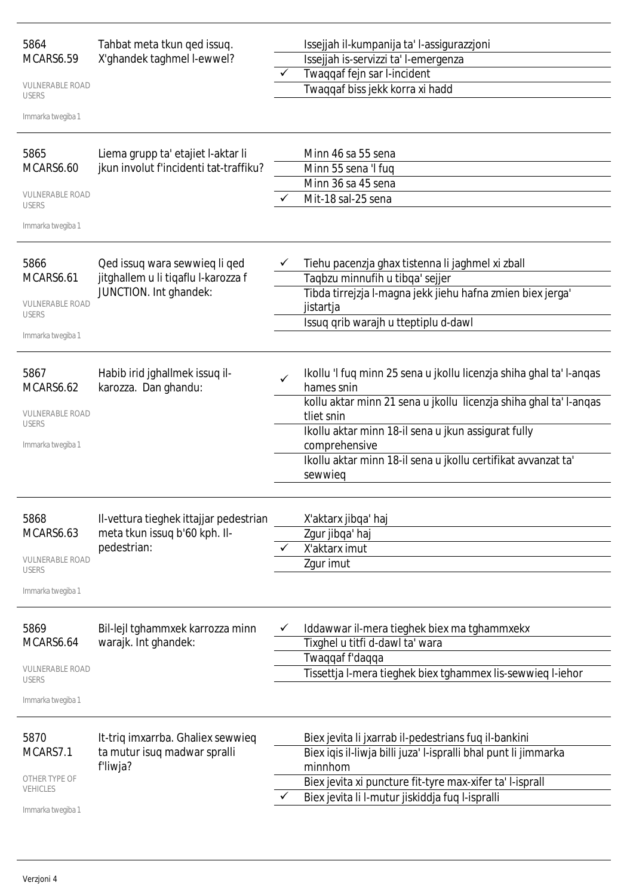5864
MCARS6.59

VULNERABLE ROAD USERS

Immarka twegiba 1

Tahbat meta tkun qed issuq. X'ghandek taghmel l-ewwel?

- Issejjah il-kumpanija ta' l-assigurazzjoni
- Issejjah is-servizzi ta' l-emergenza
- ✓ Twaqqaf fejn sar l-incident
- Twaqqaf biss jekk korra xi hadd

---

5865
MCARS6.60

VULNERABLE ROAD USERS

Immarka twegiba 1

Liema grupp ta' etajiet l-aktar li jkun involut f'incidenti tat-traffiku?

- Minn 46 sa 55 sena
- Minn 55 sena 'l fuq
- Minn 36 sa 45 sena
- ✓ Mit-18 sal-25 sena

---

5866
MCARS6.61

VULNERABLE ROAD USERS

Immarka twegiba 1

Qed issuq wara sewwieq li qed jitghallem u li tiqaflu l-karozza f JUNCTION. Int ghandek:

- ✓ Tiehu pacenzja ghax tistenna li jaghmel xi zball
- Taqbzu minnufih u tibqa' sejjer
- Tibda tirrejzja l-magna jekk jiehu hafna zmien biex jerga' jistartja
- Issuq qrib warajh u tteptiplu d-dawl

---

5867
MCARS6.62

VULNERABLE ROAD USERS

Immarka twegiba 1

Habib irid jghallmek issuq il-karozza. Dan ghandu:

- ✓ Ikollu 'l fuq minn 25 sena u jkollu licenzja shiha ghal ta' l-anqas hames snin
- kollu aktar minn 21 sena u jkollu licenzja shiha ghal ta' l-anqas tliet snin
- Ikollu aktar minn 18-il sena u jkun assigurat fully comprehensive
- Ikollu aktar minn 18-il sena u jkollu certifikat avvanzat ta' sewwieq

---

5868
MCARS6.63

VULNERABLE ROAD USERS

Immarka twegiba 1

Il-vettura tieghek ittajjar pedestrian meta tkun issuq b'60 kph. Il-pedestrian:

- X'aktarx jibqa' haj
- Zgur jibqa' haj
- ✓ X'aktarx imut
- Zgur imut

---

5869
MCARS6.64

VULNERABLE ROAD USERS

Immarka twegiba 1

Bil-lejl tghammxek karrozza minn warajk. Int ghandek:

- ✓ Iddawwar il-mera tieghek biex ma tghammxekx
- Tixghel u titfi d-dawl ta' wara
- Twaqqaf f'daqqa
- Tissettja l-mera tieghek biex tghammex lis-sewwieq l-iehor

---

5870
MCARS7.1

OTHER TYPE OF VEHICLES

Immarka twegiba 1

It-triq imxarrba. Ghaliex sewwieq ta mutur isuq madwar spralli f'liwja?

- Biex jevita li jxarrab il-pedestrians fuq il-bankini
- Biex iqis il-liwja billi juza' l-ispralli bhal punt li jimmarka minnhom
- Biex jevita xi puncture fit-tyre max-xifer ta' l-isprall
- ✓ Biex jevita li l-mutur jiskiddja fuq l-ispralli

---

Verzjoni 4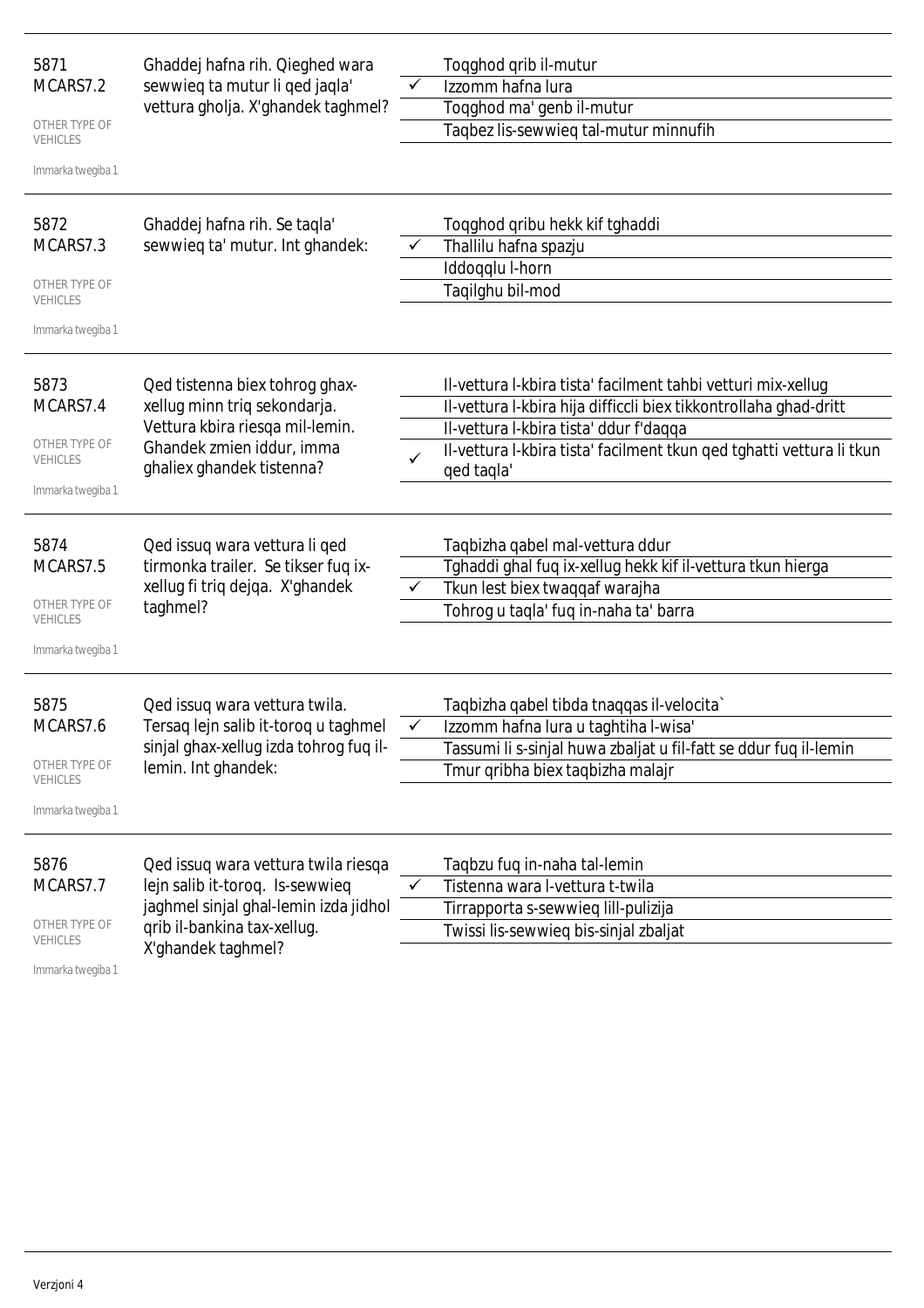5871
MCARS7.2

OTHER TYPE OF VEHICLES

Immarka twegiba 1

Ghaddej hafna rih. Qieghed wara sewwieq ta mutur li qed jaqla' vettura gholja. X'ghandek taghmel?

- Toqghod qrib il-mutur
- ✓ Izzomm hafna lura
- Toqghod ma' genb il-mutur
- Taqbez lis-sewwieq tal-mutur minnufih

---

5872
MCARS7.3

OTHER TYPE OF VEHICLES

Immarka twegiba 1

Ghaddej hafna rih. Se taqla' sewwieq ta' mutur. Int ghandek:

- Toqghod qribu hekk kif tghaddi
- ✓ Thallilu hafna spazju
- Iddoqqlu l-horn
- Taqilghu bil-mod

---

5873
MCARS7.4

OTHER TYPE OF VEHICLES

Immarka twegiba 1

Qed tistenna biex tohrog ghax-xellug minn triq sekondarja. Vettura kbira riesqa mil-lemin. Ghandek zmien iddur, imma ghaliex ghandek tistenna?

- Il-vettura l-kbira tista' facilment tahbi vetturi mix-xellug
- Il-vettura l-kbira hija difficli biex tikkontrollaha ghad-dritt
- Il-vettura l-kbira tista' ddur f'daqqa
- ✓ Il-vettura l-kbira tista' facilment tkun qed tghatti vettura li tkun qed taqla'

---

5874
MCARS7.5

OTHER TYPE OF VEHICLES

Immarka twegiba 1

Qed issuq wara vettura li qed tirmonka trailer. Se tikser fuq ix-xellug fi triq dejqa. X'ghandek taghmel?

- Taqbizha qabel mal-vettura ddur
- Tghaddi ghal fuq ix-xellug hekk kif il-vettura tkun hierga
- ✓ Tkun lest biex twaqqaf warajha
- Tohrog u taqla' fuq in-naha ta' barra

---

5875
MCARS7.6

OTHER TYPE OF VEHICLES

Immarka twegiba 1

Qed issuq wara vettura twila. Tersaq lejn salib it-toroq u taghmel sinjal ghax-xellug izda tohrog fuq il-lemin. Int ghandek:

- Taqbizha qabel tibda tnaqqas il-velocita`
- ✓ Izzomm hafna lura u taghtiha l-wisa'
- Tassumi li s-sinjal huwa zbaljat u fil-fatt se ddur fuq il-lemin
- Tmur qribha biex taqbizha malajr

---

5876
MCARS7.7

OTHER TYPE OF VEHICLES

Immarka twegiba 1

Qed issuq wara vettura twila riesqa lejn salib it-toroq. Is-sewwieq jaghmel sinjal ghal-lemin izda jidhol qrib il-bankina tax-xellug. X'ghandek taghmel?

- Taqbzu fuq in-naha tal-lemin
- ✓ Tistenna wara l-vettura t-twila
- Tirrapporta s-sewwieq lill-pulizija
- Twissi lis-sewwieq bis-sinjal zbaljat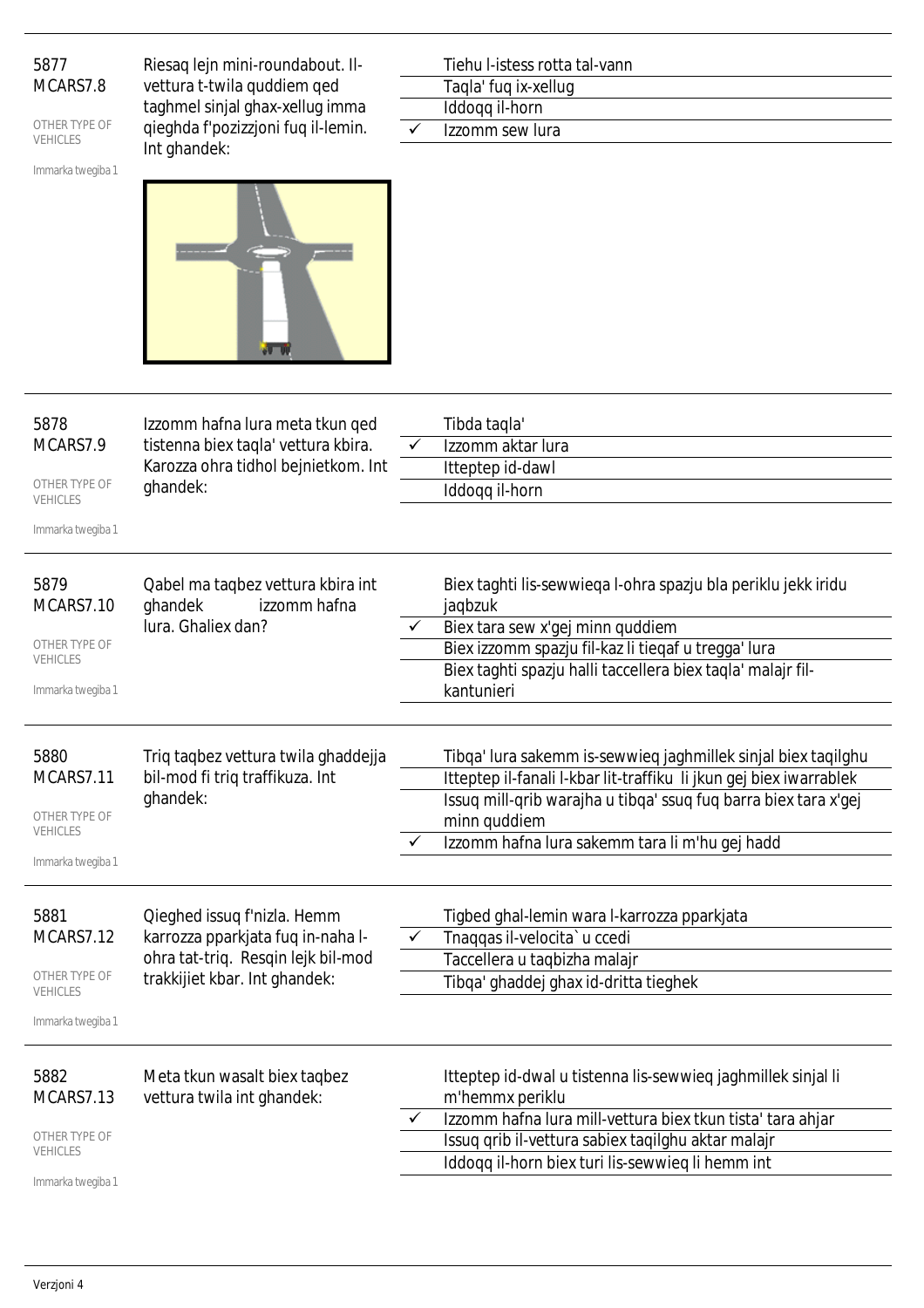| | | | |
|---|---|---|---|
| 5877<br>MCARS7.8<br>OTHER TYPE OF VEHICLES<br>Immarka twegiba 1 | Riesaq lejn mini-roundabout. Il-vettura t-twila quddiem qed taghmel sinjal ghax-xellug imma qieghda f'pozizzjoni fuq il-lemin. Int ghandek: | | Tiehu l-istess rotta tal-vann |
| | | | Taqla' fuq ix-xellug |
| | | | Iddoqq il-horn |
| | | ✓ | Izzomm sew lura |
| 5878<br>MCARS7.9<br>OTHER TYPE OF VEHICLES<br>Immarka twegiba 1 | Izzomm hafna lura meta tkun qed tistenna biex taqla' vettura kbira. Karozza ohra tidhol bejnietkom. Int ghandek: | | Tibda taqla' |
| | | ✓ | Izzomm aktar lura |
| | | | Itteptep id-dawl |
| | | | Iddoqq il-horn |
| 5879<br>MCARS7.10<br>OTHER TYPE OF VEHICLES<br>Immarka twegiba 1 | Qabel ma taqbez vettura kbira int ghandek izzomm hafna lura. Ghaliex dan? | | Biex taghti lis-sewwieqa l-ohra spazju bla periklu jekk iridu jaqbzuk |
| | | ✓ | Biex tara sew x'gej minn quddiem |
| | | | Biex izzomm spazju fil-kaz li tieqaf u tregga' lura |
| | | | Biex taghti spazju halli taccellera biex taqla' malajr fil-kantunieri |
| 5880<br>MCARS7.11<br>OTHER TYPE OF VEHICLES<br>Immarka twegiba 1 | Triq taqbez vettura twila ghaddejja bil-mod fi triq traffikuza. Int ghandek: | | Tibqa' lura sakemm is-sewwieq jaghmillek sinjal biex taqilghu |
| | | | Itteptep il-fanali l-kbar lit-traffiku li jkun gej biex iwarrablek |
| | | | Issuq mill-qrib warajha u tibqa' ssuq fuq barra biex tara x'gej minn quddiem |
| | | ✓ | Izzomm hafna lura sakemm tara li m'hu gej hadd |
| 5881<br>MCARS7.12<br>OTHER TYPE OF VEHICLES<br>Immarka twegiba 1 | Qieghed issuq f'nizla. Hemm karrozza pparkjata fuq in-naha l-ohra tat-triq. Resqin lejk bil-mod trakkijiet kbar. Int ghandek: | | Tigbed ghal-lemin wara l-karrozza pparkjata |
| | | ✓ | Tnaqqas il-velocita` u ccedi |
| | | | Taccellera u taqbizha malajr |
| | | | Tibqa' ghaddej ghax id-dritta tieghek |
| 5882<br>MCARS7.13<br>OTHER TYPE OF VEHICLES<br>Immarka twegiba 1 | Meta tkun wasalt biex taqbez vettura twila int ghandek: | | Itteptep id-dwal u tistenna lis-sewwieq jaghmillek sinjal li m'hemmx periklu |
| | | ✓ | Izzomm hafna lura mill-vettura biex tkun tista' tara ahjar |
| | | | Issuq qrib il-vettura sabiex taqilghu aktar malajr |
| | | | Iddoqq il-horn biex turi lis-sewwieq li hemm int |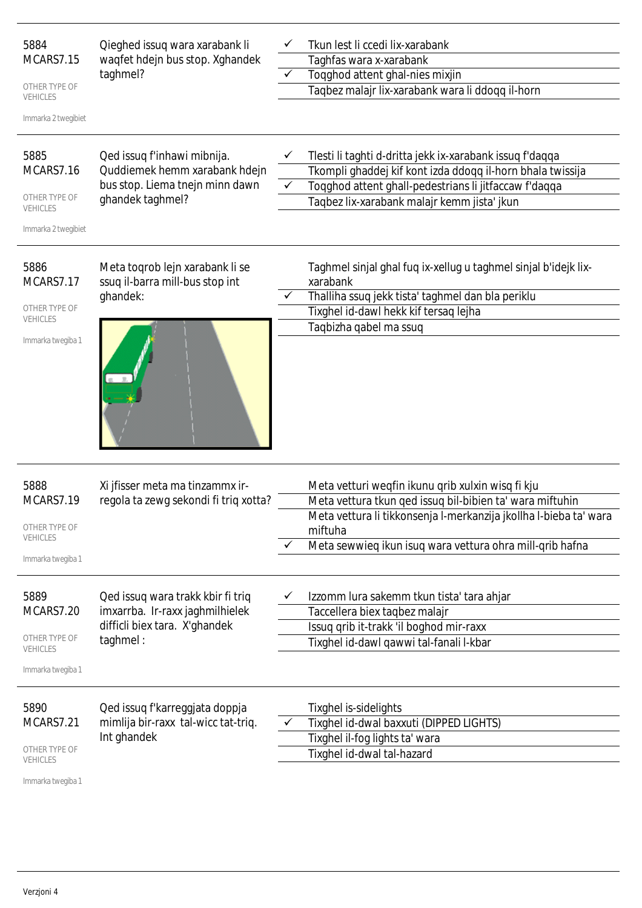**5884**
**MCARS7.15**

OTHER TYPE OF VEHICLES

Immarka 2 twegibiet

Qieghed issuq wara xarabank li waqfet hdejn bus stop. Xghandek taghmel?

- ✓ Tkun lest li ccedi lix-xarabank
- Taghfas wara x-xarabank
- ✓ Toqghod attent ghal-nies mixjin
- Taqbez malajr lix-xarabank wara li ddoqq il-horn

---

**5885**
**MCARS7.16**

OTHER TYPE OF VEHICLES

Immarka 2 twegibiet

Qed issuq f'inhawi mibnija. Quddiemek hemm xarabank hdejn bus stop. Liema tnejn minn dawn ghandek taghmel?

- ✓ Tlesti li taghti d-dritta jekk ix-xarabank issuq f'daqqa
- Tkompli ghaddej kif kont izda ddoqq il-horn bhala twissija
- ✓ Toqghod attent ghall-pedestrians li jitfaccaw f'daqqa
- Taqbez lix-xarabank malajr kemm jista' jkun

---

**5886**
**MCARS7.17**

OTHER TYPE OF VEHICLES

Immarka twegiba 1

Meta toqrob lejn xarabank li se ssuq il-barra mill-bus stop int ghandek:

- Taghmel sinjal ghal fuq ix-xellug u taghmel sinjal b'idejk lix-xarabank
- ✓ Thalliha ssuq jekk tista' taghmel dan bla periklu
- Tixghel id-dawl hekk kif tersaq lejha
- Taqbizha qabel ma ssuq

---

**5888**
**MCARS7.19**

OTHER TYPE OF VEHICLES

Immarka twegiba 1

Xi jfisser meta ma tinzammx ir-regola ta zewg sekondi fi triq xotta?

- Meta vetturi weqfin ikunu qrib xulxin wisq fi kju
- Meta vettura tkun qed issuq bil-bibien ta' wara miftuhin
- Meta vettura li tikkonsenja l-merkanzija jkollha l-bieba ta' wara miftuha
- ✓ Meta sewwieq ikun isuq wara vettura ohra mill-qrib hafna

---

**5889**
**MCARS7.20**

OTHER TYPE OF VEHICLES

Immarka twegiba 1

Qed issuq wara trakk kbir fi triq imxarrba. Ir-raxx jaghmilhielek difficli biex tara. X'ghandek taghmel :

- ✓ Izzomm lura sakemm tkun tista' tara ahjar
- Taccellera biex taqbez malajr
- Issuq qrib it-trakk 'il boghod mir-raxx
- Tixghel id-dawl qawwi tal-fanali l-kbar

---

**5890**
**MCARS7.21**

OTHER TYPE OF VEHICLES

Immarka twegiba 1

Qed issuq f'karreggjata doppja mimlija bir-raxx tal-wicc tat-triq. Int ghandek

- Tixghel is-sidelights
- ✓ Tixghel id-dwal baxxuti (DIPPED LIGHTS)
- Tixghel il-fog lights ta' wara
- Tixghel id-dwal tal-hazard

---

Verzjoni 4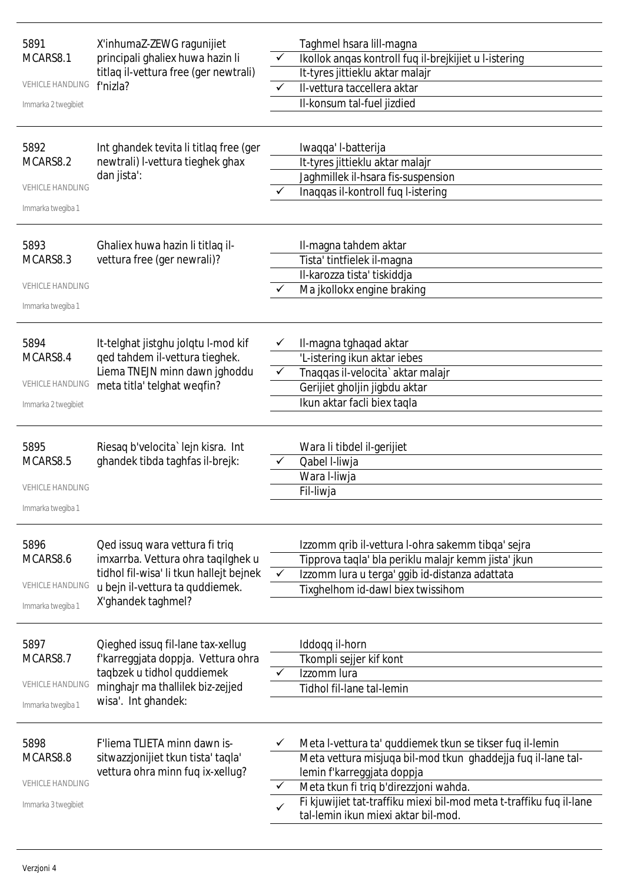| | | | |
|---|---|---|---|
| 5891<br>MCARS8.1<br>VEHICLE HANDLING<br>Immarka 2 twegibiet | X'inhumaZ-ZEWG ragunijiet principali ghaliex huwa hazin li titlaq il-vettura free (ger newtrali) f'nizla? | | Taghmel hsara lill-magna |
| | | ✓ | Ikollok anqas kontroll fuq il-brejkijiet u l-istering |
| | | | It-tyres jittieklu aktar malajr |
| | | ✓ | Il-vettura taccellera aktar |
| | | | Il-konsum tal-fuel jizdied |
| 5892<br>MCARS8.2<br>VEHICLE HANDLING<br>Immarka twegiba 1 | Int ghandek tevita li titlaq free (ger newtrali) l-vettura tieghek ghax dan jista': | | Iwaqqa' l-batterija |
| | | | It-tyres jittieklu aktar malajr |
| | | | Jaghmillek il-hsara fis-suspension |
| | | ✓ | Inaqqas il-kontroll fuq l-istering |
| 5893<br>MCARS8.3<br>VEHICLE HANDLING<br>Immarka twegiba 1 | Ghaliex huwa hazin li titlaq il-vettura free (ger newrali)? | | Il-magna tahdem aktar |
| | | | Tista' tintfielek il-magna |
| | | | Il-karozza tista' tiskiddja |
| | | ✓ | Ma jkollokx engine braking |
| 5894<br>MCARS8.4<br>VEHICLE HANDLING<br>Immarka 2 twegibiet | It-telghat jistghu jolqtu l-mod kif qed tahdem il-vettura tieghek. Liema TNEJN minn dawn jghoddu meta titla' telghat weqfin? | ✓ | Il-magna tghaqad aktar |
| | | | 'L-istering ikun aktar iebes |
| | | ✓ | Tnaqqas il-velocita` aktar malajr |
| | | | Gerijiet gholjin jigbdu aktar |
| | | | Ikun aktar facli biex taqla |
| 5895<br>MCARS8.5<br>VEHICLE HANDLING<br>Immarka twegiba 1 | Riesaq b'velocita` lejn kisra. Int ghandek tibda taghfas il-brejk: | | Wara li tibdel il-gerijiet |
| | | ✓ | Qabel l-liwja |
| | | | Wara l-liwja |
| | | | Fil-liwja |
| 5896<br>MCARS8.6<br>VEHICLE HANDLING<br>Immarka twegiba 1 | Qed issuq wara vettura fi triq imxarrba. Vettura ohra taqilghek u tidhol fil-wisa' li tkun hallejt bejnek u bejn il-vettura ta quddiemek. X'ghandek taghmel? | | Izzomm qrib il-vettura l-ohra sakemm tibqa' sejra |
| | | | Tipprova taqla' bla periklu malajr kemm jista' jkun |
| | | ✓ | Izzomm lura u terga' ggib id-distanza adattata |
| | | | Tixghelhom id-dawl biex twissihom |
| 5897<br>MCARS8.7<br>VEHICLE HANDLING<br>Immarka twegiba 1 | Qieghed issuq fil-lane tax-xellug f'karreggjata doppja. Vettura ohra taqbzek u tidhol quddiemek minghajr ma thallilek biz-zejjed wisa'. Int ghandek: | | Iddoqq il-horn |
| | | | Tkompli sejjer kif kont |
| | | ✓ | Izzomm lura |
| | | | Tidhol fil-lane tal-lemin |
| 5898<br>MCARS8.8<br>VEHICLE HANDLING<br>Immarka 3 twegibiet | F'liema TLIETA minn dawn is-sitwazzjonijiet tkun tista' taqla' vettura ohra minn fuq ix-xellug? | ✓ | Meta l-vettura ta' quddiemek tkun se tikser fuq il-lemin |
| | | | Meta vettura misjuqa bil-mod tkun ghaddejja fuq il-lane tal-lemin f'karreggjata doppja |
| | | ✓ | Meta tkun fi triq b'direzzjoni wahda. |
| | | ✓ | Fi kjuwijiet tat-traffiku miexi bil-mod meta t-traffiku fuq il-lane tal-lemin ikun miexi aktar bil-mod. |

Verzjoni 4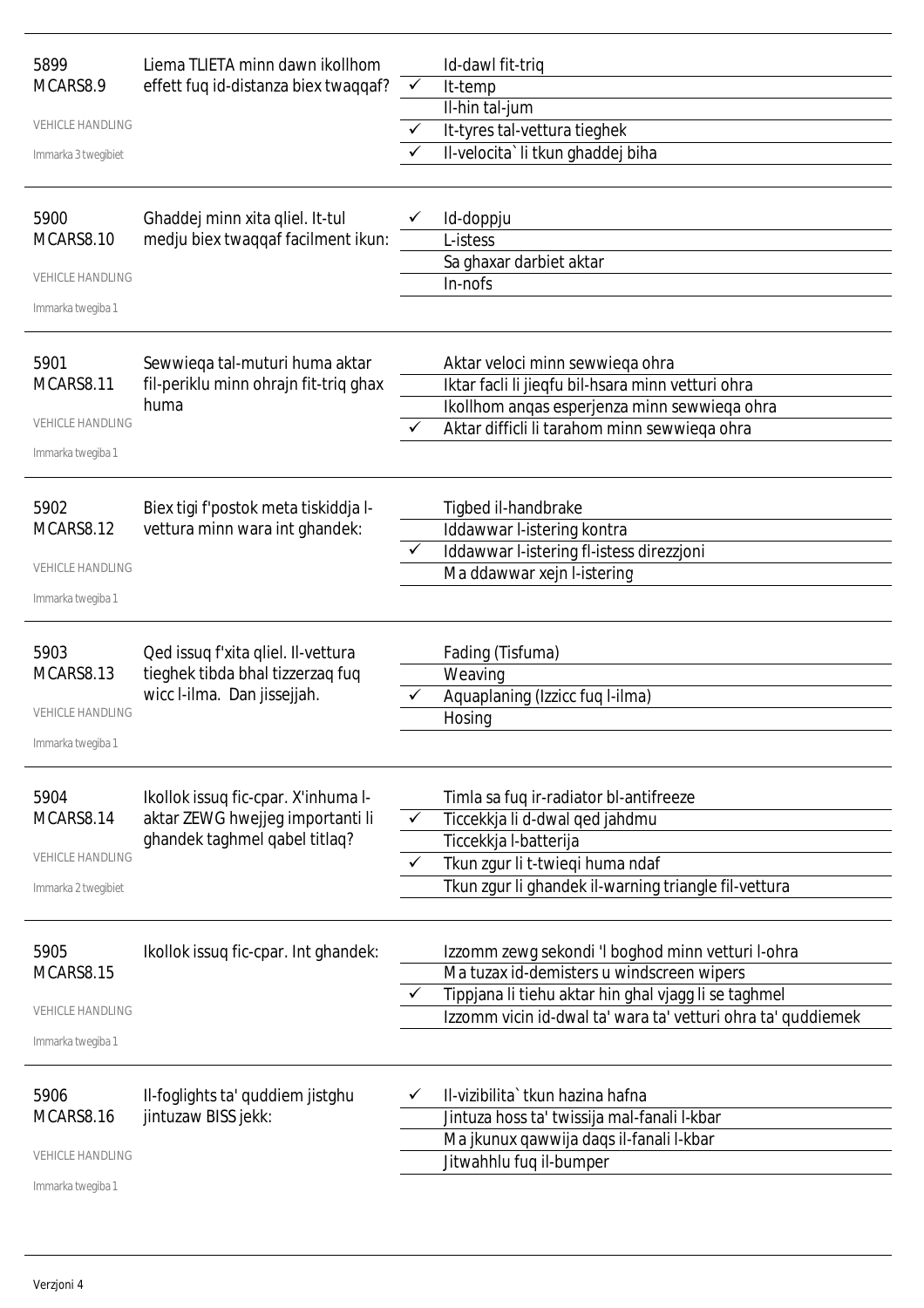5899
MCARS8.9

VEHICLE HANDLING

Immarka 3 twegibiet

Liema TLIETA minn dawn ikollhom effett fuq id-distanza biex twaqqaf?

|  |  |
|---|---|
|  | Id-dawl fit-triq |
| ✓ | It-temp |
|  | Il-hin tal-jum |
| ✓ | It-tyres tal-vettura tieghek |
| ✓ | Il-velocita` li tkun ghaddej biha |

5900
MCARS8.10

VEHICLE HANDLING

Immarka twegiba 1

Ghaddej minn xita qliel. It-tul medju biex twaqqaf facilment ikun:

|  |  |
|---|---|
| ✓ | Id-doppju |
|  | L-istess |
|  | Sa ghaxar darbiet aktar |
|  | In-nofs |

5901
MCARS8.11

VEHICLE HANDLING

Immarka twegiba 1

Sewwieqa tal-muturi huma aktar fil-periklu minn ohrajn fit-triq ghax huma

|  |  |
|---|---|
|  | Aktar veloci minn sewwieqa ohra |
|  | Iktar facli li jieqfu bil-hsara minn vetturi ohra |
|  | Ikollhom anqas esperjenza minn sewwieqa ohra |
| ✓ | Aktar difficli li tarahom minn sewwieqa ohra |

5902
MCARS8.12

VEHICLE HANDLING

Immarka twegiba 1

Biex tigi f'postok meta tiskiddja l-vettura minn wara int ghandek:

|  |  |
|---|---|
|  | Tigbed il-handbrake |
|  | Iddawwar l-istering kontra |
| ✓ | Iddawwar l-istering fl-istess direzzjoni |
|  | Ma ddawwar xejn l-istering |

5903
MCARS8.13

VEHICLE HANDLING

Immarka twegiba 1

Qed issuq f'xita qliel. Il-vettura tieghek tibda bhal tizzerzaq fuq wicc l-ilma. Dan jissejjah.

|  |  |
|---|---|
|  | Fading (Tisfuma) |
|  | Weaving |
| ✓ | Aquaplaning (Izzicc fuq l-ilma) |
|  | Hosing |

5904
MCARS8.14

VEHICLE HANDLING

Immarka 2 twegibiet

Ikollok issuq fic-cpar. X'inhuma l-aktar ZEWG hwejjeg importanti li ghandek taghmel qabel titlaq?

|  |  |
|---|---|
|  | Timla sa fuq ir-radiator bl-antifreeze |
| ✓ | Ticcekkja li d-dwal qed jahdmu |
|  | Ticcekkja l-batterija |
| ✓ | Tkun zgur li t-twieqi huma ndaf |
|  | Tkun zgur li ghandek il-warning triangle fil-vettura |

5905
MCARS8.15

VEHICLE HANDLING

Immarka twegiba 1

Ikollok issuq fic-cpar. Int ghandek:

|  |  |
|---|---|
|  | Izzomm zewg sekondi 'l boghod minn vetturi l-ohra |
|  | Ma tuzax id-demisters u windscreen wipers |
| ✓ | Tippjana li tiehu aktar hin ghal vjagg li se taghmel |
|  | Izzomm vicin id-dwal ta' wara ta' vetturi ohra ta' quddiemek |

5906
MCARS8.16

VEHICLE HANDLING

Immarka twegiba 1

Il-foglights ta' quddiem jistghu jintuzaw BISS jekk:

|  |  |
|---|---|
| ✓ | Il-vizibilita` tkun hazina hafna |
|  | Jintuza hoss ta' twissija mal-fanali l-kbar |
|  | Ma jkunux qawwija daqs il-fanali l-kbar |
|  | Jitwahhlu fuq il-bumper |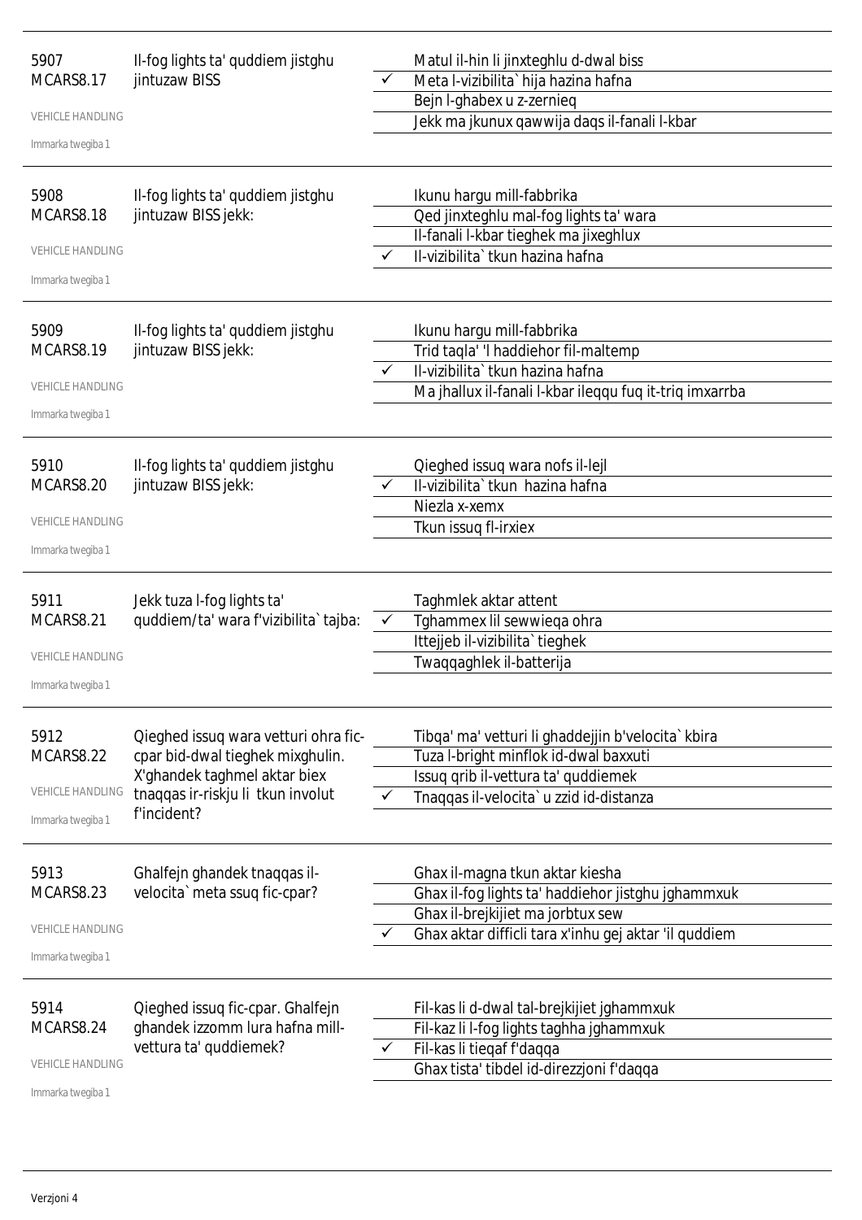| | | | |
|---|---|---|---|
| 5907<br>MCARS8.17<br>VEHICLE HANDLING<br>Immarka twegiba 1 | Il-fog lights ta' quddiem jistghu jintuzaw BISS | | Matul il-hin li jinxteghlu d-dwal biss |
| | | ✓ | Meta l-vizibilita` hija hazina hafna |
| | | | Bejn l-ghabex u z-zernieq |
| | | | Jekk ma jkunux qawwija daqs il-fanali l-kbar |
| 5908<br>MCARS8.18<br>VEHICLE HANDLING<br>Immarka twegiba 1 | Il-fog lights ta' quddiem jistghu jintuzaw BISS jekk: | | Ikunu hargu mill-fabbrika |
| | | | Qed jinxteghlu mal-fog lights ta' wara |
| | | | Il-fanali l-kbar tieghek ma jixeghlux |
| | | ✓ | Il-vizibilita` tkun hazina hafna |
| 5909<br>MCARS8.19<br>VEHICLE HANDLING<br>Immarka twegiba 1 | Il-fog lights ta' quddiem jistghu jintuzaw BISS jekk: | | Ikunu hargu mill-fabbrika |
| | | | Trid taqla' 'l haddiehor fil-maltemp |
| | | ✓ | Il-vizibilita` tkun hazina hafna |
| | | | Ma jhallux il-fanali l-kbar ileqqu fuq it-triq imxarrba |
| 5910<br>MCARS8.20<br>VEHICLE HANDLING<br>Immarka twegiba 1 | Il-fog lights ta' quddiem jistghu jintuzaw BISS jekk: | | Qieghed issuq wara nofs il-lejl |
| | | ✓ | Il-vizibilita` tkun  hazina hafna |
| | | | Niezla x-xemx |
| | | | Tkun issuq fl-irxiex |
| 5911<br>MCARS8.21<br>VEHICLE HANDLING<br>Immarka twegiba 1 | Jekk tuza l-fog lights ta' quddiem/ta' wara f'vizibilita` tajba: | | Taghmlek aktar attent |
| | | ✓ | Tghammex lil sewwieqa ohra |
| | | | Ittejjeb il-vizibilita` tieghek |
| | | | Twaqqaghlek il-batterija |
| 5912<br>MCARS8.22<br>VEHICLE HANDLING<br>Immarka twegiba 1 | Qieghed issuq wara vetturi ohra fic-cpar bid-dwal tieghek mixghulin. X'ghandek taghmel aktar biex tnaqqas ir-riskju li  tkun involut f'incident? | | Tibqa' ma' vetturi li ghaddejjin b'velocita` kbira |
| | | | Tuza l-bright minflok id-dwal baxxuti |
| | | | Issuq qrib il-vettura ta' quddiemek |
| | | ✓ | Tnaqqas il-velocita` u zzid id-distanza |
| 5913<br>MCARS8.23<br>VEHICLE HANDLING<br>Immarka twegiba 1 | Ghalfejn ghandek tnaqqas il-velocita` meta ssuq fic-cpar? | | Ghax il-magna tkun aktar kiesha |
| | | | Ghax il-fog lights ta' haddiehor jistghu jghammxuk |
| | | | Ghax il-brejkijiet ma jorbtux sew |
| | | ✓ | Ghax aktar difficli tara x'inhu gej aktar 'il quddiem |
| 5914<br>MCARS8.24<br>VEHICLE HANDLING<br>Immarka twegiba 1 | Qieghed issuq fic-cpar. Ghalfejn ghandek izzomm lura hafna mill-vettura ta' quddiemek? | | Fil-kas li d-dwal tal-brejkijiet jghammxuk |
| | | | Fil-kaz li l-fog lights taghha jghammxuk |
| | | ✓ | Fil-kas li tieqaf f'daqqa |
| | | | Ghax tista' tibdel id-direzzjoni f'daqqa |

Verzjoni 4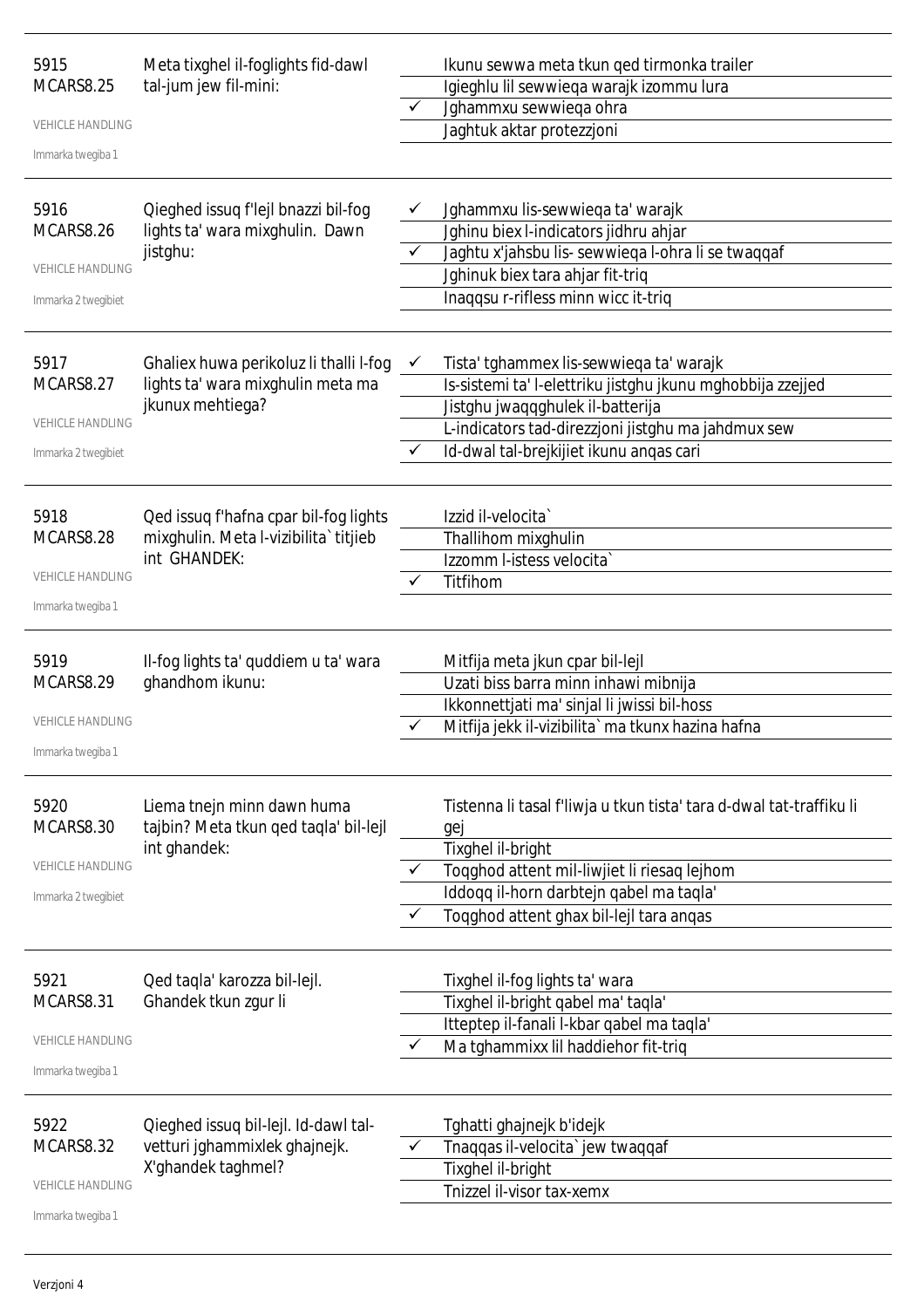**5915**
**MCARS8.25**
VEHICLE HANDLING
Immarka twegiba 1

Meta tixghel il-foglights fid-dawl tal-jum jew fil-mini:

- Ikunu sewwa meta tkun qed tirmonka trailer
- Igieghlu lil sewwieqa warajk izommu lura
- ✓ Jghammxu sewwieqa ohra
- Jaghtuk aktar protezzjoni

---

**5916**
**MCARS8.26**
VEHICLE HANDLING
Immarka 2 twegibiet

Qieghed issuq f'lejl bnazzi bil-fog lights ta' wara mixghulin. Dawn jistghu:

- ✓ Jghammxu lis-sewwieqa ta' warajk
- Jghinu biex l-indicators jidhru ahjar
- ✓ Jaghtu x'jahsbu lis- sewwieqa l-ohra li se twaqqaf
- Jghinuk biex tara ahjar fit-triq
- Inaqqsu r-rifless minn wicc it-triq

---

**5917**
**MCARS8.27**
VEHICLE HANDLING
Immarka 2 twegibiet

Ghaliex huwa perikoluz li thalli l-fog lights ta' wara mixghulin meta ma jkunux mehtiega?

- ✓ Tista' tghammex lis-sewwieqa ta' warajk
- Is-sistemi ta' l-elettriku jistghu jkunu mghobbija zzejjed
- Jistghu jwaqqghulek il-batterija
- L-indicators tad-direzzjoni jistghu ma jahdmux sew
- ✓ Id-dwal tal-brejkijiet ikunu anqas cari

---

**5918**
**MCARS8.28**
VEHICLE HANDLING
Immarka twegiba 1

Qed issuq f'hafna cpar bil-fog lights mixghulin. Meta l-vizibilita` titjieb int GHANDEK:

- Izzid il-velocita`
- Thallihom mixghulin
- Izzomm l-istess velocita`
- ✓ Titfihom

---

**5919**
**MCARS8.29**
VEHICLE HANDLING
Immarka twegiba 1

Il-fog lights ta' quddiem u ta' wara ghandhom ikunu:

- Mitfija meta jkun cpar bil-lejl
- Uzati biss barra minn inhawi mibnija
- Ikkonnettjati ma' sinjal li jwissi bil-hoss
- ✓ Mitfija jekk il-vizibilita` ma tkunx hazina hafna

---

**5920**
**MCARS8.30**
VEHICLE HANDLING
Immarka 2 twegibiet

Liema tnejn minn dawn huma tajbin? Meta tkun qed taqla' bil-lejl int ghandek:

- Tistenna li tasal f'liwja u tkun tista' tara d-dwal tat-traffiku li gej
- Tixghel il-bright
- ✓ Toqghod attent mil-liwjiet li riesaq lejhom
- Iddoqq il-horn darbtejn qabel ma taqla'
- ✓ Toqghod attent ghax bil-lejl tara anqas

---

**5921**
**MCARS8.31**
VEHICLE HANDLING
Immarka twegiba 1

Qed taqla' karozza bil-lejl. Ghandek tkun zgur li

- Tixghel il-fog lights ta' wara
- Tixghel il-bright qabel ma' taqla'
- Itteptep il-fanali l-kbar qabel ma taqla'
- ✓ Ma tghammixx lil haddiehor fit-triq

---

**5922**
**MCARS8.32**
VEHICLE HANDLING
Immarka twegiba 1

Qieghed issuq bil-lejl. Id-dawl tal-vetturi jghammixlek ghajnejk. X'ghandek taghmel?

- Tghatti ghajnejk b'idejk
- ✓ Tnaqqas il-velocita` jew twaqqaf
- Tixghel il-bright
- Tnizzel il-visor tax-xemx

---

Verzjoni 4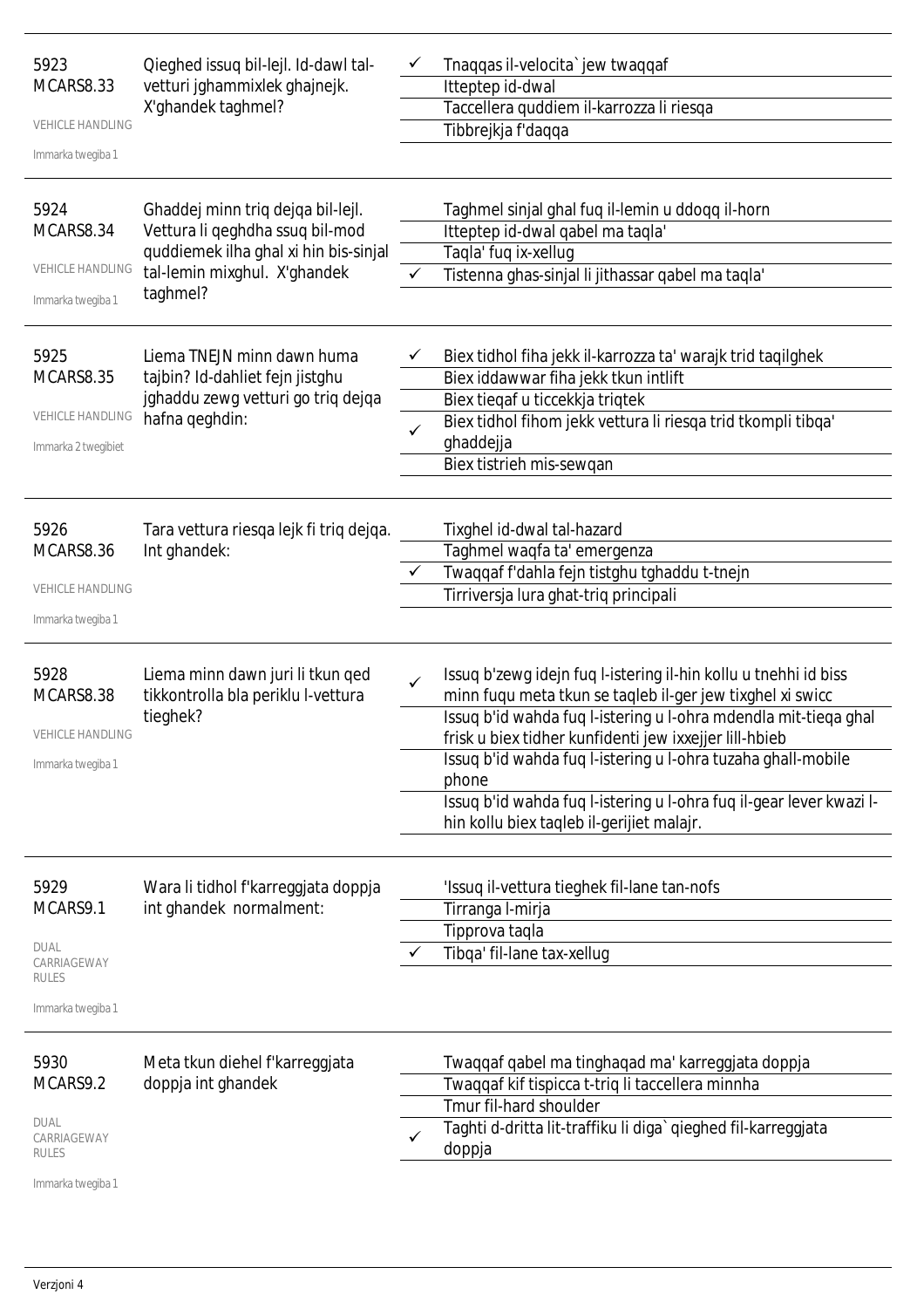| | | | |
|---|---|---|---|
| 5923<br>MCARS8.33<br>VEHICLE HANDLING<br>Immarka twegiba 1 | Qieghed issuq bil-lejl. Id-dawl tal-vetturi jghammixlek ghajnejk. X'ghandek taghmel? | ✓ | Tnaqqas il-velocita` jew twaqqaf |
| | | | Itteptep id-dwal |
| | | | Taccellera quddiem il-karrozza li riesqa |
| | | | Tibbrejkja f'daqqa |
| 5924<br>MCARS8.34<br>VEHICLE HANDLING<br>Immarka twegiba 1 | Ghaddej minn triq dejqa bil-lejl. Vettura li qeghdha ssuq bil-mod quddiemek ilha ghal xi hin bis-sinjal tal-lemin mixghul. X'ghandek taghmel? | | Taghmel sinjal ghal fuq il-lemin u ddoqq il-horn |
| | | | Itteptep id-dwal qabel ma taqla' |
| | | | Taqla' fuq ix-xellug |
| | | ✓ | Tistenna ghas-sinjal li jithassar qabel ma taqla' |
| 5925<br>MCARS8.35<br>VEHICLE HANDLING<br>Immarka 2 twegibiet | Liema TNEJN minn dawn huma tajbin? Id-dahliet fejn jistghu jghaddu zewg vetturi go triq dejqa hafna qeghdin: | ✓ | Biex tidhol fiha jekk il-karrozza ta' warajk trid taqilghek |
| | | | Biex iddawwar fiha jekk tkun intlift |
| | | | Biex tieqaf u ticcekkja triqtek |
| | | ✓ | Biex tidhol fihom jekk vettura li riesqa trid tkompli tibqa' ghaddejja |
| | | | Biex tistrieh mis-sewqan |
| 5926<br>MCARS8.36<br>VEHICLE HANDLING<br>Immarka twegiba 1 | Tara vettura riesqa lejk fi triq dejqa. Int ghandek: | | Tixghel id-dwal tal-hazard |
| | | | Taghmel waqfa ta' emergenza |
| | | ✓ | Twaqqaf f'dahla fejn tistghu tghaddu t-tnejn |
| | | | Tirriversja lura ghat-triq principali |
| 5928<br>MCARS8.38<br>VEHICLE HANDLING<br>Immarka twegiba 1 | Liema minn dawn juri li tkun qed tikkontrolla bla periklu l-vettura tieghek? | ✓ | Issuq b'zewg idejn fuq l-istering il-hin kollu u tnehhi id biss minn fuqu meta tkun se taqleb il-ger jew tixghel xi swicc |
| | | | Issuq b'id wahda fuq l-istering u l-ohra mdendla mit-tieqa ghal frisk u biex tidher kunfidenti jew ixxejjer lill-hbieb |
| | | | Issuq b'id wahda fuq l-istering u l-ohra tuzaha ghall-mobile phone |
| | | | Issuq b'id wahda fuq l-istering u l-ohra fuq il-gear lever kwazi l-hin kollu biex taqleb il-gerijiet malajr. |
| 5929<br>MCARS9.1<br>DUAL CARRIAGEWAY RULES<br>Immarka twegiba 1 | Wara li tidhol f'karreggjata doppja int ghandek normalment: | | 'Issuq il-vettura tieghek fil-lane tan-nofs |
| | | | Tirranga l-mirja |
| | | | Tipprova taqla |
| | | ✓ | Tibqa' fil-lane tax-xellug |
| 5930<br>MCARS9.2<br>DUAL CARRIAGEWAY RULES<br>Immarka twegiba 1 | Meta tkun diehel f'karreggjata doppja int ghandek | | Twaqqaf qabel ma tinghaqad ma' karreggjata doppja |
| | | | Twaqqaf kif tispicca t-triq li taccellera minnha |
| | | | Tmur fil-hard shoulder |
| | | ✓ | Taghti d-dritta lit-traffiku li diga` qieghed fil-karreggjata doppja |

Verzjoni 4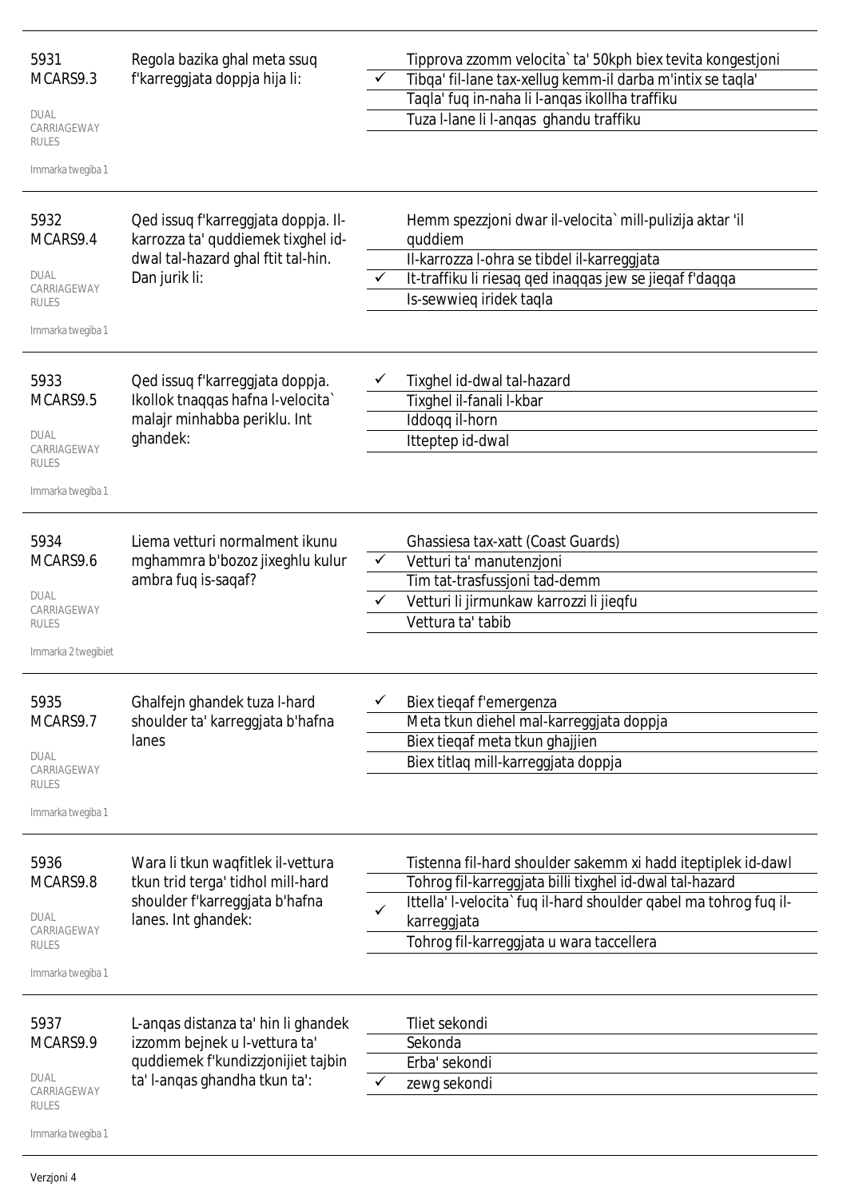**5931**
**MCARS9.3**

DUAL CARRIAGEWAY RULES

Immarka twegiba 1

Regola bazika ghal meta ssuq f'karreggjata doppja hija li:

- Tipprova zzomm velocita` ta' 50kph biex tevita kongestjoni
- ✓ Tibqa' fil-lane tax-xellug kemm-il darba m'intix se taqla'
- Taqla' fuq in-naha li l-anqas ikollha traffiku
- Tuza l-lane li l-anqas ghandu traffiku

---

**5932**
**MCARS9.4**

DUAL CARRIAGEWAY RULES

Immarka twegiba 1

Qed issuq f'karreggjata doppja. Il-karrozza ta' quddiemek tixghel id-dwal tal-hazard ghal ftit tal-hin. Dan jurik li:

- Hemm spezzjoni dwar il-velocita` mill-pulizija aktar 'il quddiem
- Il-karrozza l-ohra se tibdel il-karreggjata
- ✓ It-traffiku li riesaq qed inaqqas jew se jieqaf f'daqqa
- Is-sewwieq iridek taqla

---

**5933**
**MCARS9.5**

DUAL CARRIAGEWAY RULES

Immarka twegiba 1

Qed issuq f'karreggjata doppja. Ikollok tnaqqas hafna l-velocita` malajr minhabba periklu. Int ghandek:

- ✓ Tixghel id-dwal tal-hazard
- Tixghel il-fanali l-kbar
- Iddoqq il-horn
- Itteptep id-dwal

---

**5934**
**MCARS9.6**

DUAL CARRIAGEWAY RULES

Immarka 2 twegibiet

Liema vetturi normalment ikunu mghammra b'bozoz jixeghlu kulur ambra fuq is-saqaf?

- Ghassiesa tax-xatt (Coast Guards)
- ✓ Vetturi ta' manutenzjoni
- Tim tat-trasfussjoni tad-demm
- ✓ Vetturi li jirmunkaw karrozzi li jieqfu
- Vettura ta' tabib

---

**5935**
**MCARS9.7**

DUAL CARRIAGEWAY RULES

Immarka twegiba 1

Ghalfejn ghandek tuza l-hard shoulder ta' karreggjata b'hafna lanes

- ✓ Biex tieqaf f'emergenza
- Meta tkun diehel mal-karreggjata doppja
- Biex tieqaf meta tkun ghajjien
- Biex titlaq mill-karreggjata doppja

---

**5936**
**MCARS9.8**

DUAL CARRIAGEWAY RULES

Immarka twegiba 1

Wara li tkun waqfitlek il-vettura tkun trid terga' tidhol mill-hard shoulder f'karreggjata b'hafna lanes. Int ghandek:

- Tistenna fil-hard shoulder sakemm xi hadd iteptiplek id-dawl
- Tohrog fil-karreggjata billi tixghel id-dwal tal-hazard
- ✓ Ittella' l-velocita` fuq il-hard shoulder qabel ma tohrog fuq il-karreggjata
- Tohrog fil-karreggjata u wara taccellera

---

**5937**
**MCARS9.9**

DUAL CARRIAGEWAY RULES

Immarka twegiba 1

L-anqas distanza ta' hin li ghandek izzomm bejnek u l-vettura ta' quddiemek f'kundizzjonijiet tajbin ta' l-anqas ghandha tkun ta':

- Tliet sekondi
- Sekonda
- Erba' sekondi
- ✓ zewg sekondi

---

Verzjoni 4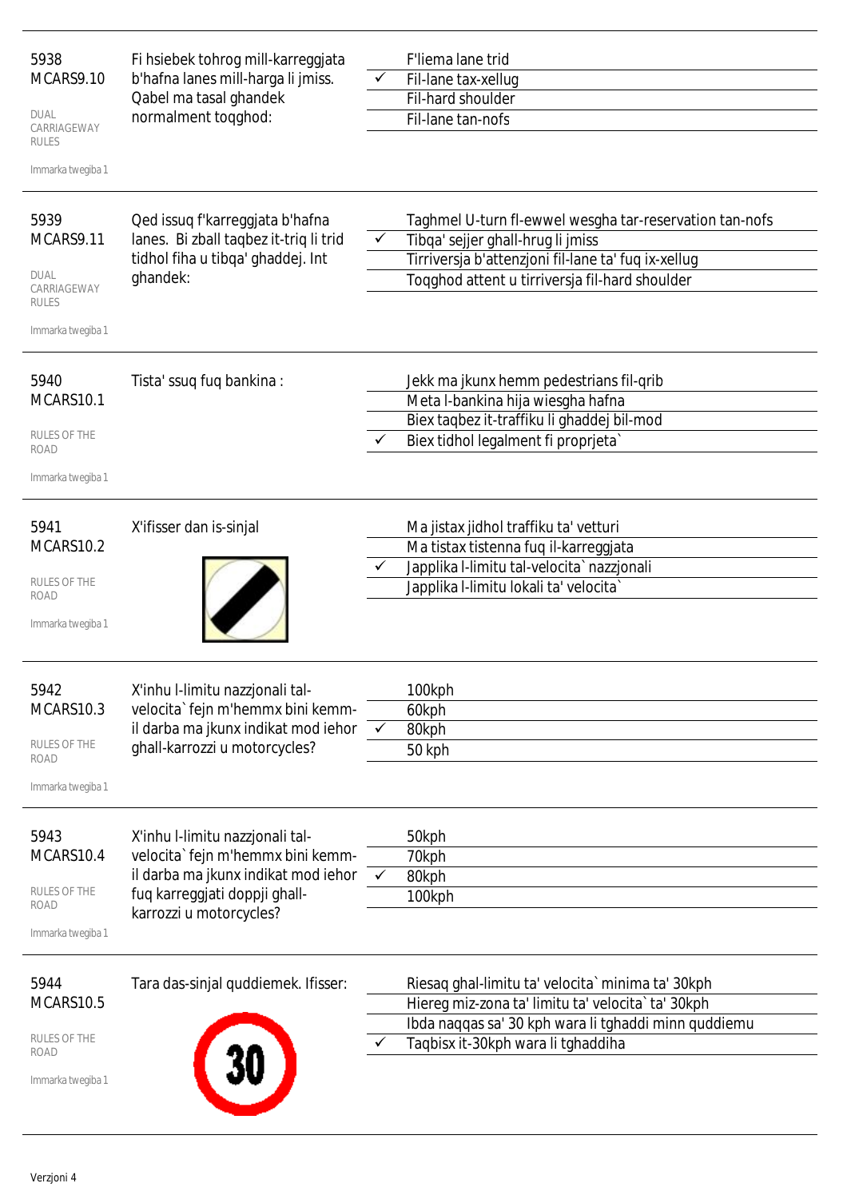| | | | |
|---|---|---|---|
| 5938<br>MCARS9.10<br><br>DUAL CARRIAGEWAY RULES<br><br>Immarka twegiba 1 | Fi hsiebek tohrog mill-karreggjata b'hafna lanes mill-harga li jmiss. Qabel ma tasal ghandek normalment toqghod: | | F'liema lane trid |
| | | ✓ | Fil-lane tax-xellug |
| | | | Fil-hard shoulder |
| | | | Fil-lane tan-nofs |
| 5939<br>MCARS9.11<br><br>DUAL CARRIAGEWAY RULES<br><br>Immarka twegiba 1 | Qed issuq f'karreggjata b'hafna lanes. Bi zball taqbez it-triq li trid tidhol fiha u tibqa' ghaddej. Int ghandek: | | Taghmel U-turn fl-ewwel wesgha tar-reservation tan-nofs |
| | | ✓ | Tibqa' sejjer ghall-hrug li jmiss |
| | | | Tirriversja b'attenzjoni fil-lane ta' fuq ix-xellug |
| | | | Toqghod attent u tirriversja fil-hard shoulder |
| 5940<br>MCARS10.1<br><br>RULES OF THE ROAD<br><br>Immarka twegiba 1 | Tista' ssuq fuq bankina : | | Jekk ma jkunx hemm pedestrians fil-qrib |
| | | | Meta l-bankina hija wiesgha hafna |
| | | | Biex taqbez it-traffiku li ghaddej bil-mod |
| | | ✓ | Biex tidhol legalment fi proprjeta` |
| 5941<br>MCARS10.2<br><br>RULES OF THE ROAD<br><br>Immarka twegiba 1 | X'ifisser dan is-sinjal | | Ma jistax jidhol traffiku ta' vetturi |
| | | | Ma tistax tistenna fuq il-karreggjata |
| | | ✓ | Japplika l-limitu tal-velocita` nazzjonali |
| | | | Japplika l-limitu lokali ta' velocita` |
| 5942<br>MCARS10.3<br><br>RULES OF THE ROAD<br><br>Immarka twegiba 1 | X'inhu l-limitu nazzjonali tal-velocita` fejn m'hemmx bini kemm-il darba ma jkunx indikat mod iehor ghall-karrozzi u motorcycles? | | 100kph |
| | | | 60kph |
| | | ✓ | 80kph |
| | | | 50 kph |
| 5943<br>MCARS10.4<br><br>RULES OF THE ROAD<br><br>Immarka twegiba 1 | X'inhu l-limitu nazzjonali tal-velocita` fejn m'hemmx bini kemm-il darba ma jkunx indikat mod iehor fuq karreggjati doppji ghall-karrozzi u motorcycles? | | 50kph |
| | | | 70kph |
| | | ✓ | 80kph |
| | | | 100kph |
| 5944<br>MCARS10.5<br><br>RULES OF THE ROAD<br><br>Immarka twegiba 1 | Tara das-sinjal quddiemek. Ifisser: | | Riesaq ghal-limitu ta' velocita` minima ta' 30kph |
| | | | Hiereg miz-zona ta' limitu ta' velocita` ta' 30kph |
| | | | Ibda naqqas sa' 30 kph wara li tghaddi minn quddiemu |
| | | ✓ | Taqbisx it-30kph wara li tghaddiha |

Verzjoni 4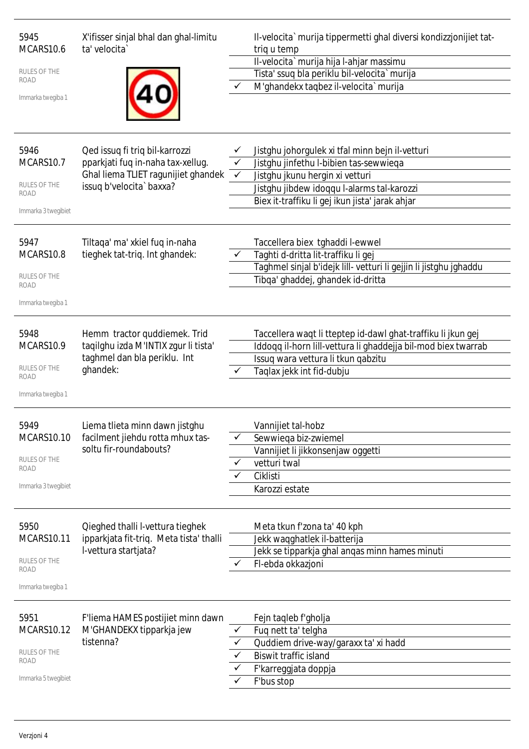| | | | |
|---|---|---|---|
| 5945<br>MCARS10.6<br>RULES OF THE ROAD<br>Immarka twegiba 1 | X'ifisser sinjal bhal dan ghal-limitu ta' velocita` | | Il-velocita` murija tippermetti ghal diversi kondizzjonijiet tat-triq u temp |
| | | | Il-velocita` murija hija l-ahjar massimu |
| | | | Tista' ssuq bla periklu bil-velocita` murija |
| | | ✓ | M'ghandekx taqbez il-velocita` murija |
| 5946<br>MCARS10.7<br>RULES OF THE ROAD<br>Immarka 3 twegibiet | Qed issuq fi triq bil-karrozzi pparkjati fuq in-naha tax-xellug. Ghal liema TLIET ragunijiet ghandek issuq b'velocita` baxxa? | ✓ | Jistghu johorgulek xi tfal minn bejn il-vetturi |
| | | ✓ | Jistghu jinfethu l-bibien tas-sewwieqa |
| | | ✓ | Jistghu jkunu hergin xi vetturi |
| | | | Jistghu jibdew idoqqu l-alarms tal-karozzi |
| | | | Biex it-traffiku li gej ikun jista' jarak ahjar |
| 5947<br>MCARS10.8<br>RULES OF THE ROAD<br>Immarka twegiba 1 | Tiltaqa' ma' xkiel fuq in-naha tieghek tat-triq. Int ghandek: | | Taccellera biex tghaddi l-ewwel |
| | | ✓ | Taghti d-dritta lit-traffiku li gej |
| | | | Taghmel sinjal b'idejk lill- vetturi li gejjin li jistghu jghaddu |
| | | | Tibqa' ghaddej, ghandek id-dritta |
| 5948<br>MCARS10.9<br>RULES OF THE ROAD<br>Immarka twegiba 1 | Hemm tractor quddiemek. Trid taqilghu izda M'INTIX zgur li tista' taghmel dan bla periklu. Int ghandek: | | Taccellera waqt li tteptep id-dawl ghat-traffiku li jkun gej |
| | | | Iddoqq il-horn lill-vettura li ghaddejja bil-mod biex twarrab |
| | | | Issuq wara vettura li tkun qabzitu |
| | | ✓ | Taqlax jekk int fid-dubju |
| 5949<br>MCARS10.10<br>RULES OF THE ROAD<br>Immarka 3 twegibiet | Liema tlieta minn dawn jistghu facilment jiehdu rotta mhux tas-soltu fir-roundabouts? | | Vannijiet tal-hobz |
| | | ✓ | Sewwieqa biz-zwiemel |
| | | | Vannijiet li jikkonsenjaw oggetti |
| | | ✓ | vetturi twal |
| | | ✓ | Ciklisti |
| | | | Karozzi estate |
| 5950<br>MCARS10.11<br>RULES OF THE ROAD<br>Immarka twegiba 1 | Qieghed thalli l-vettura tieghek ipparkjata fit-triq. Meta tista' thalli l-vettura startjata? | | Meta tkun f'zona ta' 40 kph |
| | | | Jekk waqghatlek il-batterija |
| | | | Jekk se tipparkja ghal anqas minn hames minuti |
| | | ✓ | Fl-ebda okkazjoni |
| 5951<br>MCARS10.12<br>RULES OF THE ROAD<br>Immarka 5 twegibiet | F'liema HAMES postijiet minn dawn M'GHANDEKX tipparkja jew tistenna? | | Fejn taqleb f'gholja |
| | | ✓ | Fuq nett ta' telgha |
| | | ✓ | Quddiem drive-way/garaxx ta' xi hadd |
| | | ✓ | Biswit traffic island |
| | | ✓ | F'karreggjata doppja |
| | | ✓ | F'bus stop |

Verzjoni 4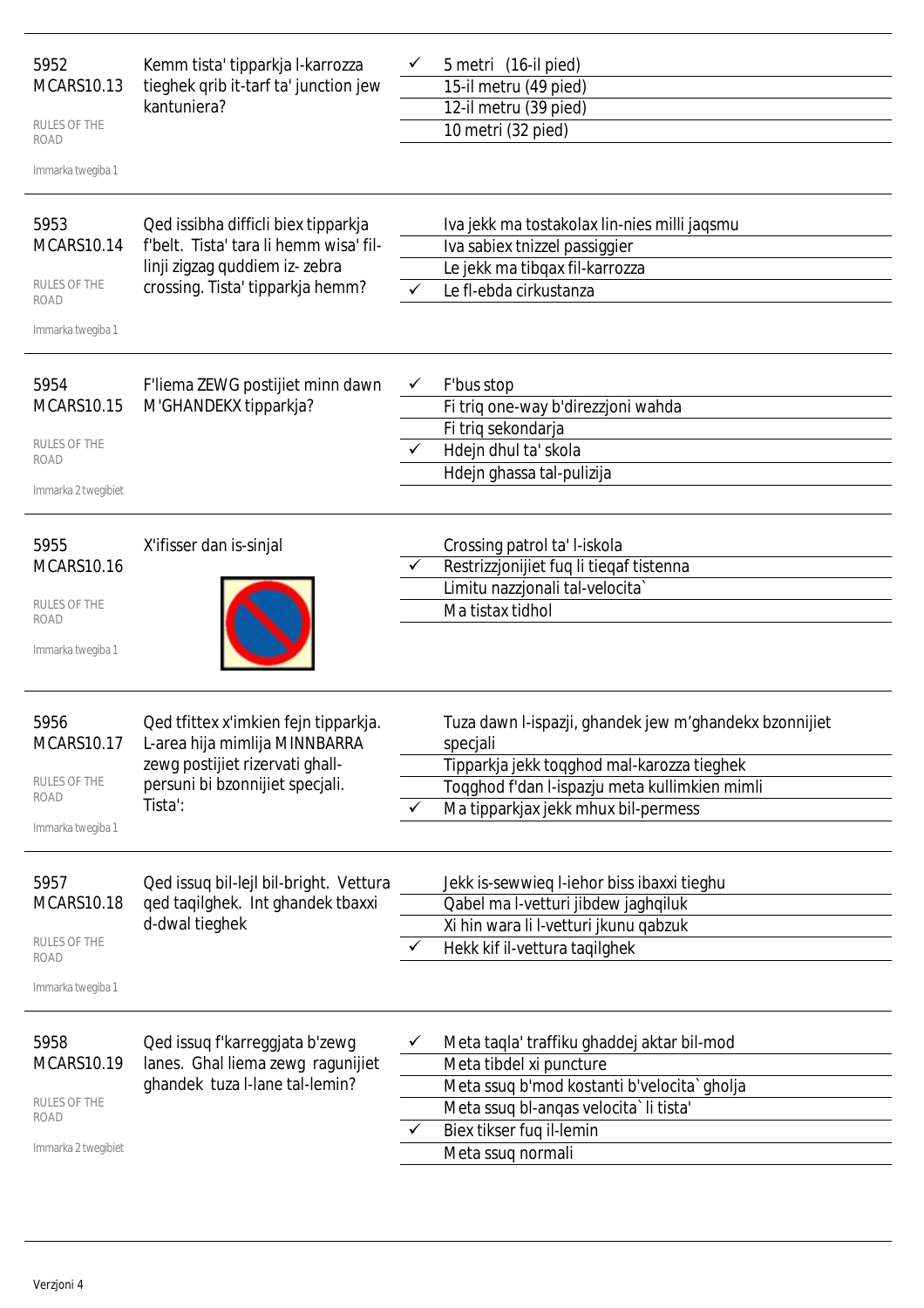| | | | |
|---|---|---|---|
| 5952<br>MCARS10.13<br><br>RULES OF THE ROAD<br><br>Immarka twegiba 1 | Kemm tista' tipparkja l-karrozza tieghek qrib it-tarf ta' junction jew kantuniera? | ✓ | 5 metri (16-il pied) |
| | | | 15-il metru (49 pied) |
| | | | 12-il metru (39 pied) |
| | | | 10 metri (32 pied) |
| 5953<br>MCARS10.14<br><br>RULES OF THE ROAD<br><br>Immarka twegiba 1 | Qed issibha difficli biex tipparkja f'belt. Tista' tara li hemm wisa' fil-linji zigzag quddiem iz- zebra crossing. Tista' tipparkja hemm? | | Iva jekk ma tostakolax lin-nies milli jaqsmu |
| | | | Iva sabiex tnizzel passiggier |
| | | | Le jekk ma tibqax fil-karrozza |
| | | ✓ | Le fl-ebda cirkustanza |
| 5954<br>MCARS10.15<br><br>RULES OF THE ROAD<br><br>Immarka 2 twegibiet | F'liema ZEWG postijiet minn dawn M'GHANDEKX tipparkja? | ✓ | F'bus stop |
| | | | Fi triq one-way b'direzzjoni wahda |
| | | | Fi triq sekondarja |
| | | ✓ | Hdejn dhul ta' skola |
| | | | Hdejn ghassa tal-pulizija |
| 5955<br>MCARS10.16<br><br>RULES OF THE ROAD<br><br>Immarka twegiba 1 | X'ifisser dan is-sinjal | | Crossing patrol ta' l-iskola |
| | | ✓ | Restrizzjonijiet fuq li tieqaf tistenna |
| | | | Limitu nazzjonali tal-velocita` |
| | | | Ma tistax tidhol |
| 5956<br>MCARS10.17<br><br>RULES OF THE ROAD<br><br>Immarka twegiba 1 | Qed tfittex x'imkien fejn tipparkja. L-area hija mimlija MINNBARRA zewg postijiet rizervati ghall-persuni bi bzonnijiet specjali. Tista': | | Tuza dawn l-ispazji, ghandek jew m'ghandekx bzonnijiet specjali |
| | | | Tipparkja jekk toqghod mal-karozza tieghek |
| | | | Toqghod f'dan l-ispazju meta kullimkien mimli |
| | | ✓ | Ma tipparkjax jekk mhux bil-permess |
| 5957<br>MCARS10.18<br><br>RULES OF THE ROAD<br><br>Immarka twegiba 1 | Qed issuq bil-lejl bil-bright. Vettura qed taqilghek. Int ghandek tbaxxi d-dwal tieghek | | Jekk is-sewwieq l-iehor biss ibaxxi tieghu |
| | | | Qabel ma l-vetturi jibdew jaghqiluk |
| | | | Xi hin wara li l-vetturi jkunu qabzuk |
| | | ✓ | Hekk kif il-vettura taqilghek |
| 5958<br>MCARS10.19<br><br>RULES OF THE ROAD<br><br>Immarka 2 twegibiet | Qed issuq f'karreggjata b'zewg lanes. Ghal liema zewg ragunijiet ghandek tuza l-lane tal-lemin? | ✓ | Meta taqla' traffiku ghaddej aktar bil-mod |
| | | | Meta tibdel xi puncture |
| | | | Meta ssuq b'mod kostanti b'velocita` gholja |
| | | | Meta ssuq bl-anqas velocita` li tista' |
| | | ✓ | Biex tikser fuq il-lemin |
| | | | Meta ssuq normali |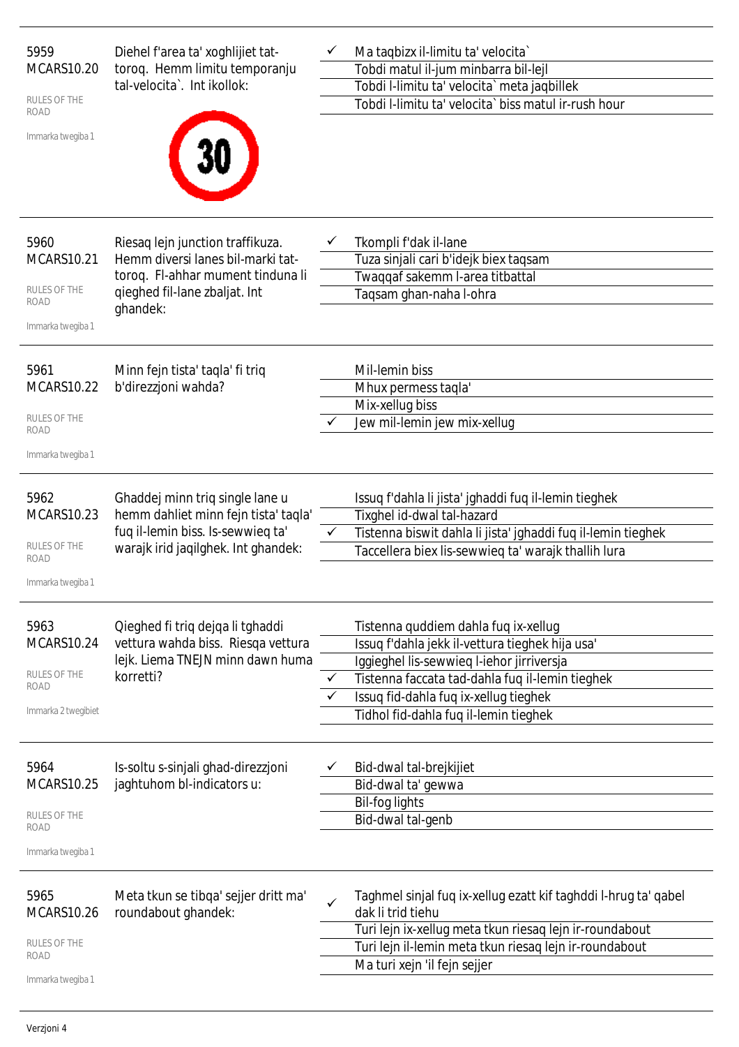| | | | |
|---|---|---|---|
| 5959<br>MCARS10.20<br><br>RULES OF THE ROAD<br><br>Immarka twegiba 1 | Diehel f'area ta' xoghlijiet tat-toroq. Hemm limitu temporanju tal-velocita`. Int ikollok: | ✓ | Ma taqbizx il-limitu ta' velocita` |
| | | | Tobdi matul il-jum minbarra bil-lejl |
| | | | Tobdi l-limitu ta' velocita` meta jaqbillek |
| | | | Tobdi l-limitu ta' velocita` biss matul ir-rush hour |
| 5960<br>MCARS10.21<br><br>RULES OF THE ROAD<br><br>Immarka twegiba 1 | Riesaq lejn junction traffikuza. Hemm diversi lanes bil-marki tat-toroq. Fl-ahhar mument tinduna li qieghed fil-lane zbaljat. Int ghandek: | ✓ | Tkompli f'dak il-lane |
| | | | Tuza sinjali cari b'idejk biex taqsam |
| | | | Twaqqaf sakemm l-area titbattal |
| | | | Taqsam ghan-naha l-ohra |
| 5961<br>MCARS10.22<br><br>RULES OF THE ROAD<br><br>Immarka twegiba 1 | Minn fejn tista' taqla' fi triq b'direzzjoni wahda? | | Mil-lemin biss |
| | | | Mhux permess taqla' |
| | | | Mix-xellug biss |
| | | ✓ | Jew mil-lemin jew mix-xellug |
| 5962<br>MCARS10.23<br><br>RULES OF THE ROAD<br><br>Immarka twegiba 1 | Ghaddej minn triq single lane u hemm dahliet minn fejn tista' taqla' fuq il-lemin biss. Is-sewwieq ta' warajk irid jaqilghek. Int ghandek: | | Issuq f'dahla li jista' jghaddi fuq il-lemin tieghek |
| | | | Tixghel id-dwal tal-hazard |
| | | ✓ | Tistenna biswit dahla li jista' jghaddi fuq il-lemin tieghek |
| | | | Taccellera biex lis-sewwieq ta' warajk thallih lura |
| 5963<br>MCARS10.24<br><br>RULES OF THE ROAD<br><br>Immarka 2 twegibiet | Qieghed fi triq dejqa li tghaddi vettura wahda biss. Riesqa vettura lejk. Liema TNEJN minn dawn huma korretti? | | Tistenna quddiem dahla fuq ix-xellug |
| | | | Issuq f'dahla jekk il-vettura tieghek hija usa' |
| | | | Iggieghel lis-sewwieq l-iehor jirriversja |
| | | ✓ | Tistenna faccata tad-dahla fuq il-lemin tieghek |
| | | ✓ | Issuq fid-dahla fuq ix-xellug tieghek |
| | | | Tidhol fid-dahla fuq il-lemin tieghek |
| 5964<br>MCARS10.25<br><br>RULES OF THE ROAD<br><br>Immarka twegiba 1 | Is-soltu s-sinjali ghad-direzzjoni jaghtuhom bl-indicators u: | ✓ | Bid-dwal tal-brejkijiet |
| | | | Bid-dwal ta' gewwa |
| | | | Bil-fog lights |
| | | | Bid-dwal tal-genb |
| 5965<br>MCARS10.26<br><br>RULES OF THE ROAD<br><br>Immarka twegiba 1 | Meta tkun se tibqa' sejjer dritt ma' roundabout ghandek: | ✓ | Taghmel sinjal fuq ix-xellug ezatt kif taghddi l-hrug ta' qabel dak li trid tiehu |
| | | | Turi lejn ix-xellug meta tkun riesaq lejn ir-roundabout |
| | | | Turi lejn il-lemin meta tkun riesaq lejn ir-roundabout |
| | | | Ma turi xejn 'il fejn sejjer |

Verzjoni 4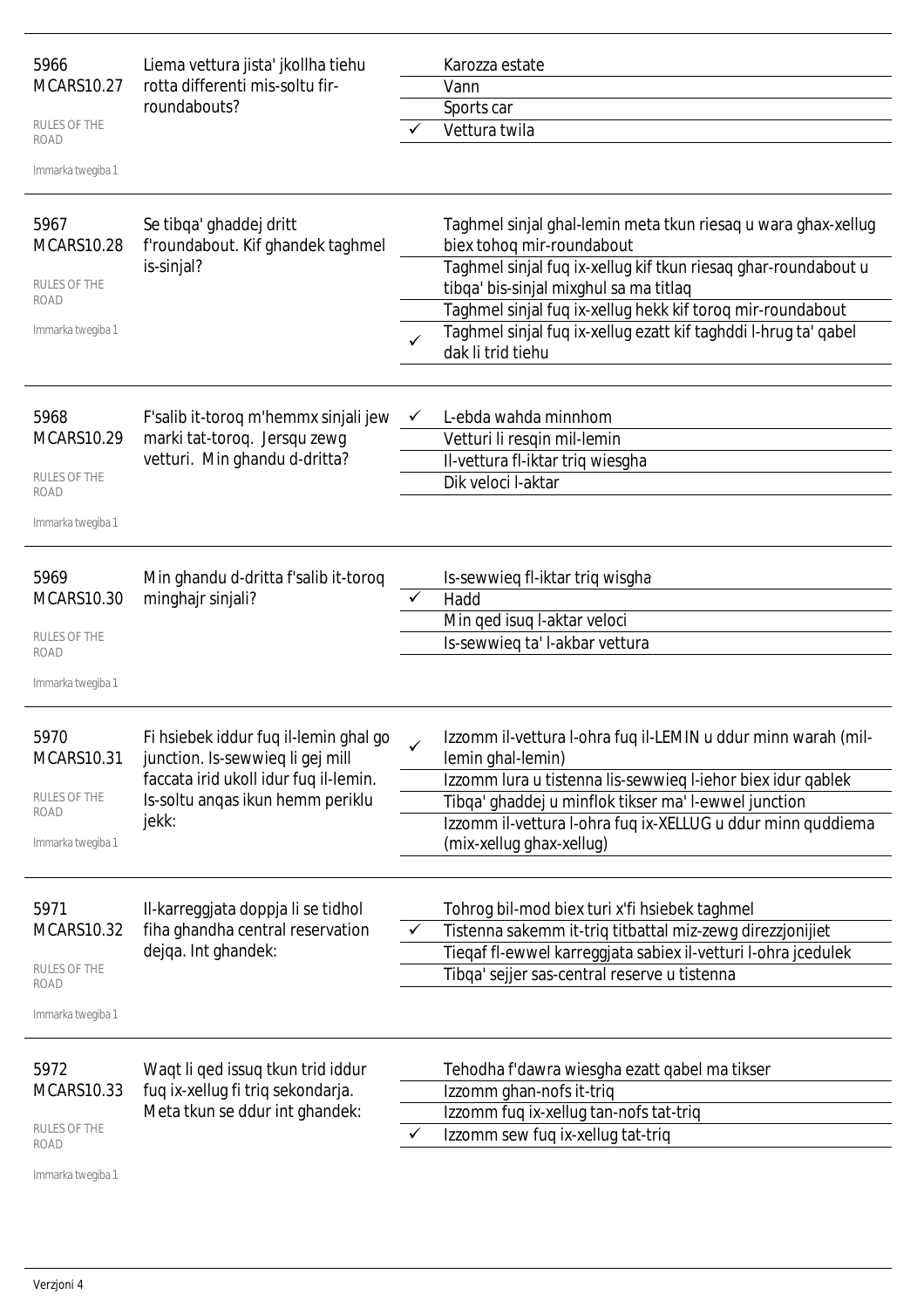| | | | |
|---|---|---|---|
| 5966<br>MCARS10.27<br>RULES OF THE ROAD<br>Immarka twegiba 1 | Liema vettura jista' jkollha tiehu rotta differenti mis-soltu fir-roundabouts? | | Karozza estate |
| | | | Vann |
| | | | Sports car |
| | | ✓ | Vettura twila |
| 5967<br>MCARS10.28<br>RULES OF THE ROAD<br>Immarka twegiba 1 | Se tibqa' ghaddej dritt f'roundabout. Kif ghandek taghmel is-sinjal? | | Taghmel sinjal ghal-lemin meta tkun riesaq u wara ghax-xellug biex tohoq mir-roundabout |
| | | | Taghmel sinjal fuq ix-xellug kif tkun riesaq ghar-roundabout u tibqa' bis-sinjal mixghul sa ma titlaq |
| | | | Taghmel sinjal fuq ix-xellug hekk kif toroq mir-roundabout |
| | | ✓ | Taghmel sinjal fuq ix-xellug ezatt kif taghddi l-hrug ta' qabel dak li trid tiehu |
| 5968<br>MCARS10.29<br>RULES OF THE ROAD<br>Immarka twegiba 1 | F'salib it-toroq m'hemmx sinjali jew marki tat-toroq. Jersqu zewg vetturi. Min ghandu d-dritta? | ✓ | L-ebda wahda minnhom |
| | | | Vetturi li resqin mil-lemin |
| | | | Il-vettura fl-iktar triq wiesgha |
| | | | Dik veloci l-aktar |
| 5969<br>MCARS10.30<br>RULES OF THE ROAD<br>Immarka twegiba 1 | Min ghandu d-dritta f'salib it-toroq minghajr sinjali? | | Is-sewwieq fl-iktar triq wisgha |
| | | ✓ | Hadd |
| | | | Min qed isuq l-aktar veloci |
| | | | Is-sewwieq ta' l-akbar vettura |
| 5970<br>MCARS10.31<br>RULES OF THE ROAD<br>Immarka twegiba 1 | Fi hsiebek iddur fuq il-lemin ghal go junction. Is-sewwieq li gej mill faccata irid ukoll idur fuq il-lemin. Is-soltu anqas ikun hemm periklu jekk: | ✓ | Izzomm il-vettura l-ohra fuq il-LEMIN u ddur minn warah (mil-lemin ghal-lemin) |
| | | | Izzomm lura u tistenna lis-sewwieq l-iehor biex idur qablek |
| | | | Tibqa' ghaddej u minflok tikser ma' l-ewwel junction |
| | | | Izzomm il-vettura l-ohra fuq ix-XELLUG u ddur minn quddiema (mix-xellug ghax-xellug) |
| 5971<br>MCARS10.32<br>RULES OF THE ROAD<br>Immarka twegiba 1 | Il-karreggjata doppja li se tidhol fiha ghandha central reservation dejqa. Int ghandek: | | Tohrog bil-mod biex turi x'fi hsiebek taghmel |
| | | ✓ | Tistenna sakemm it-triq titbattal miz-zewg direzzjonijiet |
| | | | Tieqaf fl-ewwel karreggjata sabiex il-vetturi l-ohra jcedulek |
| | | | Tibqa' sejjer sas-central reserve u tistenna |
| 5972<br>MCARS10.33<br>RULES OF THE ROAD<br>Immarka twegiba 1 | Waqt li qed issuq tkun trid iddur fuq ix-xellug fi triq sekondarja. Meta tkun se ddur int ghandek: | | Tehodha f'dawra wiesgha ezatt qabel ma tikser |
| | | | Izzomm ghan-nofs it-triq |
| | | | Izzomm fuq ix-xellug tan-nofs tat-triq |
| | | ✓ | Izzomm sew fuq ix-xellug tat-triq |

Verzjoni 4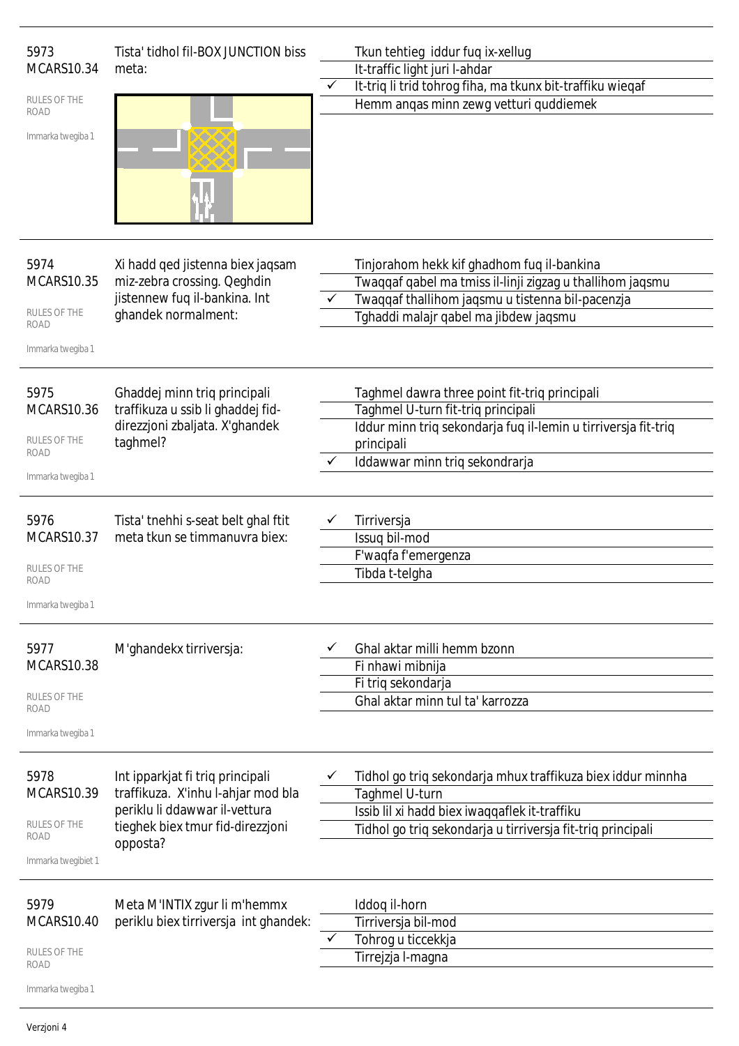**5973**
**MCARS10.34**

RULES OF THE ROAD

Immarka twegiba 1

Tista' tidhol fil-BOX JUNCTION biss meta:

| | |
|---|---|
| | Tkun tehtieg iddur fuq ix-xellug |
| | It-traffic light juri l-ahdar |
| ✓ | It-triq li trid tohrog fiha, ma tkunx bit-traffiku wieqaf |
| | Hemm anqas minn zewg vetturi quddiemek |

---

**5974**
**MCARS10.35**

RULES OF THE ROAD

Immarka twegiba 1

Xi hadd qed jistenna biex jaqsam miz-zebra crossing. Qeghdin jistennew fuq il-bankina. Int ghandek normalment:

| | |
|---|---|
| | Tinjorahom hekk kif ghadhom fuq il-bankina |
| | Twaqqaf qabel ma tmiss il-linji zigzag u thallihom jaqsmu |
| ✓ | Twaqqaf thallihom jaqsmu u tistenna bil-pacenzja |
| | Tghaddi malajr qabel ma jibdew jaqsmu |

---

**5975**
**MCARS10.36**

RULES OF THE ROAD

Immarka twegiba 1

Ghaddej minn triq principali traffikuza u ssib li ghaddej fid-direzzjoni zbaljata. X'ghandek taghmel?

| | |
|---|---|
| | Taghmel dawra three point fit-triq principali |
| | Taghmel U-turn fit-triq principali |
| | Iddur minn triq sekondarja fuq il-lemin u tirriversja fit-triq principali |
| ✓ | Iddawwar minn triq sekondrarja |

---

**5976**
**MCARS10.37**

RULES OF THE ROAD

Immarka twegiba 1

Tista' tnehhi s-seat belt ghal ftit meta tkun se timmanuvra biex:

| | |
|---|---|
| ✓ | Tirriversja |
| | Issuq bil-mod |
| | F'waqfa f'emergenza |
| | Tibda t-telgha |

---

**5977**
**MCARS10.38**

RULES OF THE ROAD

Immarka twegiba 1

M'ghandekx tirriversja:

| | |
|---|---|
| ✓ | Ghal aktar milli hemm bzonn |
| | Fi nhawi mibnija |
| | Fi triq sekondarja |
| | Ghal aktar minn tul ta' karrozza |

---

**5978**
**MCARS10.39**

RULES OF THE ROAD

Immarka twegibiet 1

Int ipparkjat fi triq principali traffikuza. X'inhu l-ahjar mod bla periklu li ddawwar il-vettura tieghek biex tmur fid-direzzjoni opposta?

| | |
|---|---|
| ✓ | Tidhol go triq sekondarja mhux traffikuza biex iddur minnha |
| | Taghmel U-turn |
| | Issib lil xi hadd biex iwaqqaflek it-traffiku |
| | Tidhol go triq sekondarja u tirriversja fit-triq principali |

---

**5979**
**MCARS10.40**

RULES OF THE ROAD

Immarka twegiba 1

Meta M'INTIX zgur li m'hemmx periklu biex tirriversja int ghandek:

| | |
|---|---|
| | Iddoq il-horn |
| | Tirriversja bil-mod |
| ✓ | Tohrog u ticcekkja |
| | Tirrejzja l-magna |

Verzjoni 4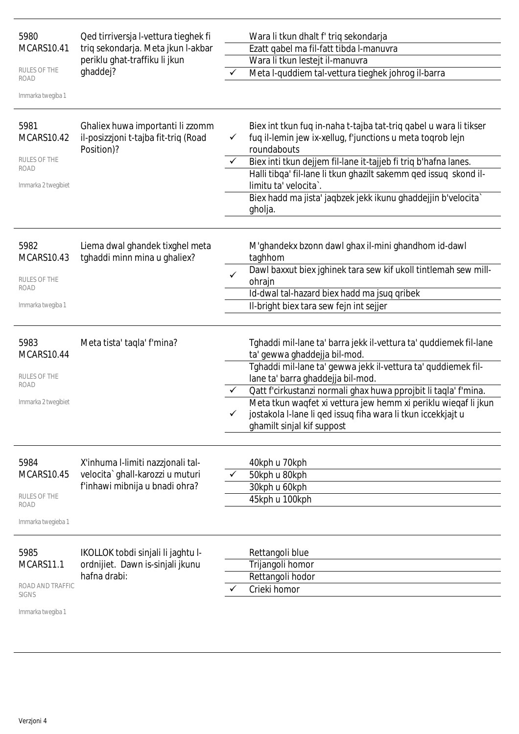| | | | |
|---|---|---|---|
| 5980<br>MCARS10.41<br>RULES OF THE ROAD<br>Immarka twegiba 1 | Qed tirriversja l-vettura tieghek fi triq sekondarja. Meta jkun l-akbar periklu ghat-traffiku li jkun ghaddej? | | Wara li tkun dhalt f' triq sekondarja |
| | | | Ezatt qabel ma fil-fatt tibda l-manuvra |
| | | | Wara li tkun lestejt il-manuvra |
| | | ✓ | Meta l-quddiem tal-vettura tieghek johrog il-barra |
| 5981<br>MCARS10.42<br>RULES OF THE ROAD<br>Immarka 2 twegibiet | Ghaliex huwa importanti li zzomm il-posizzjoni t-tajba fit-triq (Road Position)? | ✓ | Biex int tkun fuq in-naha t-tajba tat-triq qabel u wara li tikser fuq il-lemin jew ix-xellug, f'junctions u meta toqrob lejn roundabouts |
| | | ✓ | Biex inti tkun dejjem fil-lane it-tajjeb fi triq b'hafna lanes. |
| | | | Halli tibqa' fil-lane li tkun ghazilt sakemm qed issuq skond il-limitu ta' velocita`. |
| | | | Biex hadd ma jista' jaqbzek jekk ikunu ghaddejjin b'velocita` gholja. |
| 5982<br>MCARS10.43<br>RULES OF THE ROAD<br>Immarka twegiba 1 | Liema dwal ghandek tixghel meta tghaddi minn mina u ghaliex? | | M'ghandekx bzonn dawl ghax il-mini ghandhom id-dawl taghhom |
| | | ✓ | Dawl baxxut biex jghinek tara sew kif ukoll tintlemah sew mill-ohrajn |
| | | | Id-dwal tal-hazard biex hadd ma jsuq qribek |
| | | | Il-bright biex tara sew fejn int sejjer |
| 5983<br>MCARS10.44<br>RULES OF THE ROAD<br>Immarka 2 twegibiet | Meta tista' taqla' f'mina? | | Tghaddi mil-lane ta' barra jekk il-vettura ta' quddiemek fil-lane ta' gewwa ghaddejja bil-mod. |
| | | | Tghaddi mil-lane ta' gewwa jekk il-vettura ta' quddiemek fil-lane ta' barra ghaddejja bil-mod. |
| | | ✓ | Qatt f'cirkustanzi normali ghax huwa pprojbit li taqla' f'mina. |
| | | ✓ | Meta tkun waqfet xi vettura jew hemm xi periklu wieqaf li jkun jostakola l-lane li qed issuq fiha wara li tkun iccekkjajt u ghamilt sinjal kif suppost |
| 5984<br>MCARS10.45<br>RULES OF THE ROAD<br>Immarka twegieba 1 | X'inhuma l-limiti nazzjonali tal-velocita` ghall-karozzi u muturi f'inhawi mibnija u bnadi ohra? | | 40kph u 70kph |
| | | ✓ | 50kph u 80kph |
| | | | 30kph u 60kph |
| | | | 45kph u 100kph |
| 5985<br>MCARS11.1<br>ROAD AND TRAFFIC SIGNS<br>Immarka twegiba 1 | IKOLLOK tobdi sinjali li jaghtu l-ordnijiet. Dawn is-sinjali jkunu hafna drabi: | | Rettangoli blue |
| | | | Trijangoli homor |
| | | | Rettangoli hodor |
| | | ✓ | Crieki homor |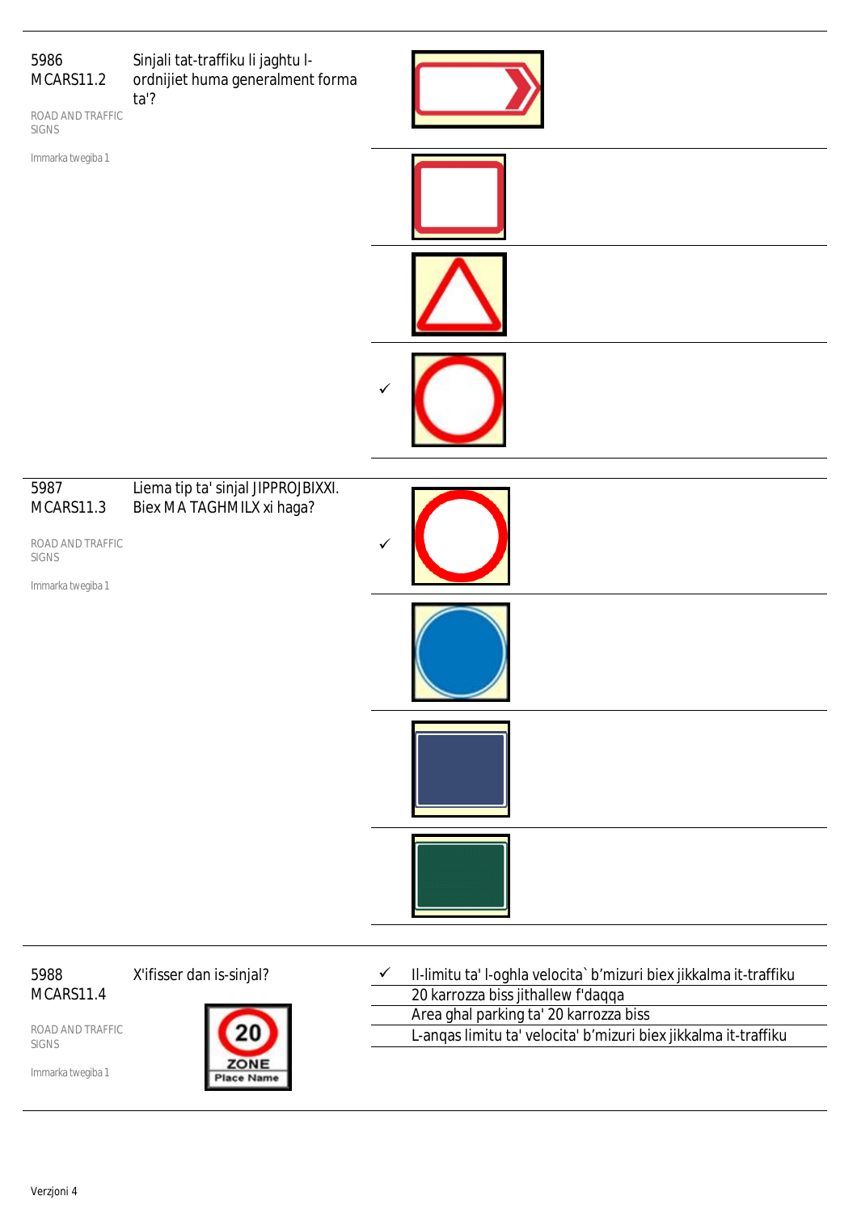5986
MCARS11.2

ROAD AND TRAFFIC SIGNS

Immarka twegiba 1

Sinjali tat-traffiku li jaghtu l-ordnijiet huma generalment forma ta'?

✓

5987
MCARS11.3

ROAD AND TRAFFIC SIGNS

Immarka twegiba 1

Liema tip ta' sinjal JIPPROJBIXXI. Biex MA TAGHMILX xi haga?

✓

5988
MCARS11.4

ROAD AND TRAFFIC SIGNS

Immarka twegiba 1

X'ifisser dan is-sinjal?

✓ Il-limitu ta' l-oghla velocita` b'mizuri biex jikkalma it-traffiku

20 karrozza biss jithallew f'daqqa

Area ghal parking ta' 20 karrozza biss

L-anqas limitu ta' velocita' b'mizuri biex jikkalma it-traffiku

Verzjoni 4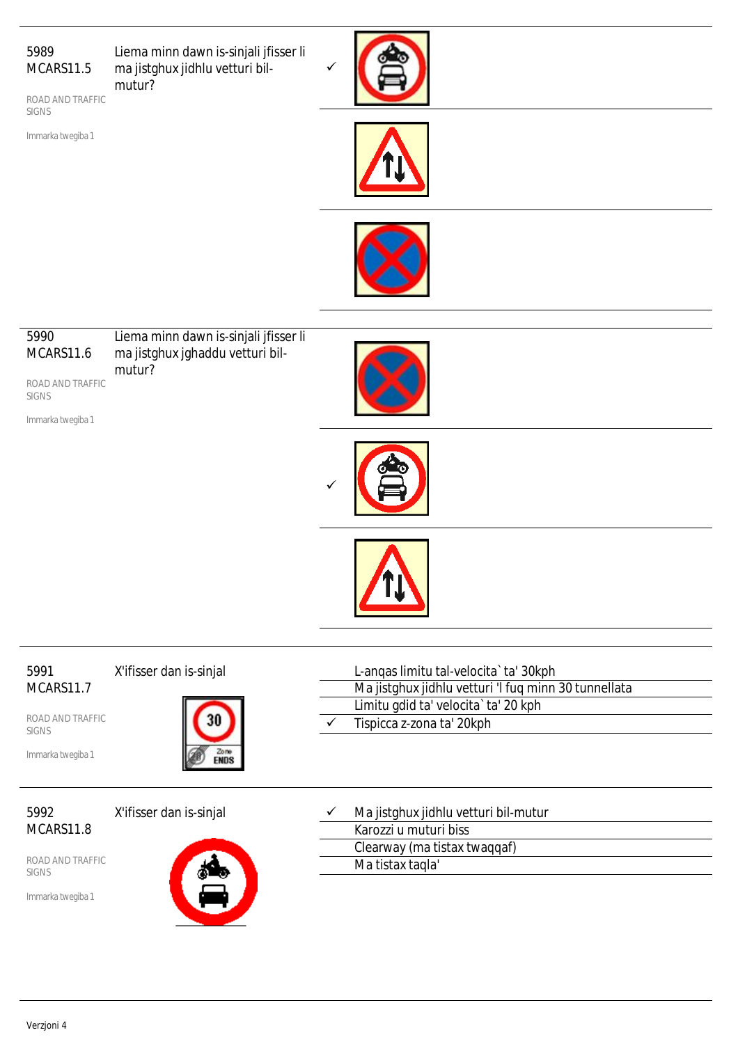5989
MCARS11.5

ROAD AND TRAFFIC SIGNS

Immarka twegiba 1

Liema minn dawn is-sinjali jfisser li ma jistghux jidhlu vetturi bil-mutur?

- ✓ (sinjal 1)
- (sinjal 2)
- (sinjal 3)

---

5990
MCARS11.6

ROAD AND TRAFFIC SIGNS

Immarka twegiba 1

Liema minn dawn is-sinjali jfisser li ma jistghux jghaddu vetturi bil-mutur?

- (sinjal 1)
- ✓ (sinjal 2)
- (sinjal 3)

---

5991
MCARS11.7

ROAD AND TRAFFIC SIGNS

Immarka twegiba 1

X'ifisser dan is-sinjal

| | |
|---|---|
| | L-anqas limitu tal-velocita` ta' 30kph |
| | Ma jistghux jidhlu vetturi 'l fuq minn 30 tunnellata |
| | Limitu gdid ta' velocita` ta' 20 kph |
| ✓ | Tispicca z-zona ta' 20kph |

---

5992
MCARS11.8

ROAD AND TRAFFIC SIGNS

Immarka twegiba 1

X'ifisser dan is-sinjal

| | |
|---|---|
| ✓ | Ma jistghux jidhlu vetturi bil-mutur |
| | Karozzi u muturi biss |
| | Clearway (ma tistax twaqqaf) |
| | Ma tistax taqla' |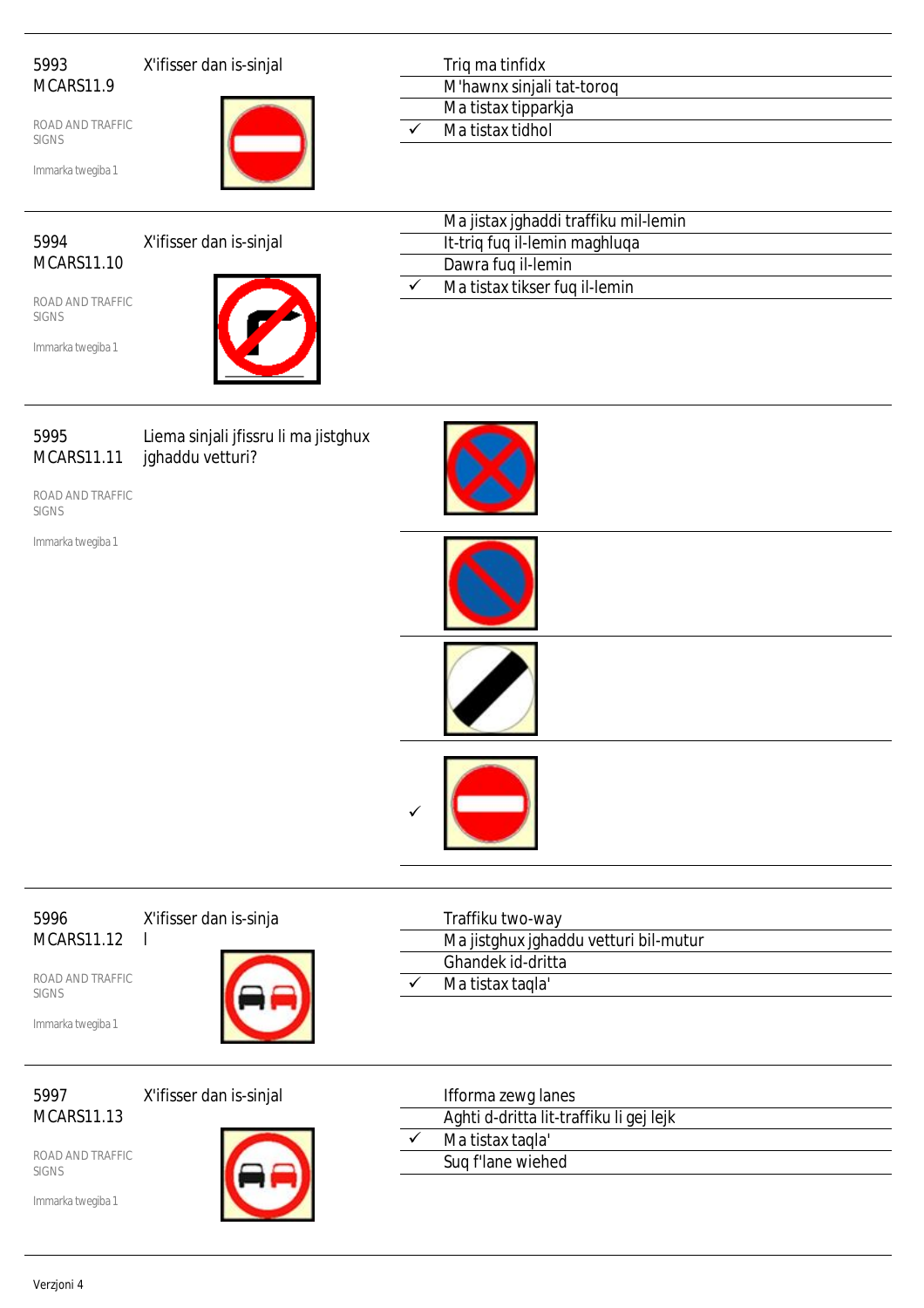5993
MCARS11.9

X'ifisser dan is-sinjal

ROAD AND TRAFFIC SIGNS

Immarka twegiba 1

| | |
|---|---|
| | Triq ma tinfidx |
| | M'hawnx sinjali tat-toroq |
| | Ma tistax tipparkja |
| ✓ | Ma tistax tidhol |

5994
MCARS11.10

X'ifisser dan is-sinjal

ROAD AND TRAFFIC SIGNS

Immarka twegiba 1

| | |
|---|---|
| | Ma jistax jghaddi traffiku mil-lemin |
| | It-triq fuq il-lemin maghluqa |
| | Dawra fuq il-lemin |
| ✓ | Ma tistax tikser fuq il-lemin |

5995
MCARS11.11

Liema sinjali jfissru li ma jistghux jghaddu vetturi?

ROAD AND TRAFFIC SIGNS

Immarka twegiba 1

✓

5996
MCARS11.12

X'ifisser dan is-sinja
l

ROAD AND TRAFFIC SIGNS

Immarka twegiba 1

| | |
|---|---|
| | Traffiku two-way |
| | Ma jistghux jghaddu vetturi bil-mutur |
| | Ghandek id-dritta |
| ✓ | Ma tistax taqla' |

5997
MCARS11.13

X'ifisser dan is-sinjal

ROAD AND TRAFFIC SIGNS

Immarka twegiba 1

| | |
|---|---|
| | Ifforma zewg lanes |
| | Aghti d-dritta lit-traffiku li gej lejk |
| ✓ | Ma tistax taqla' |
| | Suq f'lane wiehed |

Verzjoni 4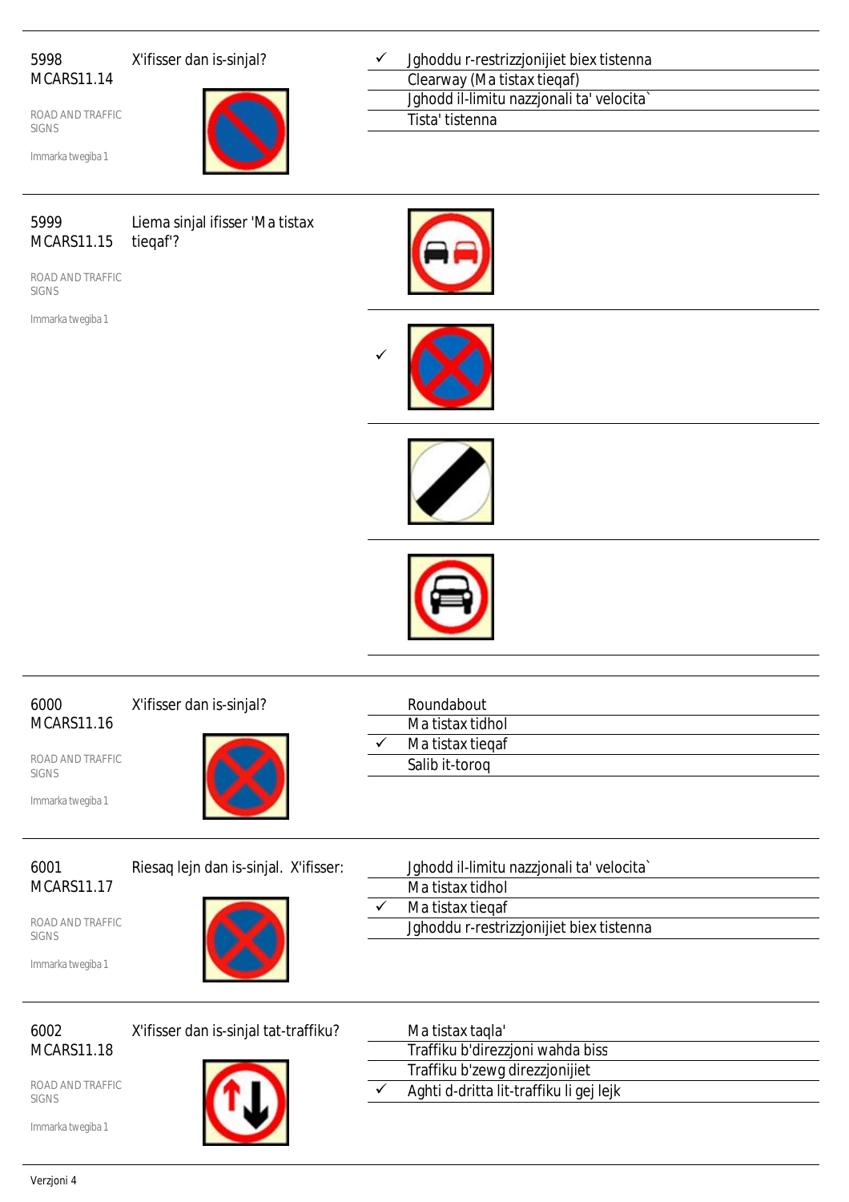5998
MCARS11.14

ROAD AND TRAFFIC SIGNS

Immarka twegiba 1

X'ifisser dan is-sinjal?

- ✓ Jghoddu r-restrizzjonijiet biex tistenna
- Clearway (Ma tistax tieqaf)
- Jghodd il-limitu nazzjonali ta' velocita`
- Tista' tistenna

---

5999
MCARS11.15

ROAD AND TRAFFIC SIGNS

Immarka twegiba 1

Liema sinjal ifisser 'Ma tistax tieqaf'?

- 
- ✓
- 
- 

---

6000
MCARS11.16

ROAD AND TRAFFIC SIGNS

Immarka twegiba 1

X'ifisser dan is-sinjal?

- Roundabout
- Ma tistax tidhol
- ✓ Ma tistax tieqaf
- Salib it-toroq

---

6001
MCARS11.17

ROAD AND TRAFFIC SIGNS

Immarka twegiba 1

Riesaq lejn dan is-sinjal. X'ifisser:

- Jghodd il-limitu nazzjonali ta' velocita`
- Ma tistax tidhol
- ✓ Ma tistax tieqaf
- Jghoddu r-restrizzjonijiet biex tistenna

---

6002
MCARS11.18

ROAD AND TRAFFIC SIGNS

Immarka twegiba 1

X'ifisser dan is-sinjal tat-traffiku?

- Ma tistax taqla'
- Traffiku b'direzzjoni wahda biss
- Traffiku b'zewg direzzjonijiet
- ✓ Aghti d-dritta lit-traffiku li gej lejk

Verzjoni 4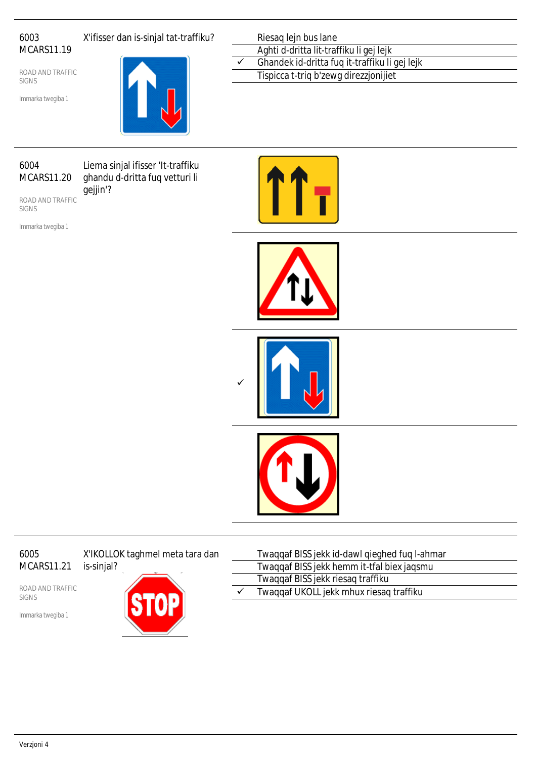6003
MCARS11.19

ROAD AND TRAFFIC SIGNS

Immarka twegiba 1

X'ifisser dan is-sinjal tat-traffiku?

| | |
|---|---|
| | Riesaq lejn bus lane |
| | Aghti d-dritta lit-traffiku li gej lejk |
| ✓ | Ghandek id-dritta fuq it-traffiku li gej lejk |
| | Tispicca t-triq b'zewg direzzjonijiet |

---

6004
MCARS11.20

ROAD AND TRAFFIC SIGNS

Immarka twegiba 1

Liema sinjal ifisser 'It-traffiku ghandu d-dritta fuq vetturi li gejjin'?

| | |
|---|---|
| | |
| | |
| ✓ | |
| | |

---

6005
MCARS11.21

ROAD AND TRAFFIC SIGNS

Immarka twegiba 1

X'IKOLLOK taghmel meta tara dan is-sinjal?

| | |
|---|---|
| | Twaqqaf BISS jekk id-dawl qieghed fuq l-ahmar |
| | Twaqqaf BISS jekk hemm it-tfal biex jaqsmu |
| | Twaqqaf BISS jekk riesaq traffiku |
| ✓ | Twaqqaf UKOLL jekk mhux riesaq traffiku |

Verzjoni 4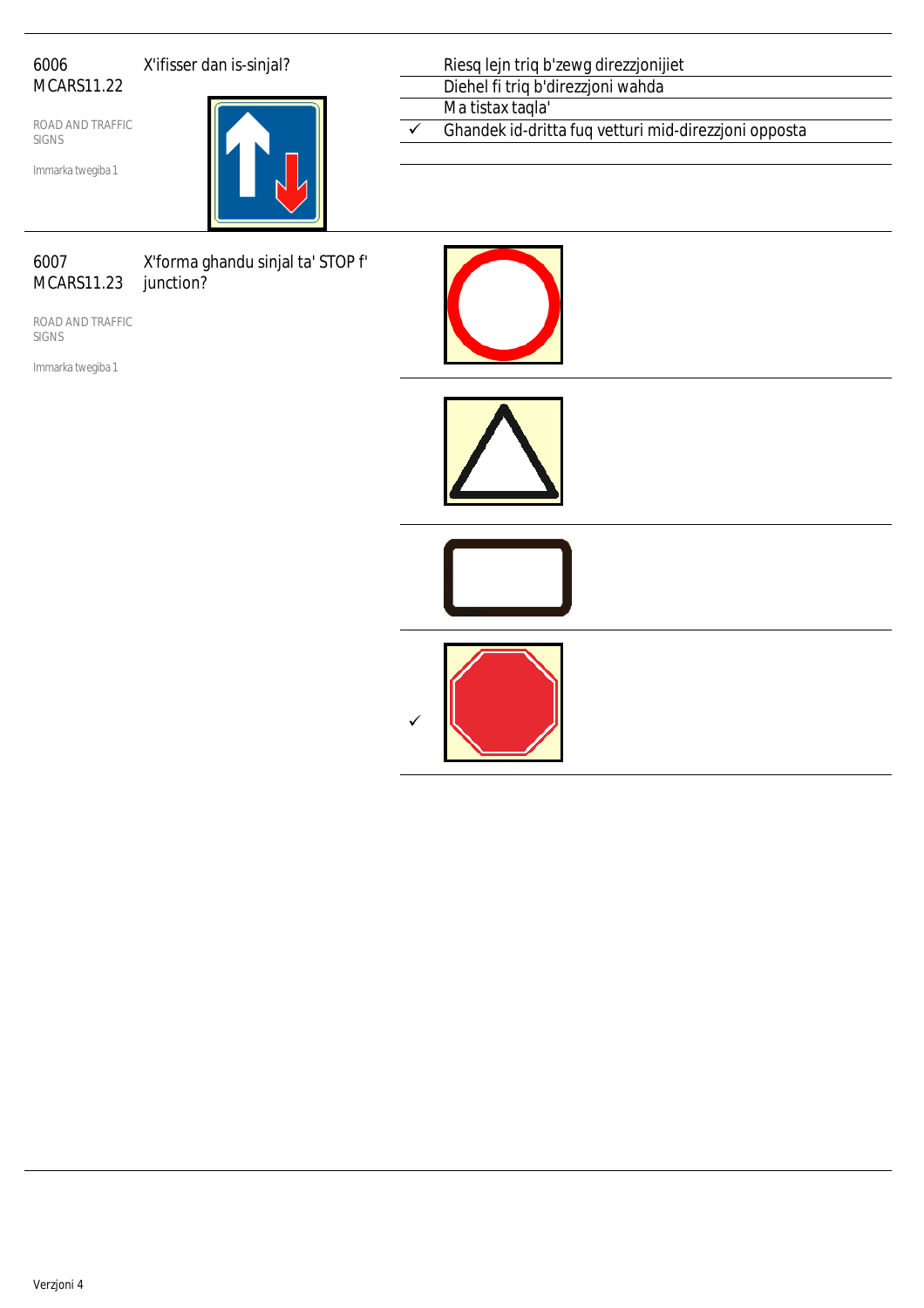6006
MCARS11.22

ROAD AND TRAFFIC SIGNS

Immarka twegiba 1

X'ifisser dan is-sinjal?

| | |
|---|---|
| | Riesq lejn triq b'zewg direzzjonijiet |
| | Diehel fi triq b'direzzjoni wahda |
| | Ma tistax taqla' |
| ✓ | Ghandek id-dritta fuq vetturi mid-direzzjoni opposta |

6007
MCARS11.23

ROAD AND TRAFFIC SIGNS

Immarka twegiba 1

X'forma ghandu sinjal ta' STOP f' junction?

✓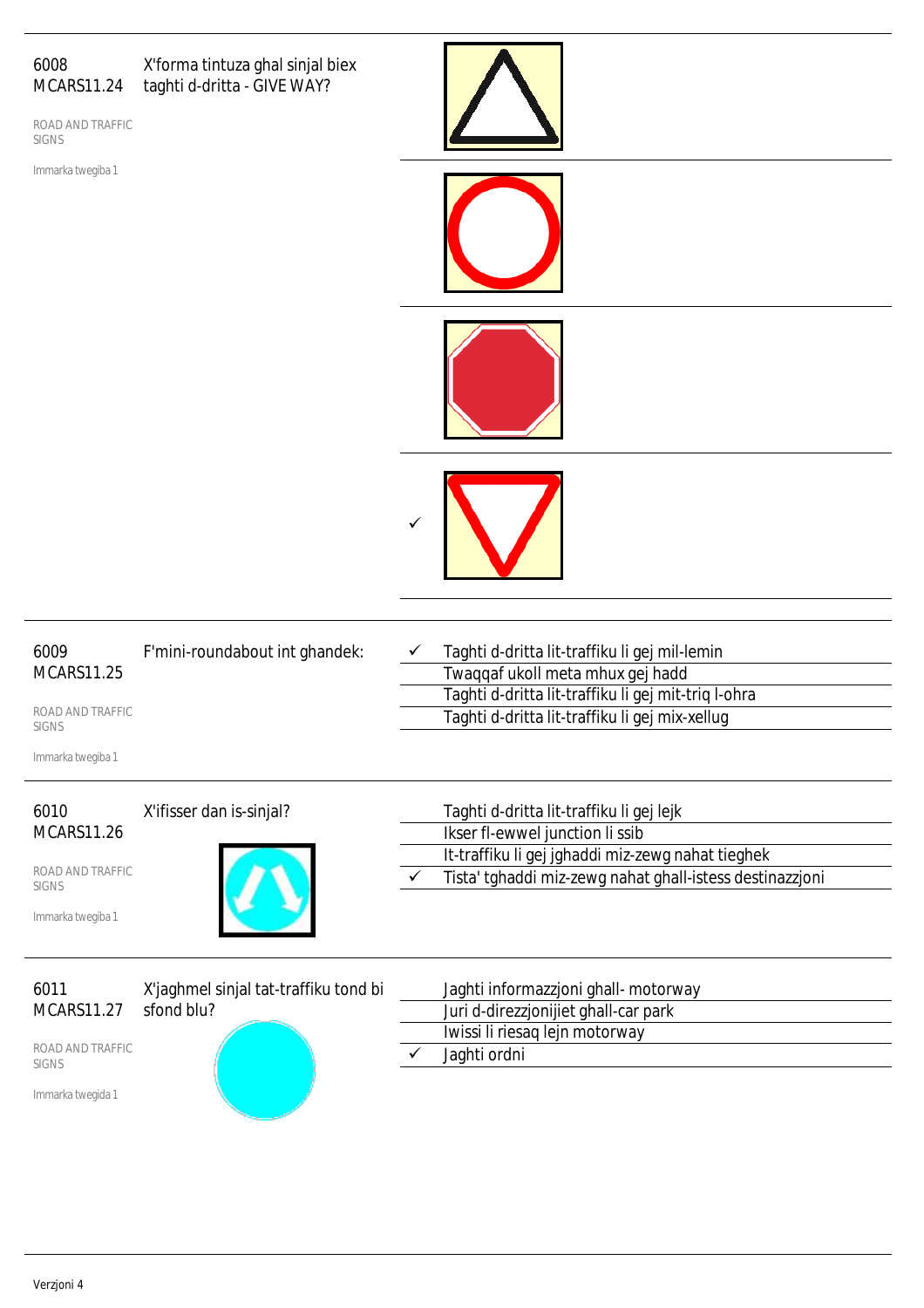6008
MCARS11.24

X'forma tintuza ghal sinjal biex taghti d-dritta - GIVE WAY?

ROAD AND TRAFFIC SIGNS

Immarka twegiba 1

- 
- 
- 
- ✓ 

---

6009
MCARS11.25

F'mini-roundabout int ghandek:

ROAD AND TRAFFIC SIGNS

Immarka twegiba 1

- ✓ Taghti d-dritta lit-traffiku li gej mil-lemin
- Twaqqaf ukoll meta mhux gej hadd
- Taghti d-dritta lit-traffiku li gej mit-triq l-ohra
- Taghti d-dritta lit-traffiku li gej mix-xellug

---

6010
MCARS11.26

X'ifisser dan is-sinjal?

ROAD AND TRAFFIC SIGNS

Immarka twegiba 1

- Taghti d-dritta lit-traffiku li gej lejk
- Ikser fl-ewwel junction li ssib
- It-traffiku li gej jghaddi miz-zewg nahat tieghek
- ✓ Tista' tghaddi miz-zewg nahat ghall-istess destinazzjoni

---

6011
MCARS11.27

X'jaghmel sinjal tat-traffiku tond bi sfond blu?

ROAD AND TRAFFIC SIGNS

Immarka twegida 1

- Jaghti informazzjoni ghall- motorway
- Juri d-direzzjonijiet ghall-car park
- Iwissi li riesaq lejn motorway
- ✓ Jaghti ordni

Verzjoni 4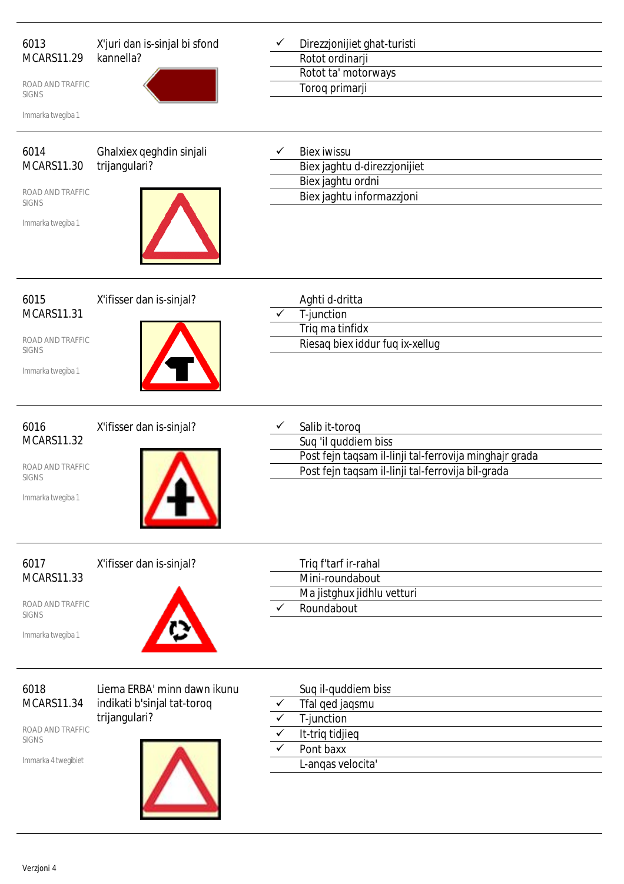6013
MCARS11.29

X'juri dan is-sinjal bi sfond kannella?

ROAD AND TRAFFIC SIGNS

Immarka twegiba 1

| | |
|---|---|
| ✓ | Direzzjonijiet ghat-turisti |
| | Rotot ordinarji |
| | Rotot ta' motorways |
| | Toroq primarji |

6014
MCARS11.30

Ghalxiex qeghdin sinjali trijangulari?

ROAD AND TRAFFIC SIGNS

Immarka twegiba 1

| | |
|---|---|
| ✓ | Biex iwissu |
| | Biex jaghtu d-direzzjonijiet |
| | Biex jaghtu ordni |
| | Biex jaghtu informazzjoni |

6015
MCARS11.31

X'ifisser dan is-sinjal?

ROAD AND TRAFFIC SIGNS

Immarka twegiba 1

| | |
|---|---|
| | Aghti d-dritta |
| ✓ | T-junction |
| | Triq ma tinfidx |
| | Riesaq biex iddur fuq ix-xellug |

6016
MCARS11.32

X'ifisser dan is-sinjal?

ROAD AND TRAFFIC SIGNS

Immarka twegiba 1

| | |
|---|---|
| ✓ | Salib it-toroq |
| | Suq 'il quddiem biss |
| | Post fejn taqsam il-linji tal-ferrovija minghajr grada |
| | Post fejn taqsam il-linji tal-ferrovija bil-grada |

6017
MCARS11.33

X'ifisser dan is-sinjal?

ROAD AND TRAFFIC SIGNS

Immarka twegiba 1

| | |
|---|---|
| | Triq f'tarf ir-rahal |
| | Mini-roundabout |
| | Ma jistghux jidhlu vetturi |
| ✓ | Roundabout |

6018
MCARS11.34

Liema ERBA' minn dawn ikunu indikati b'sinjal tat-toroq trijangulari?

ROAD AND TRAFFIC SIGNS

Immarka 4 twegibiet

| | |
|---|---|
| | Suq il-quddiem biss |
| ✓ | Tfal qed jaqsmu |
| ✓ | T-junction |
| ✓ | It-triq tidjieq |
| ✓ | Pont baxx |
| | L-anqas velocita' |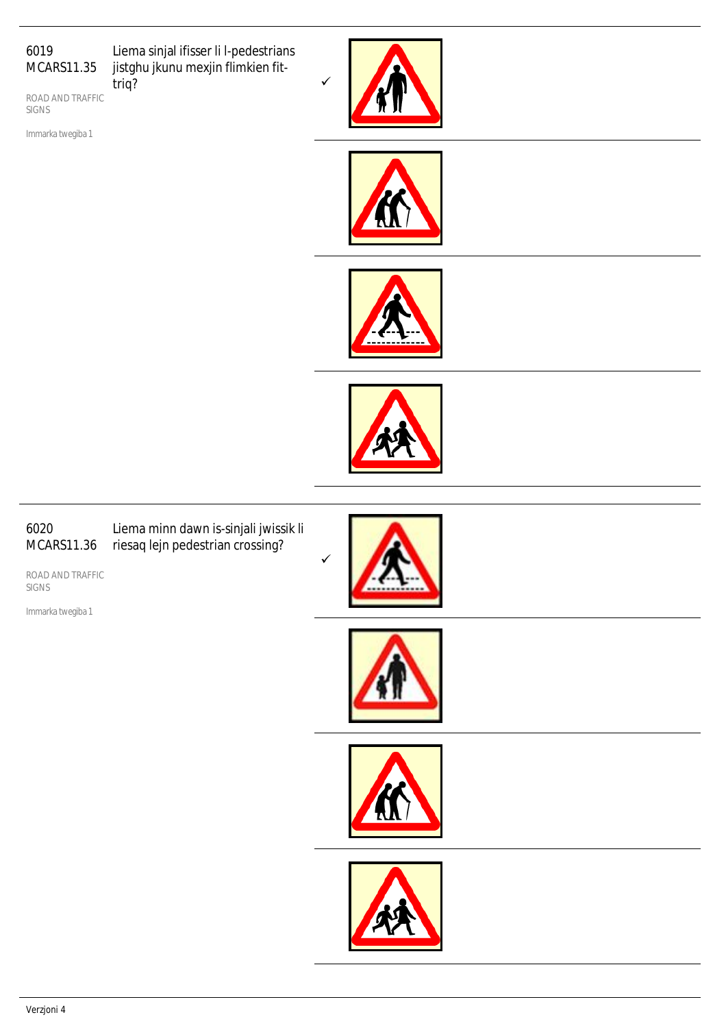6019
MCARS11.35

Liema sinjal ifisser li l-pedestrians jistgħu jkunu mexjin flimkien fit-triq?

ROAD AND TRAFFIC SIGNS

Immarka twegiba 1

✓

---

6020
MCARS11.36

Liema minn dawn is-sinjali jwissik li riesaq lejn pedestrian crossing?

ROAD AND TRAFFIC SIGNS

Immarka twegiba 1

✓

Verzjoni 4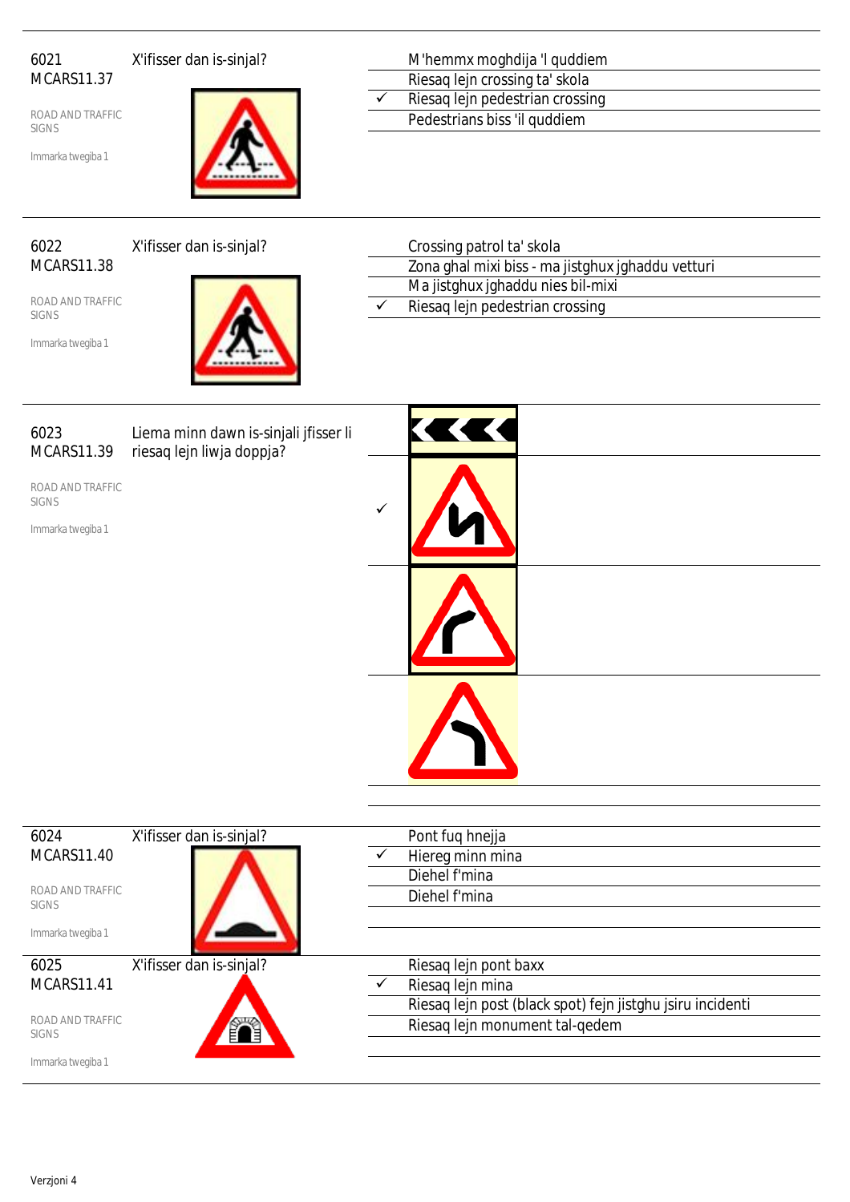6021
MCARS11.37

ROAD AND TRAFFIC SIGNS

Immarka twegiba 1

X'ifisser dan is-sinjal?

| | |
|---|---|
| | M'hemmx moghdija 'l quddiem |
| | Riesaq lejn crossing ta' skola |
| ✓ | Riesaq lejn pedestrian crossing |
| | Pedestrians biss 'il quddiem |

6022
MCARS11.38

ROAD AND TRAFFIC SIGNS

Immarka twegiba 1

X'ifisser dan is-sinjal?

| | |
|---|---|
| | Crossing patrol ta' skola |
| | Zona ghal mixi biss - ma jistghux jghaddu vetturi |
| | Ma jistghux jghaddu nies bil-mixi |
| ✓ | Riesaq lejn pedestrian crossing |

6023
MCARS11.39

ROAD AND TRAFFIC SIGNS

Immarka twegiba 1

Liema minn dawn is-sinjali jfisser li riesaq lejn liwja doppja?

| | |
|---|---|
| | |
| ✓ | |
| | |
| | |

6024
MCARS11.40

ROAD AND TRAFFIC SIGNS

Immarka twegiba 1

X'ifisser dan is-sinjal?

| | |
|---|---|
| | Pont fuq hnejja |
| ✓ | Hiereg minn mina |
| | Diehel f'mina |
| | Diehel f'mina |

6025
MCARS11.41

ROAD AND TRAFFIC SIGNS

Immarka twegiba 1

X'ifisser dan is-sinjal?

| | |
|---|---|
| | Riesaq lejn pont baxx |
| ✓ | Riesaq lejn mina |
| | Riesaq lejn post (black spot) fejn jistghu jsiru incidenti |
| | Riesaq lejn monument tal-qedem |

Verzjoni 4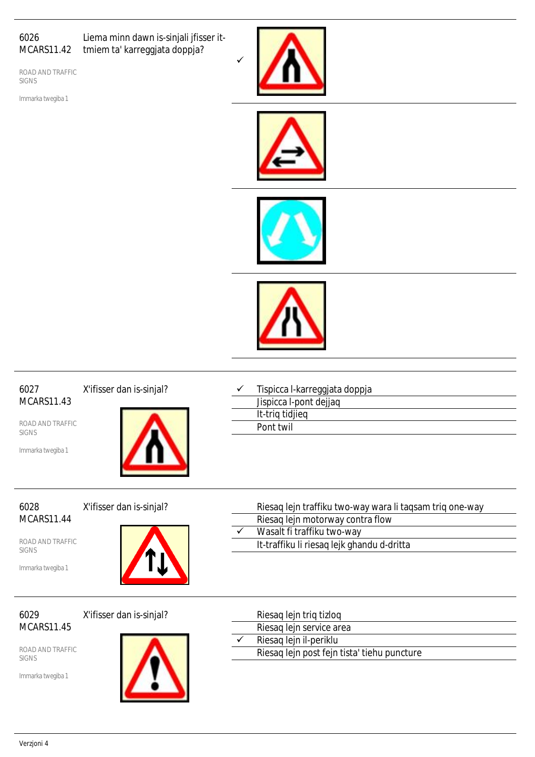**6026**
**MCARS11.42**

ROAD AND TRAFFIC SIGNS

Immarka twegiba 1

Liema minn dawn is-sinjali jfisser it-tmiem ta' karreggjata doppja?

- ✓ (option 1)
- (option 2)
- (option 3)
- (option 4)

---

**6027**
**MCARS11.43**

ROAD AND TRAFFIC SIGNS

Immarka twegiba 1

X'ifisser dan is-sinjal?

- ✓ Tispicca l-karreggjata doppja
- Jispicca l-pont dejjaq
- It-triq tidjieq
- Pont twil

---

**6028**
**MCARS11.44**

ROAD AND TRAFFIC SIGNS

Immarka twegiba 1

X'ifisser dan is-sinjal?

- Riesaq lejn traffiku two-way wara li taqsam triq one-way
- Riesaq lejn motorway contra flow
- ✓ Wasalt fi traffiku two-way
- It-traffiku li riesaq lejk ghandu d-dritta

---

**6029**
**MCARS11.45**

ROAD AND TRAFFIC SIGNS

Immarka twegiba 1

X'ifisser dan is-sinjal?

- Riesaq lejn triq tizloq
- Riesaq lejn service area
- ✓ Riesaq lejn il-periklu
- Riesaq lejn post fejn tista' tiehu puncture

Verzjoni 4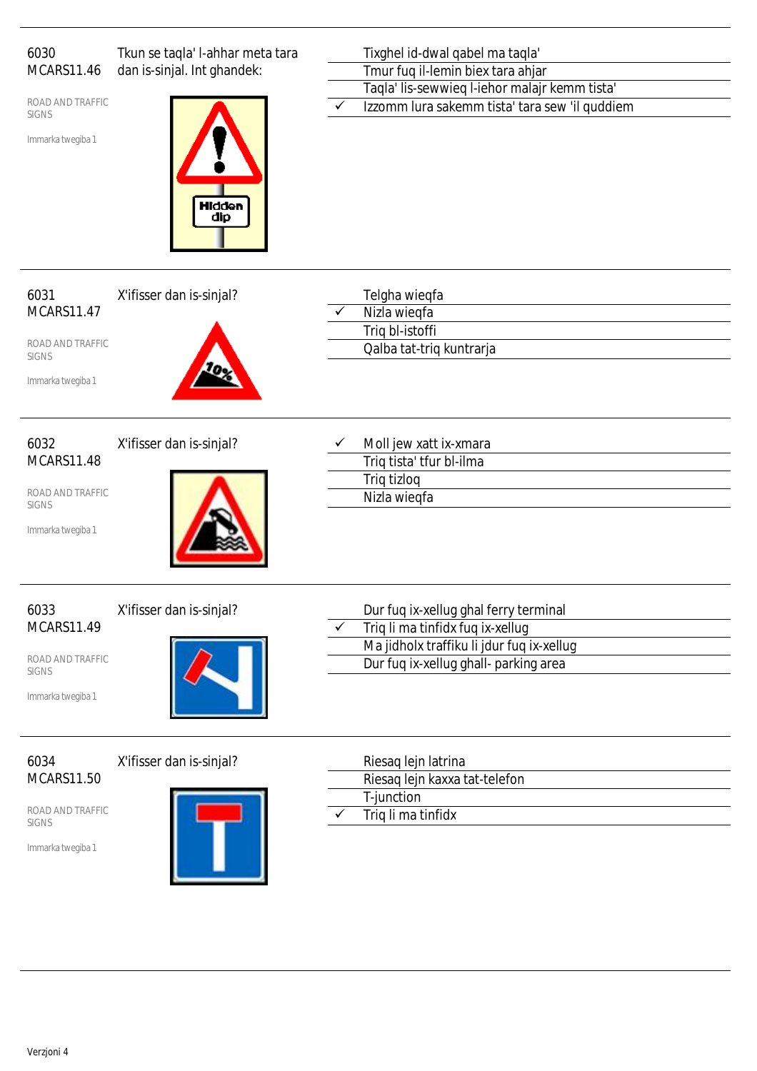6030
MCARS11.46

ROAD AND TRAFFIC SIGNS

Immarka twegiba 1

Tkun se taqla' l-aħħar meta tara dan is-sinjal. Int għandek:

- Tixgħel id-dwal qabel ma taqla'
- Tmur fuq il-lemin biex tara aħjar
- Taqla' lis-sewwieq l-ieħor malajr kemm tista'
- ✓ Izzomm lura sakemm tista' tara sew 'il quddiem

---

6031
MCARS11.47

ROAD AND TRAFFIC SIGNS

Immarka twegiba 1

X'ifisser dan is-sinjal?

- Telgħa wieqfa
- ✓ Nizla wieqfa
- Triq bl-istoffi
- Qalba tat-triq kuntrarja

---

6032
MCARS11.48

ROAD AND TRAFFIC SIGNS

Immarka twegiba 1

X'ifisser dan is-sinjal?

- ✓ Moll jew xatt ix-xmara
- Triq tista' tfur bl-ilma
- Triq tizloq
- Nizla wieqfa

---

6033
MCARS11.49

ROAD AND TRAFFIC SIGNS

Immarka twegiba 1

X'ifisser dan is-sinjal?

- Dur fuq ix-xellug għal ferry terminal
- ✓ Triq li ma tinfidx fuq ix-xellug
- Ma jidħolx traffiku li jdur fuq ix-xellug
- Dur fuq ix-xellug għall- parking area

---

6034
MCARS11.50

ROAD AND TRAFFIC SIGNS

Immarka twegiba 1

X'ifisser dan is-sinjal?

- Riesaq lejn latrina
- Riesaq lejn kaxxa tat-telefon
- T-junction
- ✓ Triq li ma tinfidx

Verzjoni 4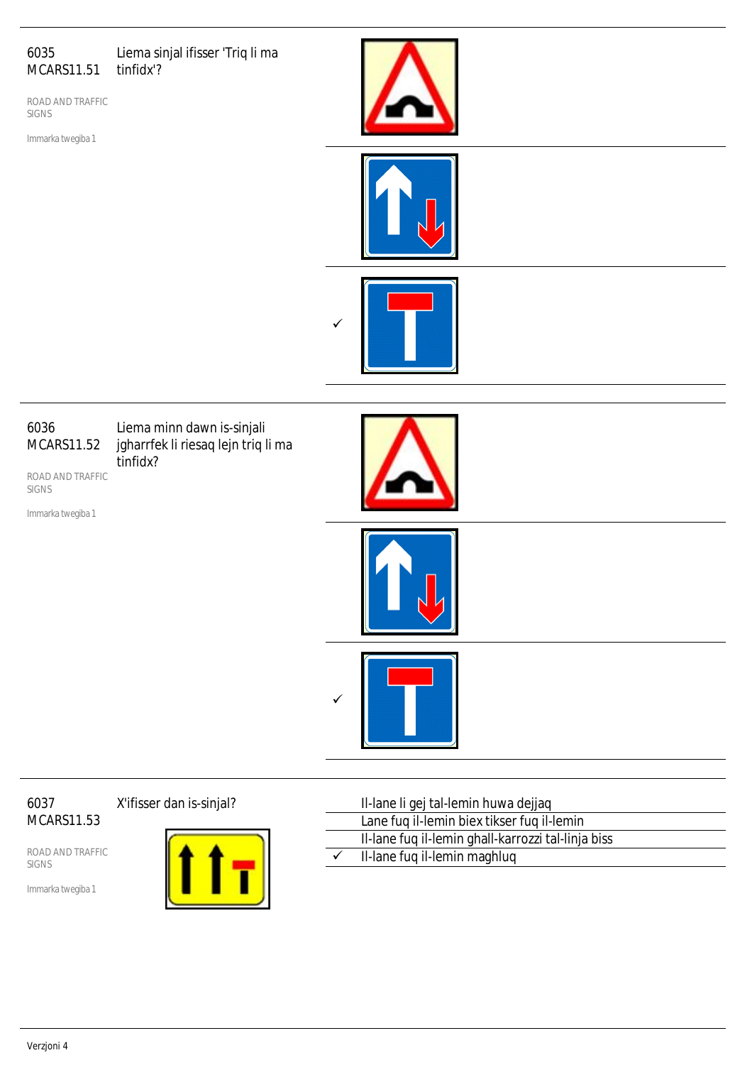6035
MCARS11.51

Liema sinjal ifisser 'Triq li ma tinfidx'?

ROAD AND TRAFFIC SIGNS

Immarka twegiba 1

- ✓

---

6036
MCARS11.52

Liema minn dawn is-sinjali jgharrfek li riesaq lejn triq li ma tinfidx?

ROAD AND TRAFFIC SIGNS

Immarka twegiba 1

- ✓

---

6037
MCARS11.53

X'ifisser dan is-sinjal?

ROAD AND TRAFFIC SIGNS

Immarka twegiba 1

| | |
|---|---|
| | Il-lane li gej tal-lemin huwa dejjaq |
| | Lane fuq il-lemin biex tikser fuq il-lemin |
| | Il-lane fuq il-lemin ghall-karrozzi tal-linja biss |
| ✓ | Il-lane fuq il-lemin maghluq |

Verzjoni 4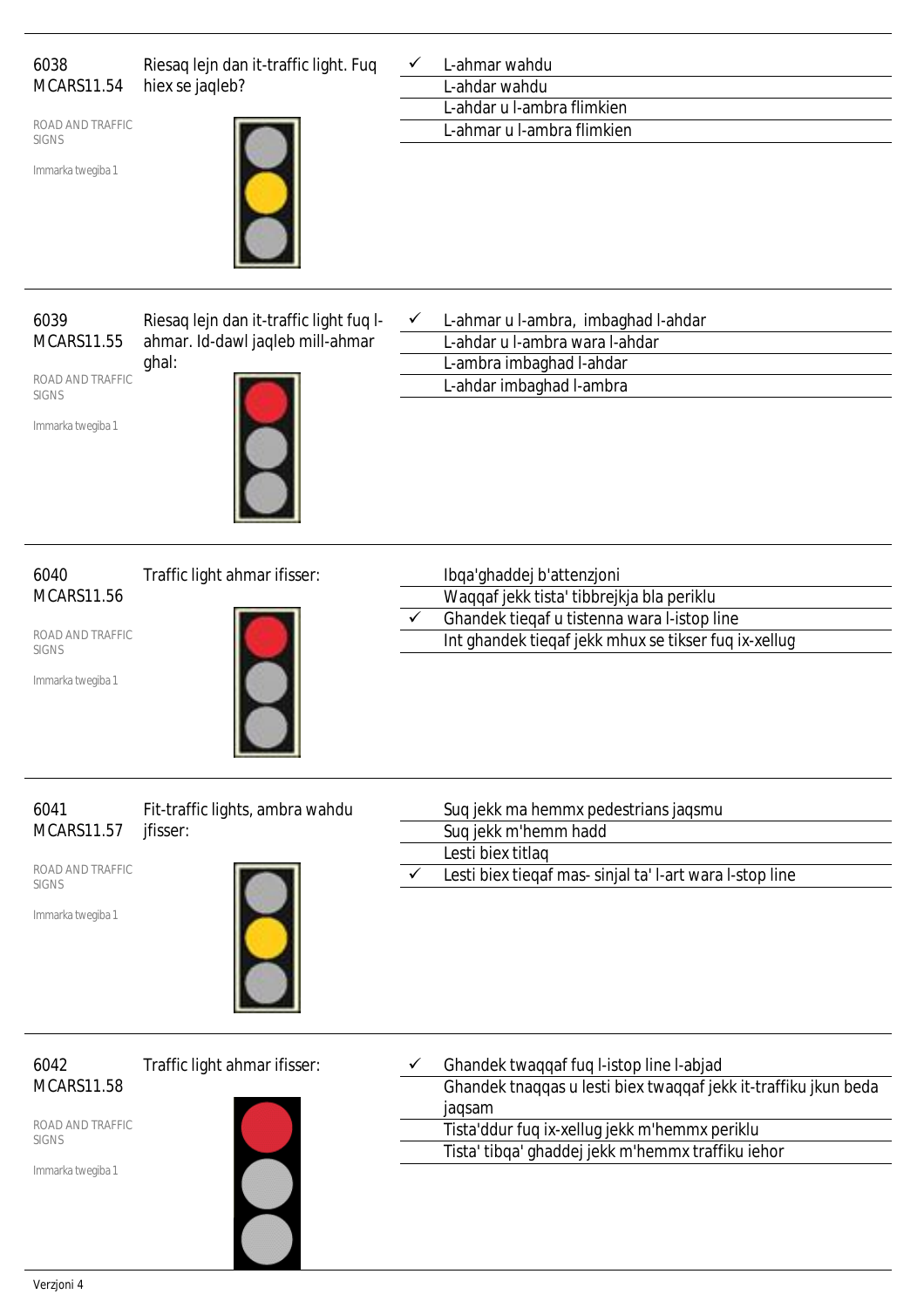6038
MCARS11.54

ROAD AND TRAFFIC SIGNS

Immarka twegiba 1

Riesaq lejn dan it-traffic light. Fuq hiex se jaqleb?

- ✓ L-ahmar wahdu
- L-ahdar wahdu
- L-ahdar u l-ambra flimkien
- L-ahmar u l-ambra flimkien

---

6039
MCARS11.55

ROAD AND TRAFFIC SIGNS

Immarka twegiba 1

Riesaq lejn dan it-traffic light fuq l-ahmar. Id-dawl jaqleb mill-ahmar ghal:

- ✓ L-ahmar u l-ambra, imbaghad l-ahdar
- L-ahdar u l-ambra wara l-ahdar
- L-ambra imbaghad l-ahdar
- L-ahdar imbaghad l-ambra

---

6040
MCARS11.56

ROAD AND TRAFFIC SIGNS

Immarka twegiba 1

Traffic light ahmar ifisser:

- Ibqa'ghaddej b'attenzjoni
- Waqqaf jekk tista' tibbrejkja bla periklu
- ✓ Ghandek tieqaf u tistenna wara l-istop line
- Int ghandek tieqaf jekk mhux se tikser fuq ix-xellug

---

6041
MCARS11.57

ROAD AND TRAFFIC SIGNS

Immarka twegiba 1

Fit-traffic lights, ambra wahdu jfisser:

- Suq jekk ma hemmx pedestrians jaqsmu
- Suq jekk m'hemm hadd
- Lesti biex titlaq
- ✓ Lesti biex tieqaf mas- sinjal ta' l-art wara l-stop line

---

6042
MCARS11.58

ROAD AND TRAFFIC SIGNS

Immarka twegiba 1

Traffic light ahmar ifisser:

- ✓ Ghandek twaqqaf fuq l-istop line l-abjad
- Ghandek tnaqqas u lesti biex twaqqaf jekk it-traffiku jkun beda jaqsam
- Tista'ddur fuq ix-xellug jekk m'hemmx periklu
- Tista' tibqa' ghaddej jekk m'hemmx traffiku iehor

Verzjoni 4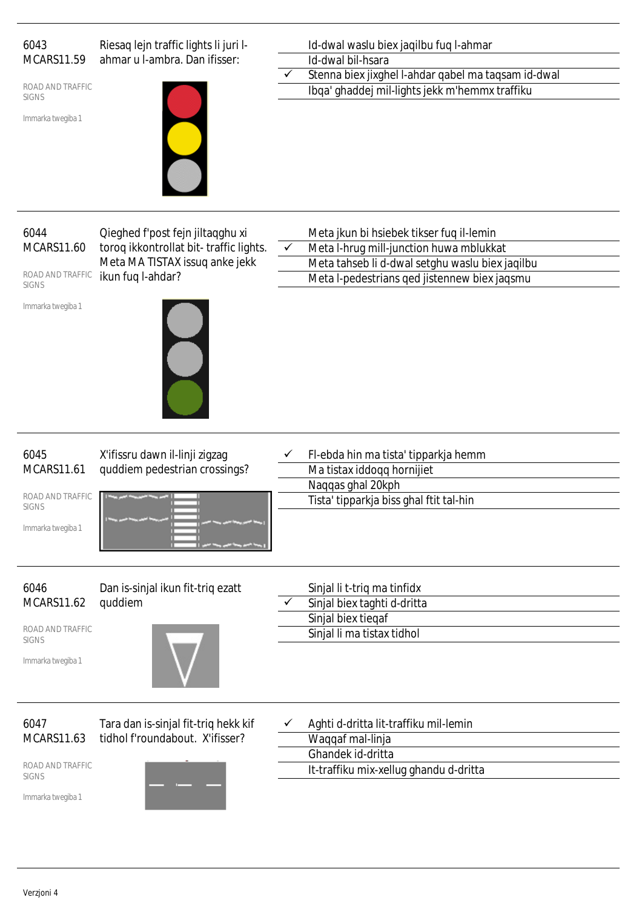6043
MCARS11.59

ROAD AND TRAFFIC SIGNS

Immarka twegiba 1

Riesaq lejn traffic lights li juri l-ahmar u l-ambra. Dan ifisser:

- Id-dwal waslu biex jaqilbu fuq l-ahmar
- Id-dwal bil-hsara
- ✓ Stenna biex jixghel l-ahdar qabel ma taqsam id-dwal
- Ibqa' ghaddej mil-lights jekk m'hemmx traffiku

---

6044
MCARS11.60

ROAD AND TRAFFIC SIGNS

Immarka twegiba 1

Qieghed f'post fejn jiltaqghu xi toroq ikkontrollat bit- traffic lights. Meta MA TISTAX issuq anke jekk ikun fuq l-ahdar?

- Meta jkun bi hsiebek tikser fuq il-lemin
- ✓ Meta l-hrug mill-junction huwa mblukkat
- Meta tahseb li d-dwal setghu waslu biex jaqilbu
- Meta l-pedestrians qed jistennew biex jaqsmu

---

6045
MCARS11.61

ROAD AND TRAFFIC SIGNS

Immarka twegiba 1

X'ifissru dawn il-linji zigzag quddiem pedestrian crossings?

- ✓ Fl-ebda hin ma tista' tipparkja hemm
- Ma tistax iddoqq hornijiet
- Naqqas ghal 20kph
- Tista' tipparkja biss ghal ftit tal-hin

---

6046
MCARS11.62

ROAD AND TRAFFIC SIGNS

Immarka twegiba 1

Dan is-sinjal ikun fit-triq ezatt quddiem

- Sinjal li t-triq ma tinfidx
- ✓ Sinjal biex taghti d-dritta
- Sinjal biex tieqaf
- Sinjal li ma tistax tidhol

---

6047
MCARS11.63

ROAD AND TRAFFIC SIGNS

Immarka twegiba 1

Tara dan is-sinjal fit-triq hekk kif tidhol f'roundabout. X'ifisser?

- ✓ Aghti d-dritta lit-traffiku mil-lemin
- Waqqaf mal-linja
- Ghandek id-dritta
- It-traffiku mix-xellug ghandu d-dritta

Verzjoni 4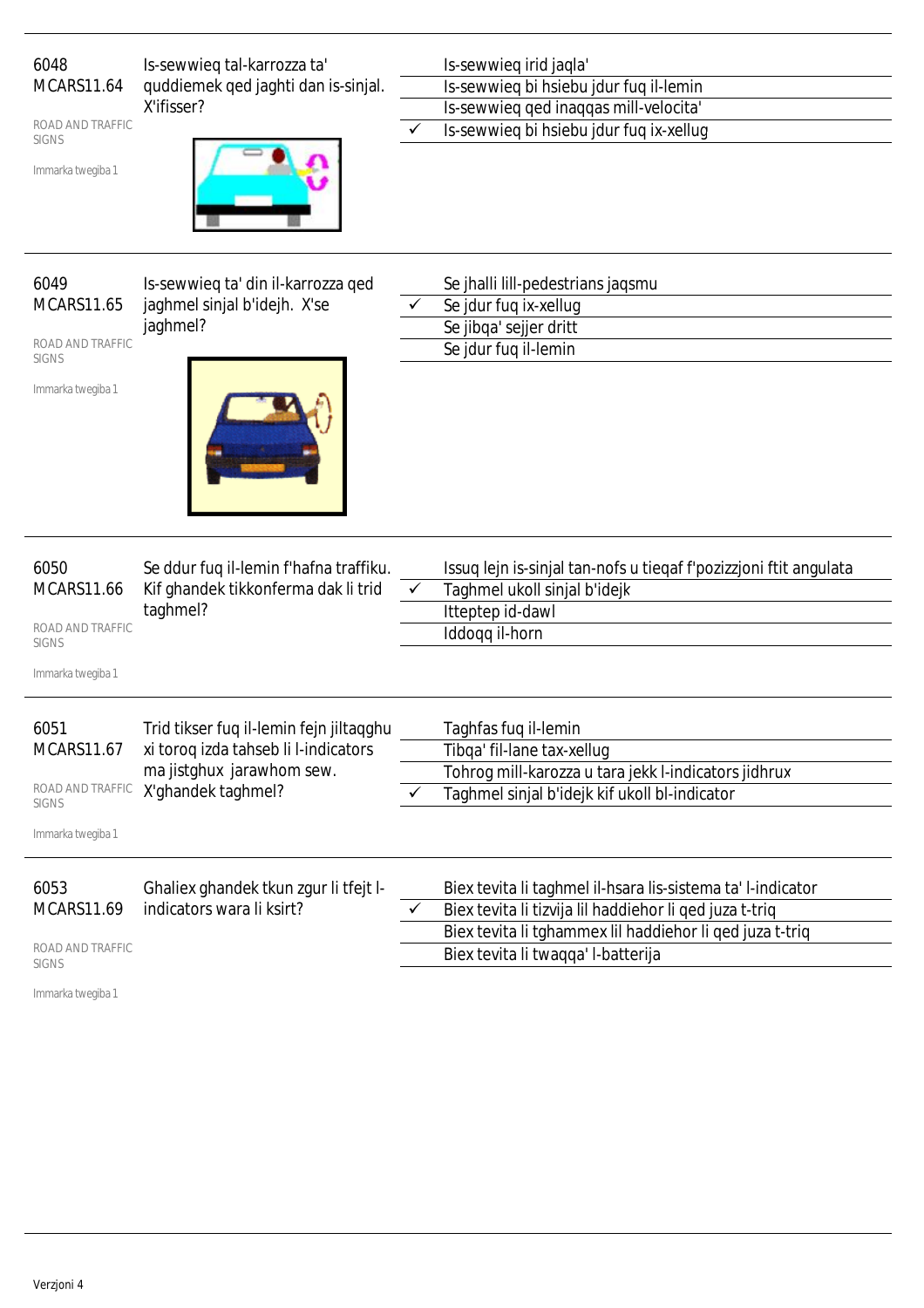6048
MCARS11.64

ROAD AND TRAFFIC SIGNS

Immarka twegiba 1

Is-sewwieq tal-karrozza ta' quddiemek qed jaghti dan is-sinjal. X'ifisser?

| | |
|---|---|
| | Is-sewwieq irid jaqla' |
| | Is-sewwieq bi hsiebu jdur fuq il-lemin |
| | Is-sewwieq qed inaqqas mill-velocita' |
| ✓ | Is-sewwieq bi hsiebu jdur fuq ix-xellug |

6049
MCARS11.65

ROAD AND TRAFFIC SIGNS

Immarka twegiba 1

Is-sewwieq ta' din il-karrozza qed jaghmel sinjal b'idejh. X'se jaghmel?

| | |
|---|---|
| | Se jhalli lill-pedestrians jaqsmu |
| ✓ | Se jdur fuq ix-xellug |
| | Se jibqa' sejjer dritt |
| | Se jdur fuq il-lemin |

6050
MCARS11.66

ROAD AND TRAFFIC SIGNS

Immarka twegiba 1

Se ddur fuq il-lemin f'hafna traffiku. Kif ghandek tikkonferma dak li trid taghmel?

| | |
|---|---|
| | Issuq lejn is-sinjal tan-nofs u tieqaf f'pozizzjoni ftit angulata |
| ✓ | Taghmel ukoll sinjal b'idejk |
| | Itteptep id-dawl |
| | Iddoqq il-horn |

6051
MCARS11.67

ROAD AND TRAFFIC SIGNS

Immarka twegiba 1

Trid tikser fuq il-lemin fejn jiltaqghu xi toroq izda tahseb li l-indicators ma jistghux jarawhom sew. X'ghandek taghmel?

| | |
|---|---|
| | Taghfas fuq il-lemin |
| | Tibqa' fil-lane tax-xellug |
| | Tohrog mill-karozza u tara jekk l-indicators jidhrux |
| ✓ | Taghmel sinjal b'idejk kif ukoll bl-indicator |

6053
MCARS11.69

ROAD AND TRAFFIC SIGNS

Immarka twegiba 1

Ghaliex ghandek tkun zgur li tfejt l-indicators wara li ksirt?

| | |
|---|---|
| | Biex tevita li taghmel il-hsara lis-sistema ta' l-indicator |
| ✓ | Biex tevita li tizvija lil haddiehor li qed juza t-triq |
| | Biex tevita li tghammex lil haddiehor li qed juza t-triq |
| | Biex tevita li twaqqa' l-batterija |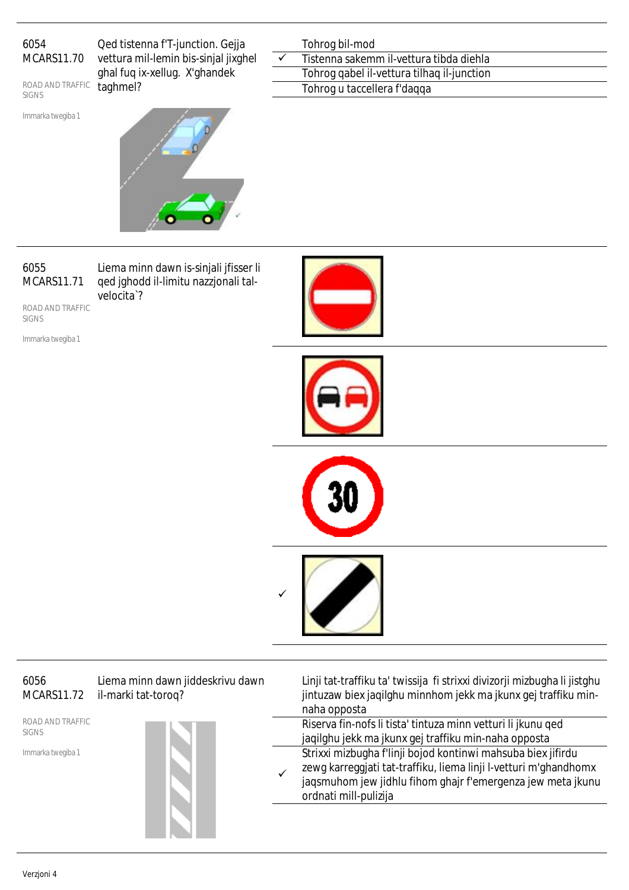6054
MCARS11.70

ROAD AND TRAFFIC SIGNS

Immarka twegiba 1

Qed tistenna f'T-junction. Gejja vettura mil-lemin bis-sinjal jixghel ghal fuq ix-xellug. X'ghandek taghmel?

| | |
|---|---|
| | Tohrog bil-mod |
| ✓ | Tistenna sakemm il-vettura tibda diehla |
| | Tohrog qabel il-vettura tilhaq il-junction |
| | Tohrog u taccellera f'daqqa |

---

6055
MCARS11.71

ROAD AND TRAFFIC SIGNS

Immarka twegiba 1

Liema minn dawn is-sinjali jfisser li qed jghodd il-limitu nazzjonali tal-velocita`?

---

6056
MCARS11.72

ROAD AND TRAFFIC SIGNS

Immarka twegiba 1

Liema minn dawn jiddeskrivu dawn il-marki tat-toroq?

| | |
|---|---|
| | Linji tat-traffiku ta' twissija fi strixxi divizorji mizbugha li jistghu jintuzaw biex jaqilghu minnhom jekk ma jkunx gej traffiku min-naha opposta |
| | Riserva fin-nofs li tista' tintuza minn vetturi li jkunu qed jaqilghu jekk ma jkunx gej traffiku min-naha opposta |
| ✓ | Strixxi mizbugha f'linji bojod kontinwi mahsuba biex jifirdu zewg karreggjati tat-traffiku, liema linji l-vetturi m'ghandhomx jaqsmuhom jew jidhlu fihom ghajr f'emergenza jew meta jkunu ordnati mill-pulizija |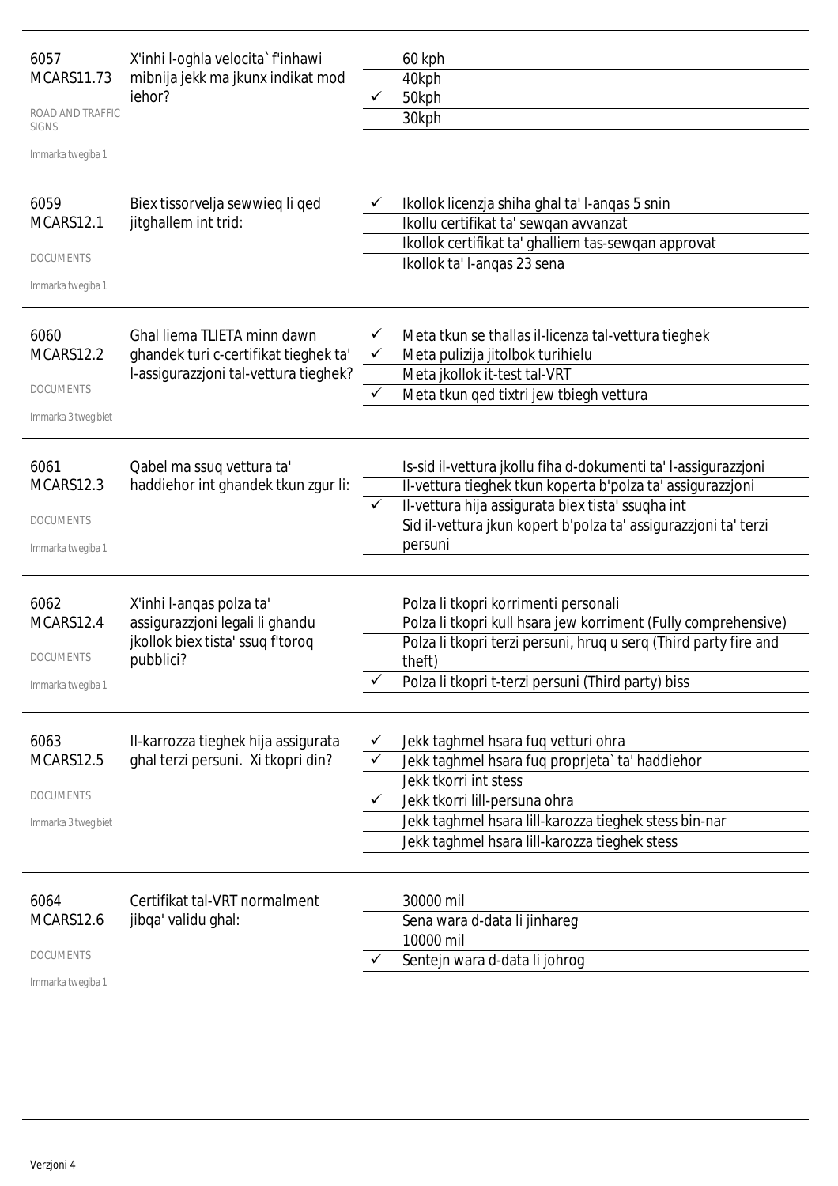| | | | |
|---|---|---|---|
| 6057<br>MCARS11.73<br><br>ROAD AND TRAFFIC SIGNS<br><br>Immarka twegiba 1 | X'inhi l-oghla velocita` f'inhawi mibnija jekk ma jkunx indikat mod iehor? | | 60 kph |
| | | | 40kph |
| | | ✓ | 50kph |
| | | | 30kph |
| 6059<br>MCARS12.1<br><br>DOCUMENTS<br><br>Immarka twegiba 1 | Biex tissorvelja sewwieq li qed jitghallem int trid: | ✓ | Ikollok licenzja shiha ghal ta' l-anqas 5 snin |
| | | | Ikollu certifikat ta' sewqan avvanzat |
| | | | Ikollok certifikat ta' ghalliem tas-sewqan approvat |
| | | | Ikollok ta' l-anqas 23 sena |
| 6060<br>MCARS12.2<br><br>DOCUMENTS<br><br>Immarka 3 twegibiet | Ghal liema TLIETA minn dawn ghandek turi c-certifikat tieghek ta' l-assigurazzjoni tal-vettura tieghek? | ✓ | Meta tkun se thallas il-licenza tal-vettura tieghek |
| | | ✓ | Meta pulizija jitolbok turihielu |
| | | | Meta jkollok it-test tal-VRT |
| | | ✓ | Meta tkun qed tixtri jew tbiegh vettura |
| 6061<br>MCARS12.3<br><br>DOCUMENTS<br><br>Immarka twegiba 1 | Qabel ma ssuq vettura ta' haddiehor int ghandek tkun zgur li: | | Is-sid il-vettura jkollu fiha d-dokumenti ta' l-assigurazzjoni |
| | | | Il-vettura tieghek tkun koperta b'polza ta' assigurazzjoni |
| | | ✓ | Il-vettura hija assigurata biex tista' ssuqha int |
| | | | Sid il-vettura jkun kopert b'polza ta' assigurazzjoni ta' terzi persuni |
| 6062<br>MCARS12.4<br><br>DOCUMENTS<br><br>Immarka twegiba 1 | X'inhi l-anqas polza ta' assigurazzjoni legali li ghandu jkollok biex tista' ssuq f'toroq pubblici? | | Polza li tkopri korrimenti personali |
| | | | Polza li tkopri kull hsara jew korriment (Fully comprehensive) |
| | | | Polza li tkopri terzi persuni, hruq u serq (Third party fire and theft) |
| | | ✓ | Polza li tkopri t-terzi persuni (Third party) biss |
| 6063<br>MCARS12.5<br><br>DOCUMENTS<br><br>Immarka 3 twegibiet | Il-karrozza tieghek hija assigurata ghal terzi persuni. Xi tkopri din? | ✓ | Jekk taghmel hsara fuq vetturi ohra |
| | | ✓ | Jekk taghmel hsara fuq proprjeta` ta' haddiehor |
| | | | Jekk tkorri int stess |
| | | ✓ | Jekk tkorri lill-persuna ohra |
| | | | Jekk taghmel hsara lill-karozza tieghek stess bin-nar |
| | | | Jekk taghmel hsara lill-karozza tieghek stess |
| 6064<br>MCARS12.6<br><br>DOCUMENTS<br><br>Immarka twegiba 1 | Certifikat tal-VRT normalment jibqa' validu ghal: | | 30000 mil |
| | | | Sena wara d-data li jinhareg |
| | | | 10000 mil |
| | | ✓ | Sentejn wara d-data li johrog |

Verzjoni 4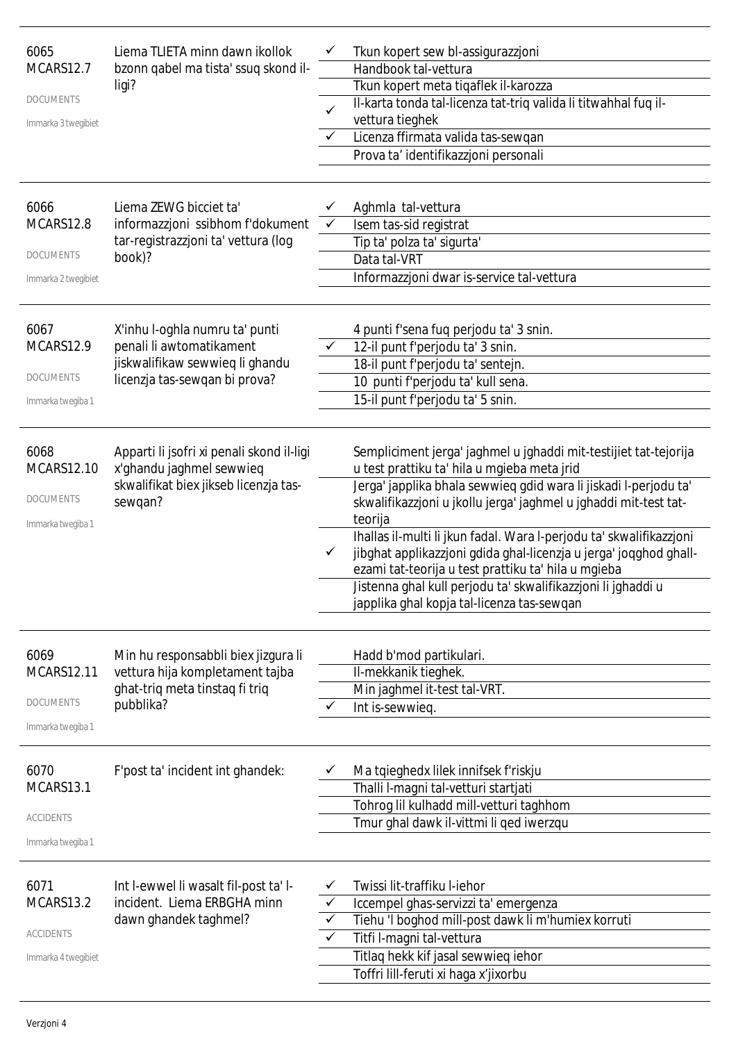| | | | |
|---|---|---|---|
| 6065<br>MCARS12.7<br>DOCUMENTS<br>Immarka 3 twegibiet | Liema TLIETA minn dawn ikollok bzonn qabel ma tista' ssuq skond il-ligi? | ✓ | Tkun kopert sew bl-assigurazzjoni |
| | | | Handbook tal-vettura |
| | | | Tkun kopert meta tiqaflek il-karozza |
| | | ✓ | Il-karta tonda tal-licenza tat-triq valida li titwahhal fuq il-vettura tieghek |
| | | ✓ | Licenza ffirmata valida tas-sewqan |
| | | | Prova ta' identifikazzjoni personali |
| 6066<br>MCARS12.8<br>DOCUMENTS<br>Immarka 2 twegibiet | Liema ZEWG bicciet ta' informazzjoni ssibhom f'dokument tar-registrazzjoni ta' vettura (log book)? | ✓ | Aghmla tal-vettura |
| | | ✓ | Isem tas-sid registrat |
| | | | Tip ta' polza ta' sigurta' |
| | | | Data tal-VRT |
| | | | Informazzjoni dwar is-service tal-vettura |
| 6067<br>MCARS12.9<br>DOCUMENTS<br>Immarka twegiba 1 | X'inhu l-oghla numru ta' punti penali li awtomatikament jiskwalifikaw sewwieq li ghandu licenzja tas-sewqan bi prova? | | 4 punti f'sena fuq perjodu ta' 3 snin. |
| | | ✓ | 12-il punt f'perjodu ta' 3 snin. |
| | | | 18-il punt f'perjodu ta' sentejn. |
| | | | 10 punti f'perjodu ta' kull sena. |
| | | | 15-il punt f'perjodu ta' 5 snin. |
| 6068<br>MCARS12.10<br>DOCUMENTS<br>Immarka twegiba 1 | Apparti li jsofri xi penali skond il-ligi x'ghandu jaghmel sewwieq skwalifikat biex jikseb licenzja tas-sewqan? | | Sempliciment jerga' jaghmel u jghaddi mit-testijiet tat-tejorija u test prattiku ta' hila u mgieba meta jrid |
| | | | Jerga' japplika bhala sewwieq gdid wara li jiskadi l-perjodu ta' skwalifikazzjoni u jkollu jerga' jaghmel u jghaddi mit-test tat-teorija |
| | | ✓ | Ihallas il-multi li jkun fadal. Wara l-perjodu ta' skwalifikazzjoni jibghat applikazzjoni gdida ghal-licenzja u jerga' joqghod ghall-ezami tat-teorija u test prattiku ta' hila u mgieba |
| | | | Jistenna ghal kull perjodu ta' skwalifikazzjoni li jghaddi u japplika ghal kopja tal-licenza tas-sewqan |
| 6069<br>MCARS12.11<br>DOCUMENTS<br>Immarka twegiba 1 | Min hu responsabbli biex jizgura li vettura hija kompletament tajba ghat-triq meta tinstaq fi triq pubblika? | | Hadd b'mod partikulari. |
| | | | Il-mekkanik tieghek. |
| | | | Min jaghmel it-test tal-VRT. |
| | | ✓ | Int is-sewwieq. |
| 6070<br>MCARS13.1<br>ACCIDENTS<br>Immarka twegiba 1 | F'post ta' incident int ghandek: | ✓ | Ma tqieghedx lilek innifsek f'riskju |
| | | | Thalli l-magni tal-vetturi startjati |
| | | | Tohrog lil kulhadd mill-vetturi taghhom |
| | | | Tmur ghal dawk il-vittmi li qed iwerzqu |
| 6071<br>MCARS13.2<br>ACCIDENTS<br>Immarka 4 twegibiet | Int l-ewwel li wasalt fil-post ta' l-incident. Liema ERBGHA minn dawn ghandek taghmel? | ✓ | Twissi lit-traffiku l-iehor |
| | | ✓ | Iccempel ghas-servizzi ta' emergenza |
| | | ✓ | Tiehu 'l boghod mill-post dawk li m'humiex korruti |
| | | ✓ | Titfi l-magni tal-vettura |
| | | | Titlaq hekk kif jasal sewwieq iehor |
| | | | Toffri lill-feruti xi haga x'jixorbu |

Verzjoni 4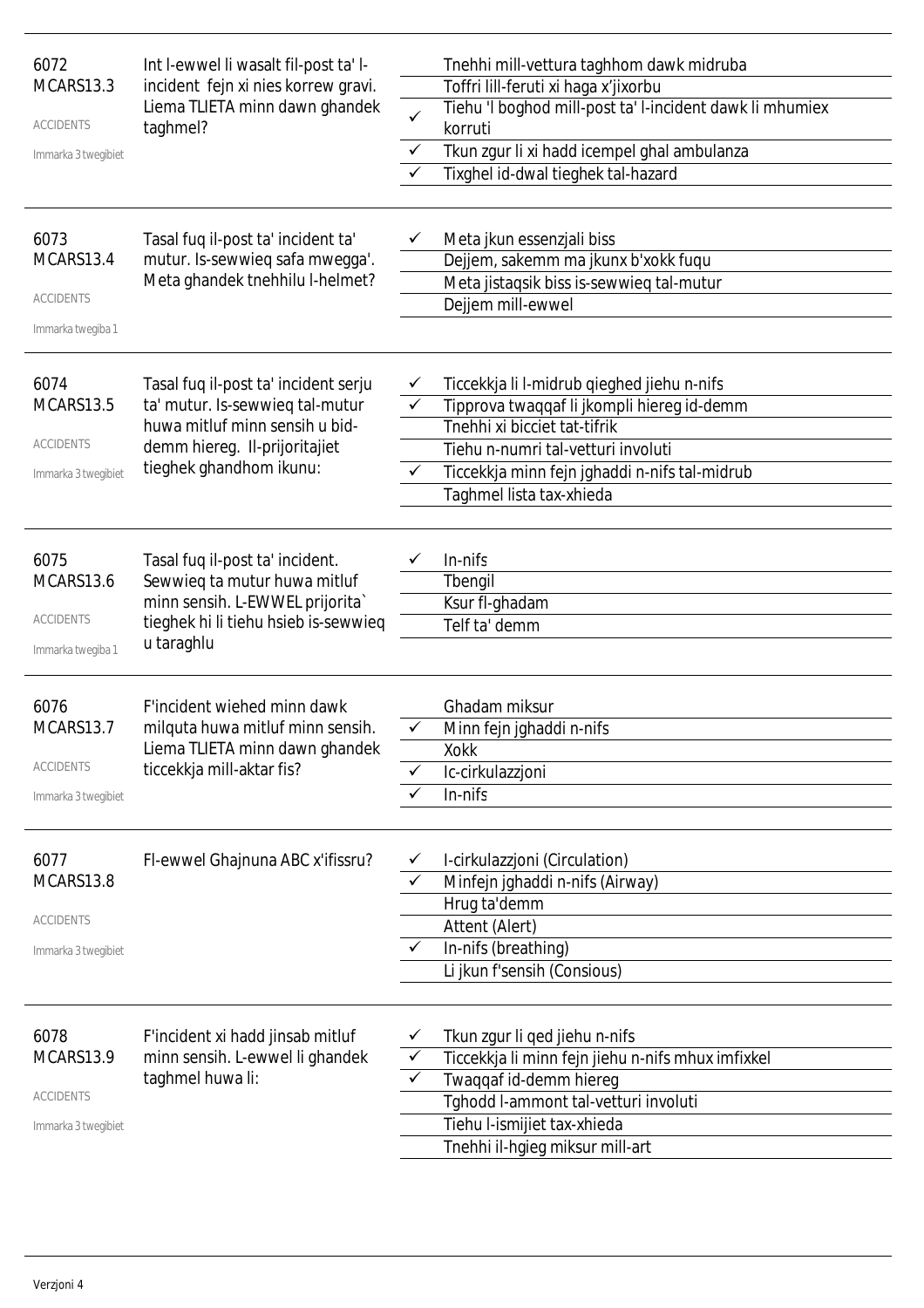**6072**
**MCARS13.3**
ACCIDENTS
Immarka 3 twegibiet

Int l-ewwel li wasalt fil-post ta' l-incident fejn xi nies korrew gravi. Liema TLIETA minn dawn ghandek taghmel?

- Tnehhi mill-vettura taghhom dawk midruba
- Toffri lill-feruti xi haga x'jixorbu
- ✓ Tiehu 'l boghod mill-post ta' l-incident dawk li mhumiex korruti
- ✓ Tkun zgur li xi hadd icempel ghal ambulanza
- ✓ Tixghel id-dwal tieghek tal-hazard

---

**6073**
**MCARS13.4**
ACCIDENTS
Immarka twegiba 1

Tasal fuq il-post ta' incident ta' mutur. Is-sewwieq safa mwegga'. Meta ghandek tnehhilu l-helmet?

- ✓ Meta jkun essenzjali biss
- Dejjem, sakemm ma jkunx b'xokk fuqu
- Meta jistaqsik biss is-sewwieq tal-mutur
- Dejjem mill-ewwel

---

**6074**
**MCARS13.5**
ACCIDENTS
Immarka 3 twegibiet

Tasal fuq il-post ta' incident serju ta' mutur. Is-sewwieq tal-mutur huwa mitluf minn sensih u bid-demm hiereg. Il-prijoritajiet tieghek ghandhom ikunu:

- ✓ Ticcekkja li l-midrub qieghed jiehu n-nifs
- ✓ Tipprova twaqqaf li jkompli hiereg id-demm
- Tnehhi xi bicciet tat-tifrik
- Tiehu n-numri tal-vetturi involuti
- ✓ Ticcekkja minn fejn jghaddi n-nifs tal-midrub
- Taghmel lista tax-xhieda

---

**6075**
**MCARS13.6**
ACCIDENTS
Immarka twegiba 1

Tasal fuq il-post ta' incident. Sewwieq ta mutur huwa mitluf minn sensih. L-EWWEL prijorita` tieghek hi li tiehu hsieb is-sewwieq u taraghlu

- ✓ In-nifs
- Tbengil
- Ksur fl-ghadam
- Telf ta' demm

---

**6076**
**MCARS13.7**
ACCIDENTS
Immarka 3 twegibiet

F'incident wiehed minn dawk milquta huwa mitluf minn sensih. Liema TLIETA minn dawn ghandek ticcekkja mill-aktar fis?

- Ghadam miksur
- ✓ Minn fejn jghaddi n-nifs
- Xokk
- ✓ Ic-cirkulazzjoni
- ✓ In-nifs

---

**6077**
**MCARS13.8**
ACCIDENTS
Immarka 3 twegibiet

Fl-ewwel Ghajnuna ABC x'ifissru?

- ✓ I-cirkulazzjoni (Circulation)
- ✓ Minfejn jghaddi n-nifs (Airway)
- Hrug ta'demm
- Attent (Alert)
- ✓ In-nifs (breathing)
- Li jkun f'sensih (Consious)

---

**6078**
**MCARS13.9**
ACCIDENTS
Immarka 3 twegibiet

F'incident xi hadd jinsab mitluf minn sensih. L-ewwel li ghandek taghmel huwa li:

- ✓ Tkun zgur li qed jiehu n-nifs
- ✓ Ticcekkja li minn fejn jiehu n-nifs mhux imfixkel
- ✓ Twaqqaf id-demm hiereg
- Tghodd l-ammont tal-vetturi involuti
- Tiehu l-ismijiet tax-xhieda
- Tnehhi il-hgieg miksur mill-art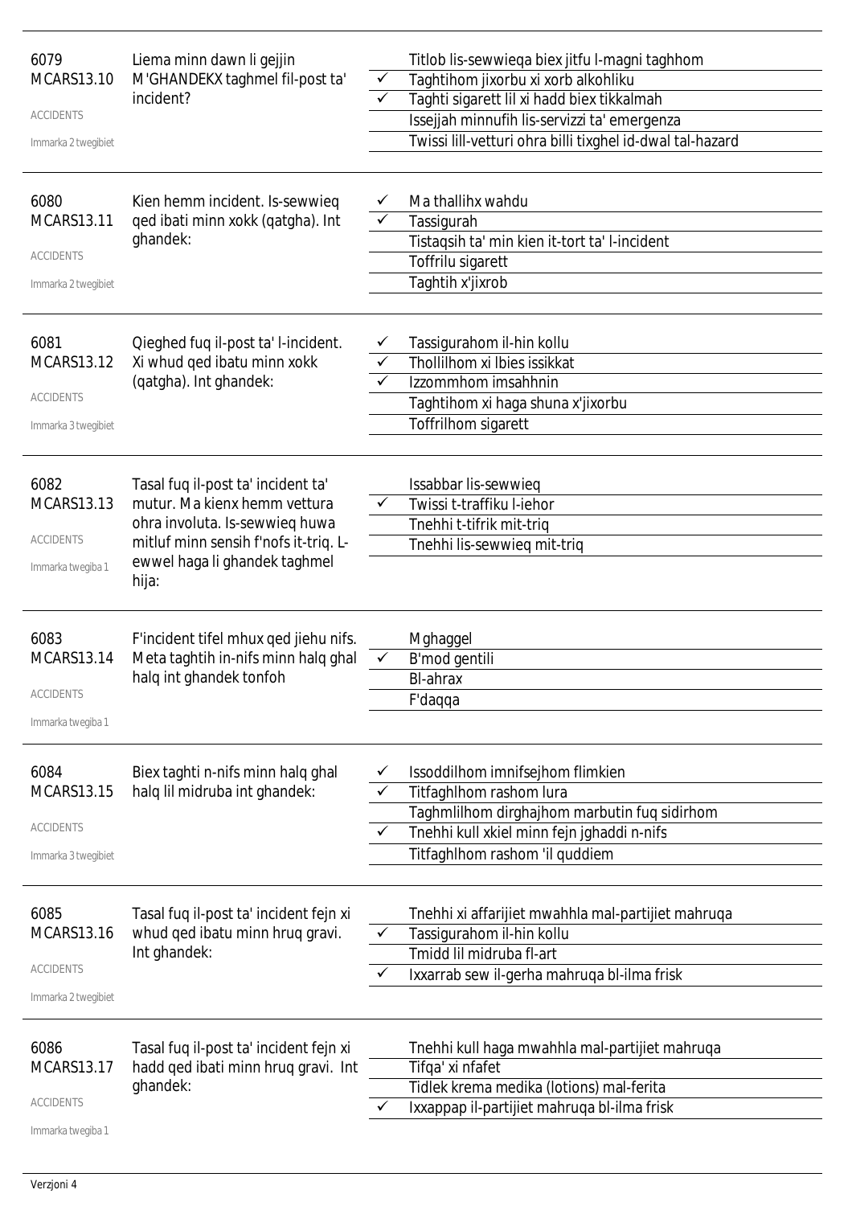| | | | |
|---|---|---|---|
| 6079<br>MCARS13.10<br>ACCIDENTS<br>Immarka 2 twegibiet | Liema minn dawn li gejjin M'GHANDEKX taghmel fil-post ta' incident? | | Titlob lis-sewwieqa biex jitfu l-magni taghhom |
| | | ✓ | Taghtihom jixorbu xi xorb alkohliku |
| | | ✓ | Taghti sigarett lil xi hadd biex tikkalmah |
| | | | Issejjah minnufih lis-servizzi ta' emergenza |
| | | | Twissi lill-vetturi ohra billi tixghel id-dwal tal-hazard |
| 6080<br>MCARS13.11<br>ACCIDENTS<br>Immarka 2 twegibiet | Kien hemm incident. Is-sewwieq qed ibati minn xokk (qatgha). Int ghandek: | ✓ | Ma thallihx wahdu |
| | | ✓ | Tassigurah |
| | | | Tistaqsih ta' min kien it-tort ta' l-incident |
| | | | Toffrilu sigarett |
| | | | Taghtih x'jixrob |
| 6081<br>MCARS13.12<br>ACCIDENTS<br>Immarka 3 twegibiet | Qieghed fuq il-post ta' l-incident. Xi whud qed ibatu minn xokk (qatgha). Int ghandek: | ✓ | Tassigurahom il-hin kollu |
| | | ✓ | Thollilhom xi lbies issikkat |
| | | ✓ | Izzommhom imsahhnin |
| | | | Taghtihom xi haga shuna x'jixorbu |
| | | | Toffrilhom sigarett |
| 6082<br>MCARS13.13<br>ACCIDENTS<br>Immarka twegiba 1 | Tasal fuq il-post ta' incident ta' mutur. Ma kienx hemm vettura ohra involuta. Is-sewwieq huwa mitluf minn sensih f'nofs it-triq. L-ewwel haga li ghandek taghmel hija: | | Issabbar lis-sewwieq |
| | | ✓ | Twissi t-traffiku l-iehor |
| | | | Tnehhi t-tifrik mit-triq |
| | | | Tnehhi lis-sewwieq mit-triq |
| 6083<br>MCARS13.14<br>ACCIDENTS<br>Immarka twegiba 1 | F'incident tifel mhux qed jiehu nifs. Meta taghtih in-nifs minn halq ghal halq int ghandek tonfoh | | Mghaggel |
| | | ✓ | B'mod gentili |
| | | | Bl-ahrax |
| | | | F'daqqa |
| 6084<br>MCARS13.15<br>ACCIDENTS<br>Immarka 3 twegibiet | Biex taghti n-nifs minn halq ghal halq lil midruba int ghandek: | ✓ | Issoddilhom imnifsejhom flimkien |
| | | ✓ | Titfaghlhom rashom lura |
| | | | Taghmlilhom dirghajhom marbutin fuq sidirhom |
| | | ✓ | Tnehhi kull xkiel minn fejn jghaddi n-nifs |
| | | | Titfaghlhom rashom 'il quddiem |
| 6085<br>MCARS13.16<br>ACCIDENTS<br>Immarka 2 twegibiet | Tasal fuq il-post ta' incident fejn xi whud qed ibatu minn hruq gravi. Int ghandek: | | Tnehhi xi affarijiet mwahhla mal-partijiet mahruqa |
| | | ✓ | Tassigurahom il-hin kollu |
| | | | Tmidd lil midruba fl-art |
| | | ✓ | Ixxarrab sew il-gerha mahruqa bl-ilma frisk |
| 6086<br>MCARS13.17<br>ACCIDENTS<br>Immarka twegiba 1 | Tasal fuq il-post ta' incident fejn xi hadd qed ibati minn hruq gravi. Int ghandek: | | Tnehhi kull haga mwahhla mal-partijiet mahruqa |
| | | | Tifqa' xi nfafet |
| | | | Tidlek krema medika (lotions) mal-ferita |
| | | ✓ | Ixxappap il-partijiet mahruqa bl-ilma frisk |

Verzjoni 4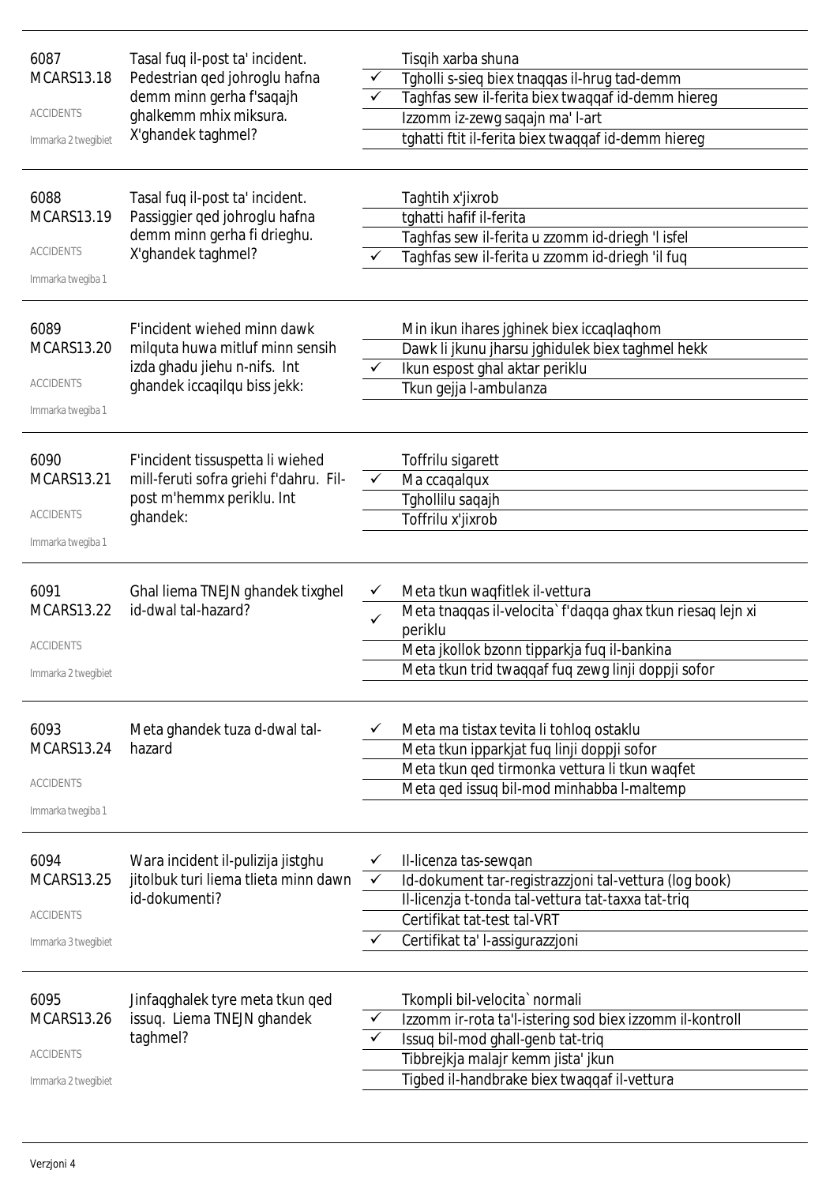| ID | Question | Correct | Answer |
|---|---|---|---|
| 6087<br>MCARS13.18<br>ACCIDENTS<br>Immarka 2 twegibiet | Tasal fuq il-post ta' incident. Pedestrian qed johroglu hafna demm minn gerha f'saqajh ghalkemm mhix miksura. X'ghandek taghmel? | | Tisqih xarba shuna |
| | | ✓ | Tgholli s-sieq biex tnaqqas il-hrug tad-demm |
| | | ✓ | Taghfas sew il-ferita biex twaqqaf id-demm hiereg |
| | | | Izzomm iz-zewg saqajn ma' l-art |
| | | | tghatti ftit il-ferita biex twaqqaf id-demm hiereg |
| 6088<br>MCARS13.19<br>ACCIDENTS<br>Immarka twegiba 1 | Tasal fuq il-post ta' incident. Passiggier qed johroglu hafna demm minn gerha fi drieghu. X'ghandek taghmel? | | Taghtih x'jixrob |
| | | | tghatti hafif il-ferita |
| | | | Taghfas sew il-ferita u zzomm id-driegh 'l isfel |
| | | ✓ | Taghfas sew il-ferita u zzomm id-driegh 'il fuq |
| 6089<br>MCARS13.20<br>ACCIDENTS<br>Immarka twegiba 1 | F'incident wiehed minn dawk milquta huwa mitluf minn sensih izda ghadu jiehu n-nifs. Int ghandek iccaqilqu biss jekk: | | Min ikun ihares jghinek biex iccaqlaqhom |
| | | | Dawk li jkunu jharsu jghidulek biex taghmel hekk |
| | | ✓ | Ikun espost ghal aktar periklu |
| | | | Tkun gejja l-ambulanza |
| 6090<br>MCARS13.21<br>ACCIDENTS<br>Immarka twegiba 1 | F'incident tissuspetta li wiehed mill-feruti sofra griehi f'dahru. Fil-post m'hemmx periklu. Int ghandek: | | Toffrilu sigarett |
| | | ✓ | Ma ccaqalqux |
| | | | Tghollilu saqajh |
| | | | Toffrilu x'jixrob |
| 6091<br>MCARS13.22<br>ACCIDENTS<br>Immarka 2 twegibiet | Ghal liema TNEJN ghandek tixghel id-dwal tal-hazard? | ✓ | Meta tkun waqfitlek il-vettura |
| | | ✓ | Meta tnaqqas il-velocita` f'daqqa ghax tkun riesaq lejn xi periklu |
| | | | Meta jkollok bzonn tipparkja fuq il-bankina |
| | | | Meta tkun trid twaqqaf fuq zewg linji doppji sofor |
| 6093<br>MCARS13.24<br>ACCIDENTS<br>Immarka twegiba 1 | Meta ghandek tuza d-dwal tal-hazard | ✓ | Meta ma tistax tevita li tohloq ostaklu |
| | | | Meta tkun ipparkjat fuq linji doppji sofor |
| | | | Meta tkun qed tirmonka vettura li tkun waqfet |
| | | | Meta qed issuq bil-mod minhabba l-maltemp |
| 6094<br>MCARS13.25<br>ACCIDENTS<br>Immarka 3 twegibiet | Wara incident il-pulizija jistghu jitolbuk turi liema tlieta minn dawn id-dokumenti? | ✓ | Il-licenza tas-sewqan |
| | | ✓ | Id-dokument tar-registrazzjoni tal-vettura (log book) |
| | | | Il-licenzja t-tonda tal-vettura tat-taxxa tat-triq |
| | | | Certifikat tat-test tal-VRT |
| | | ✓ | Certifikat ta' l-assigurazzjoni |
| 6095<br>MCARS13.26<br>ACCIDENTS<br>Immarka 2 twegibiet | Jinfaqghalek tyre meta tkun qed issuq. Liema TNEJN ghandek taghmel? | | Tkompli bil-velocita` normali |
| | | ✓ | Izzomm ir-rota ta'l-istering sod biex izzomm il-kontroll |
| | | ✓ | Issuq bil-mod ghall-genb tat-triq |
| | | | Tibbrejkja malajr kemm jista' jkun |
| | | | Tigbed il-handbrake biex twaqqaf il-vettura |

Verzjoni 4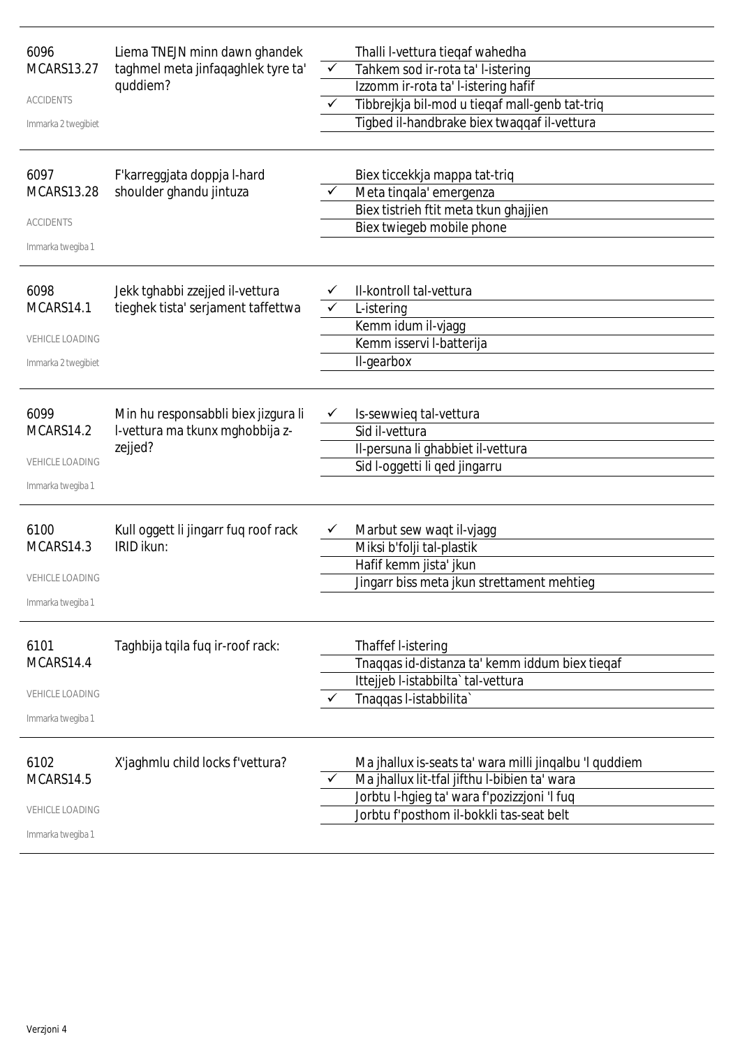| | | | |
|---|---|---|---|
| 6096<br>MCARS13.27<br>ACCIDENTS<br>Immarka 2 twegibiet | Liema TNEJN minn dawn ghandek taghmel meta jinfaqaghlek tyre ta' quddiem? | | Thalli l-vettura tieqaf wahedha |
| | | ✓ | Tahkem sod ir-rota ta' l-istering |
| | | | Izzomm ir-rota ta' l-istering hafif |
| | | ✓ | Tibbrejkja bil-mod u tieqaf mall-genb tat-triq |
| | | | Tigbed il-handbrake biex twaqqaf il-vettura |
| 6097<br>MCARS13.28<br>ACCIDENTS<br>Immarka twegiba 1 | F'karreggjata doppja l-hard shoulder ghandu jintuza | | Biex ticcekkja mappa tat-triq |
| | | ✓ | Meta tinqala' emergenza |
| | | | Biex tistrieh ftit meta tkun ghajjien |
| | | | Biex twiegeb mobile phone |
| 6098<br>MCARS14.1<br>VEHICLE LOADING<br>Immarka 2 twegibiet | Jekk tghabbi zzejjed il-vettura tieghek tista' serjament taffettwa | ✓ | Il-kontroll tal-vettura |
| | | ✓ | L-istering |
| | | | Kemm idum il-vjagg |
| | | | Kemm isservi l-batterija |
| | | | Il-gearbox |
| 6099<br>MCARS14.2<br>VEHICLE LOADING<br>Immarka twegiba 1 | Min hu responsabbli biex jizgura li l-vettura ma tkunx mghobbija z-zejjed? | ✓ | Is-sewwieq tal-vettura |
| | | | Sid il-vettura |
| | | | Il-persuna li ghabbiet il-vettura |
| | | | Sid l-oggetti li qed jingarru |
| 6100<br>MCARS14.3<br>VEHICLE LOADING<br>Immarka twegiba 1 | Kull oggett li jingarr fuq roof rack IRID ikun: | ✓ | Marbut sew waqt il-vjagg |
| | | | Miksi b'folji tal-plastik |
| | | | Hafif kemm jista' jkun |
| | | | Jingarr biss meta jkun strettament mehtieg |
| 6101<br>MCARS14.4<br>VEHICLE LOADING<br>Immarka twegiba 1 | Taghbija tqila fuq ir-roof rack: | | Thaffef l-istering |
| | | | Tnaqqas id-distanza ta' kemm iddum biex tieqaf |
| | | | Ittejjeb l-istabbilta` tal-vettura |
| | | ✓ | Tnaqqas l-istabbilita` |
| 6102<br>MCARS14.5<br>VEHICLE LOADING<br>Immarka twegiba 1 | X'jaghmlu child locks f'vettura? | | Ma jhallux is-seats ta' wara milli jinqalbu 'l quddiem |
| | | ✓ | Ma jhallux lit-tfal jifthu l-bibien ta' wara |
| | | | Jorbtu l-hgieg ta' wara f'pozizzjoni 'l fuq |
| | | | Jorbtu f'posthom il-bokkli tas-seat belt |

Verzjoni 4